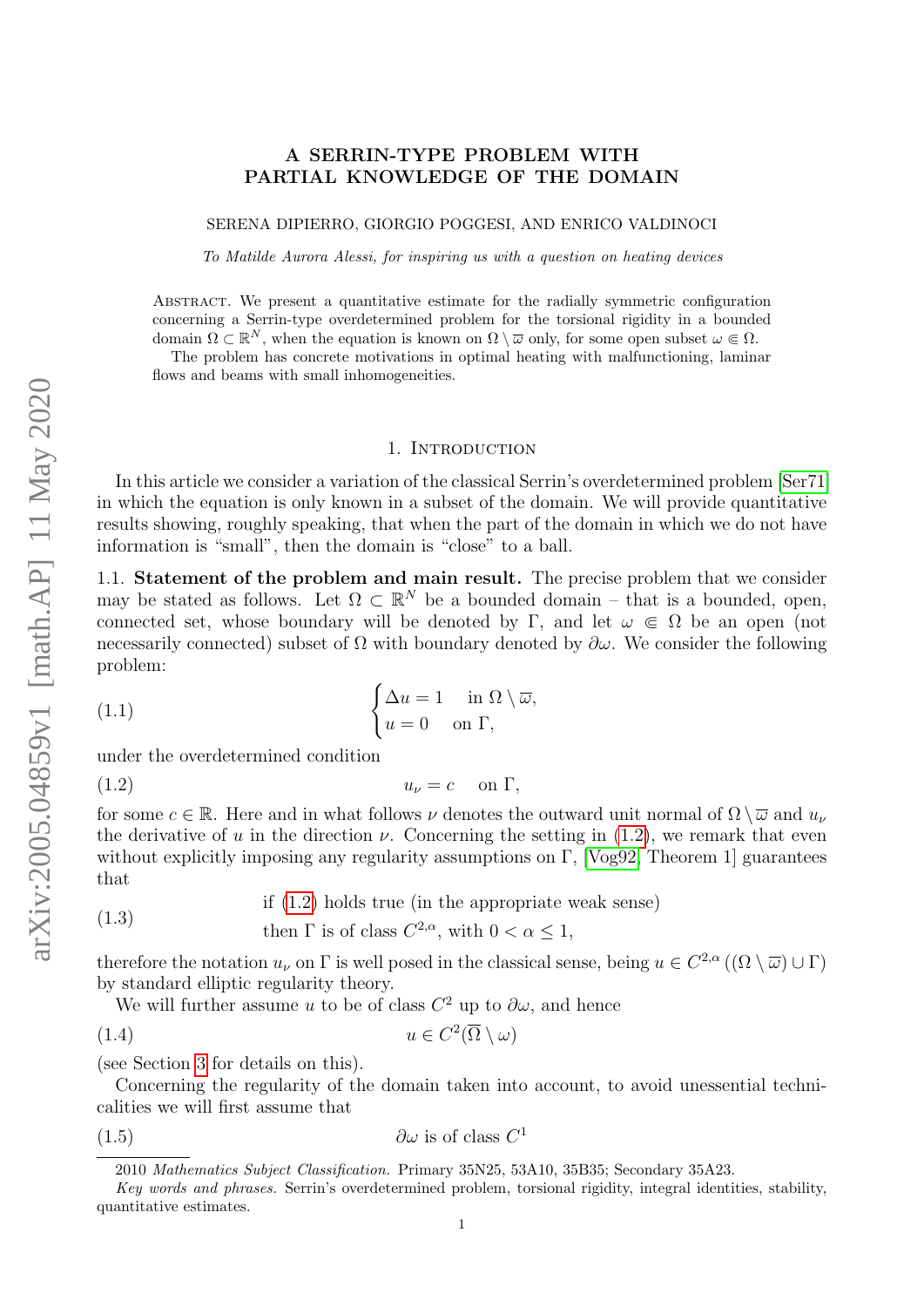# A SERRIN-TYPE PROBLEM WITH PARTIAL KNOWLEDGE OF THE DOMAIN

SERENA DIPIERRO, GIORGIO POGGESI, AND ENRICO VALDINOCI

*To Matilde Aurora Alessi, for inspiring us with a question on heating devices*

Abstract. We present a quantitative estimate for the radially symmetric configuration concerning a Serrin-type overdetermined problem for the torsional rigidity in a bounded domain $\Omega \subset \mathbb{R}^N$, when the equation is known on $\Omega \setminus \overline{\omega}$ only, for some open subset $\omega \Subset \Omega$.

The problem has concrete motivations in optimal heating with malfunctioning, laminar flows and beams with small inhomogeneities.

## 1. Introduction

In this article we consider a variation of the classical Serrin's overdetermined problem [Ser71] in which the equation is only known in a subset of the domain. We will provide quantitative results showing, roughly speaking, that when the part of the domain in which we do not have information is "small", then the domain is "close" to a ball.

### 1.1. Statement of the problem and main result.

The precise problem that we consider may be stated as follows. Let $\Omega \subset \mathbb{R}^N$ be a bounded domain – that is a bounded, open, connected set, whose boundary will be denoted by $\Gamma$, and let $\omega \Subset \Omega$ be an open (not necessarily connected) subset of $\Omega$ with boundary denoted by $\partial\omega$. We consider the following problem:

$$
\begin{cases}
\Delta u = 1 & \text{in } \Omega \setminus \overline{\omega}, \\
u = 0 & \text{on } \Gamma,
\end{cases}
\tag{1.1}
$$

under the overdetermined condition

$$
u_\nu = c \quad \text{on } \Gamma,
\tag{1.2}
$$

for some $c \in \mathbb{R}$. Here and in what follows $\nu$ denotes the outward unit normal of $\Omega \setminus \overline{\omega}$ and $u_\nu$ the derivative of $u$ in the direction $\nu$. Concerning the setting in (1.2), we remark that even without explicitly imposing any regularity assumptions on $\Gamma$, [Vog92, Theorem 1] guarantees that

$$
\begin{aligned}
&\text{if (1.2) holds true (in the appropriate weak sense)} \\
&\text{then } \Gamma \text{ is of class } C^{2,\alpha}, \text{ with } 0 < \alpha \leq 1,
\end{aligned}
\tag{1.3}
$$

therefore the notation $u_\nu$ on $\Gamma$ is well posed in the classical sense, being $u \in C^{2,\alpha}\left((\Omega \setminus \overline{\omega}) \cup \Gamma\right)$ by standard elliptic regularity theory.

We will further assume $u$ to be of class $C^2$ up to $\partial\omega$, and hence

$$
u \in C^2(\overline{\Omega} \setminus \omega)
\tag{1.4}
$$

(see Section 3 for details on this).

Concerning the regularity of the domain taken into account, to avoid unessential technicalities we will first assume that

$$
\partial\omega \text{ is of class } C^1
\tag{1.5}
$$

2010 *Mathematics Subject Classification.* Primary 35N25, 53A10, 35B35; Secondary 35A23.

*Key words and phrases.* Serrin's overdetermined problem, torsional rigidity, integral identities, stability, quantitative estimates.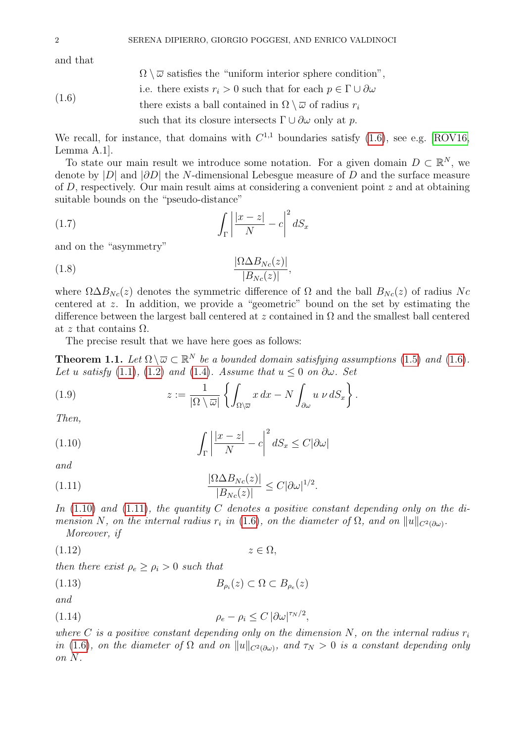and that

$$
\begin{aligned}
&\Omega \setminus \overline{\omega} \text{ satisfies the "uniform interior sphere condition"},\\
&\text{i.e. there exists } r_i > 0 \text{ such that for each } p \in \Gamma \cup \partial\omega\\
&\text{there exists a ball contained in } \Omega \setminus \overline{\omega} \text{ of radius } r_i\\
&\text{such that its closure intersects } \Gamma \cup \partial\omega \text{ only at } p.
\end{aligned}
\tag{1.6}
$$

We recall, for instance, that domains with $C^{1,1}$ boundaries satisfy (1.6), see e.g. [ROV16, Lemma A.1].

To state our main result we introduce some notation. For a given domain $D \subset \mathbb{R}^N$, we denote by $|D|$ and $|\partial D|$ the $N$-dimensional Lebesgue measure of $D$ and the surface measure of $D$, respectively. Our main result aims at considering a convenient point $z$ and at obtaining suitable bounds on the "pseudo-distance"

$$
\int_\Gamma \left| \frac{|x-z|}{N} - c \right|^2 dS_x \tag{1.7}
$$

and on the "asymmetry"

$$
\frac{|\Omega \Delta B_{Nc}(z)|}{|B_{Nc}(z)|}, \tag{1.8}
$$

where $\Omega \Delta B_{Nc}(z)$ denotes the symmetric difference of $\Omega$ and the ball $B_{Nc}(z)$ of radius $Nc$ centered at $z$. In addition, we provide a "geometric" bound on the set by estimating the difference between the largest ball centered at $z$ contained in $\Omega$ and the smallest ball centered at $z$ that contains $\Omega$.

The precise result that we have here goes as follows:

**Theorem 1.1.** *Let $\Omega \setminus \overline{\omega} \subset \mathbb{R}^N$ be a bounded domain satisfying assumptions (1.5) and (1.6). Let $u$ satisfy (1.1), (1.2) and (1.4). Assume that $u \le 0$ on $\partial\omega$. Set*

$$
z := \frac{1}{|\Omega \setminus \overline{\omega}|} \left\{ \int_{\Omega \setminus \overline{\omega}} x \, dx - N \int_{\partial\omega} u \, \nu \, dS_x \right\}. \tag{1.9}
$$

*Then,*

$$
\int_\Gamma \left| \frac{|x-z|}{N} - c \right|^2 dS_x \le C |\partial\omega| \tag{1.10}
$$

*and*

$$
\frac{|\Omega \Delta B_{Nc}(z)|}{|B_{Nc}(z)|} \le C |\partial\omega|^{1/2}. \tag{1.11}
$$

*In (1.10) and (1.11), the quantity $C$ denotes a positive constant depending only on the dimension $N$, on the internal radius $r_i$ in (1.6), on the diameter of $\Omega$, and on $\|u\|_{C^2(\partial\omega)}$.*

*Moreover, if*

$$
z \in \Omega, \tag{1.12}
$$

*then there exist $\rho_e \ge \rho_i > 0$ such that*

$$
B_{\rho_i}(z) \subset \Omega \subset B_{\rho_e}(z) \tag{1.13}
$$

*and*

$$
\rho_e - \rho_i \le C \, |\partial\omega|^{\tau_N/2}, \tag{1.14}
$$

*where $C$ is a positive constant depending only on the dimension $N$, on the internal radius $r_i$ in (1.6), on the diameter of $\Omega$ and on $\|u\|_{C^2(\partial\omega)}$, and $\tau_N > 0$ is a constant depending only on $N$.*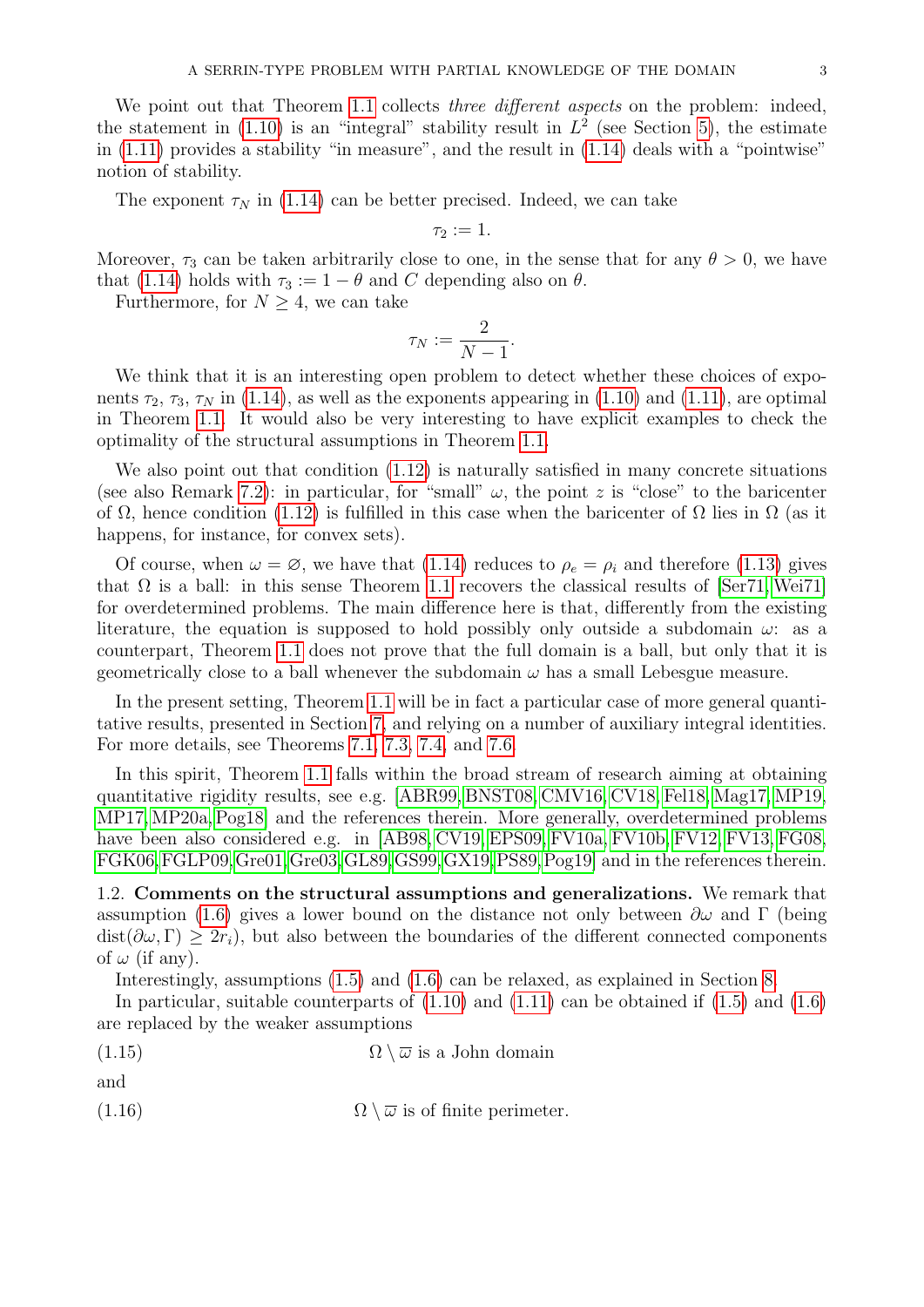We point out that Theorem 1.1 collects *three different aspects* on the problem: indeed, the statement in (1.10) is an "integral" stability result in $L^2$ (see Section 5), the estimate in (1.11) provides a stability "in measure", and the result in (1.14) deals with a "pointwise" notion of stability.

The exponent $\tau_N$ in (1.14) can be better precised. Indeed, we can take

$$\tau_2 := 1.$$

Moreover, $\tau_3$ can be taken arbitrarily close to one, in the sense that for any $\theta > 0$, we have that (1.14) holds with $\tau_3 := 1 - \theta$ and $C$ depending also on $\theta$.

Furthermore, for $N \geq 4$, we can take

$$\tau_N := \frac{2}{N-1}.$$

We think that it is an interesting open problem to detect whether these choices of exponents $\tau_2$, $\tau_3$, $\tau_N$ in (1.14), as well as the exponents appearing in (1.10) and (1.11), are optimal in Theorem 1.1. It would also be very interesting to have explicit examples to check the optimality of the structural assumptions in Theorem 1.1.

We also point out that condition (1.12) is naturally satisfied in many concrete situations (see also Remark 7.2): in particular, for "small" $\omega$, the point $z$ is "close" to the baricenter of $\Omega$, hence condition (1.12) is fulfilled in this case when the baricenter of $\Omega$ lies in $\Omega$ (as it happens, for instance, for convex sets).

Of course, when $\omega = \varnothing$, we have that (1.14) reduces to $\rho_e = \rho_i$ and therefore (1.13) gives that $\Omega$ is a ball: in this sense Theorem 1.1 recovers the classical results of [Ser71, Wei71] for overdetermined problems. The main difference here is that, differently from the existing literature, the equation is supposed to hold possibly only outside a subdomain $\omega$: as a counterpart, Theorem 1.1 does not prove that the full domain is a ball, but only that it is geometrically close to a ball whenever the subdomain $\omega$ has a small Lebesgue measure.

In the present setting, Theorem 1.1 will be in fact a particular case of more general quantitative results, presented in Section 7, and relying on a number of auxiliary integral identities. For more details, see Theorems 7.1, 7.3, 7.4, and 7.6.

In this spirit, Theorem 1.1 falls within the broad stream of research aiming at obtaining quantitative rigidity results, see e.g. [ABR99, BNST08, CMV16, CV18, Fel18, Mag17, MP19, MP17, MP20a, Pog18] and the references therein. More generally, overdetermined problems have been also considered e.g. in [AB98, CV19, EPS09, FV10a, FV10b, FV12, FV13, FG08, FGK06, FGLP09, Gre01, Gre03, GL89, GS99, GX19, PS89, Pog19] and in the references therein.

1.2. **Comments on the structural assumptions and generalizations.** We remark that assumption (1.6) gives a lower bound on the distance not only between $\partial\omega$ and $\Gamma$ (being $\operatorname{dist}(\partial\omega, \Gamma) \geq 2r_i$), but also between the boundaries of the different connected components of $\omega$ (if any).

Interestingly, assumptions (1.5) and (1.6) can be relaxed, as explained in Section 8.

In particular, suitable counterparts of (1.10) and (1.11) can be obtained if (1.5) and (1.6) are replaced by the weaker assumptions

$$\Omega \setminus \overline{\omega} \text{ is a John domain} \tag{1.15}$$

and

$$\Omega \setminus \overline{\omega} \text{ is of finite perimeter.} \tag{1.16}$$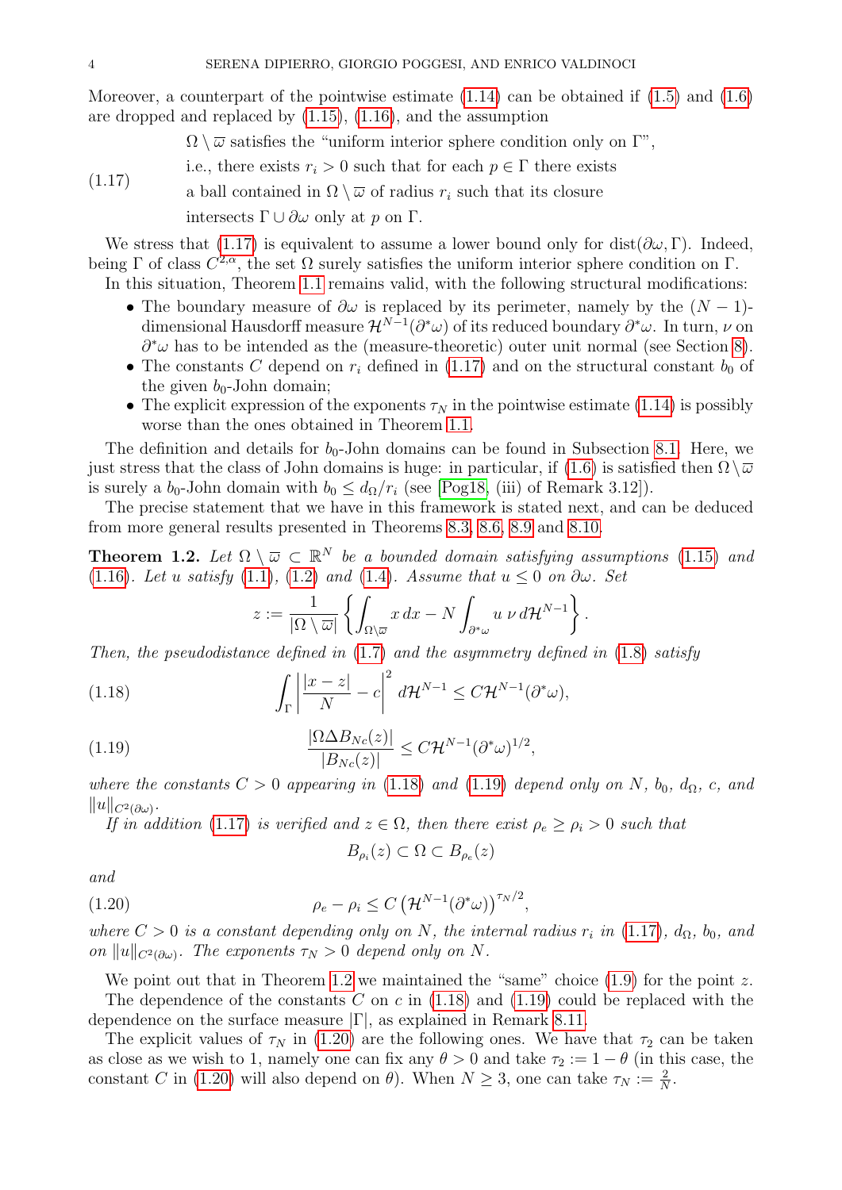Moreover, a counterpart of the pointwise estimate (1.14) can be obtained if (1.5) and (1.6) are dropped and replaced by (1.15), (1.16), and the assumption

$$
\begin{aligned}
&\Omega\setminus\overline{\omega} \text{ satisfies the "uniform interior sphere condition only on } \Gamma\text{"},\\
&\text{i.e., there exists } r_i>0 \text{ such that for each } p\in\Gamma \text{ there exists}\\
&\text{a ball contained in } \Omega\setminus\overline{\omega} \text{ of radius } r_i \text{ such that its closure}\\
&\text{intersects } \Gamma\cup\partial\omega \text{ only at } p \text{ on } \Gamma.
\end{aligned}
\tag{1.17}
$$

We stress that (1.17) is equivalent to assume a lower bound only for $\mathrm{dist}(\partial\omega,\Gamma)$. Indeed, being $\Gamma$ of class $C^{2,\alpha}$, the set $\Omega$ surely satisfies the uniform interior sphere condition on $\Gamma$.

In this situation, Theorem 1.1 remains valid, with the following structural modifications:

- The boundary measure of $\partial\omega$ is replaced by its perimeter, namely by the $(N-1)$-dimensional Hausdorff measure $\mathcal{H}^{N-1}(\partial^*\omega)$ of its reduced boundary $\partial^*\omega$. In turn, $\nu$ on $\partial^*\omega$ has to be intended as the (measure-theoretic) outer unit normal (see Section 8).
- The constants $C$ depend on $r_i$ defined in (1.17) and on the structural constant $b_0$ of the given $b_0$-John domain;
- The explicit expression of the exponents $\tau_N$ in the pointwise estimate (1.14) is possibly worse than the ones obtained in Theorem 1.1.

The definition and details for $b_0$-John domains can be found in Subsection 8.1. Here, we just stress that the class of John domains is huge: in particular, if (1.6) is satisfied then $\Omega\setminus\overline{\omega}$ is surely a $b_0$-John domain with $b_0\le d_\Omega/r_i$ (see [Pog18, (iii) of Remark 3.12]).

The precise statement that we have in this framework is stated next, and can be deduced from more general results presented in Theorems 8.3, 8.6, 8.9 and 8.10.

**Theorem 1.2.** *Let $\Omega\setminus\overline{\omega}\subset\mathbb{R}^N$ be a bounded domain satisfying assumptions (1.15) and (1.16). Let $u$ satisfy (1.1), (1.2) and (1.4). Assume that $u\le 0$ on $\partial\omega$. Set*

$$
z:=\frac{1}{|\Omega\setminus\overline{\omega}|}\left\{\int_{\Omega\setminus\overline{\omega}} x\,dx - N\int_{\partial^*\omega} u\,\nu\,d\mathcal{H}^{N-1}\right\}.
$$

*Then, the pseudodistance defined in (1.7) and the asymmetry defined in (1.8) satisfy*

$$
\int_\Gamma \left|\frac{|x-z|}{N}-c\right|^2 d\mathcal{H}^{N-1}\le C\mathcal{H}^{N-1}(\partial^*\omega), \tag{1.18}
$$

$$
\frac{|\Omega\Delta B_{Nc}(z)|}{|B_{Nc}(z)|}\le C\mathcal{H}^{N-1}(\partial^*\omega)^{1/2}, \tag{1.19}
$$

*where the constants $C>0$ appearing in (1.18) and (1.19) depend only on $N$, $b_0$, $d_\Omega$, $c$, and $\|u\|_{C^2(\partial\omega)}$.*

*If in addition (1.17) is verified and $z\in\Omega$, then there exist $\rho_e\ge\rho_i>0$ such that*

$$
B_{\rho_i}(z)\subset\Omega\subset B_{\rho_e}(z)
$$

*and*

$$
\rho_e-\rho_i\le C\left(\mathcal{H}^{N-1}(\partial^*\omega)\right)^{\tau_N/2}, \tag{1.20}
$$

*where $C>0$ is a constant depending only on $N$, the internal radius $r_i$ in (1.17), $d_\Omega$, $b_0$, and on $\|u\|_{C^2(\partial\omega)}$. The exponents $\tau_N>0$ depend only on $N$.*

We point out that in Theorem 1.2 we maintained the "same" choice (1.9) for the point $z$.

The dependence of the constants $C$ on $c$ in (1.18) and (1.19) could be replaced with the dependence on the surface measure $|\Gamma|$, as explained in Remark 8.11.

The explicit values of $\tau_N$ in (1.20) are the following ones. We have that $\tau_2$ can be taken as close as we wish to 1, namely one can fix any $\theta>0$ and take $\tau_2:=1-\theta$ (in this case, the constant $C$ in (1.20) will also depend on $\theta$). When $N\ge 3$, one can take $\tau_N:=\frac{2}{N}$.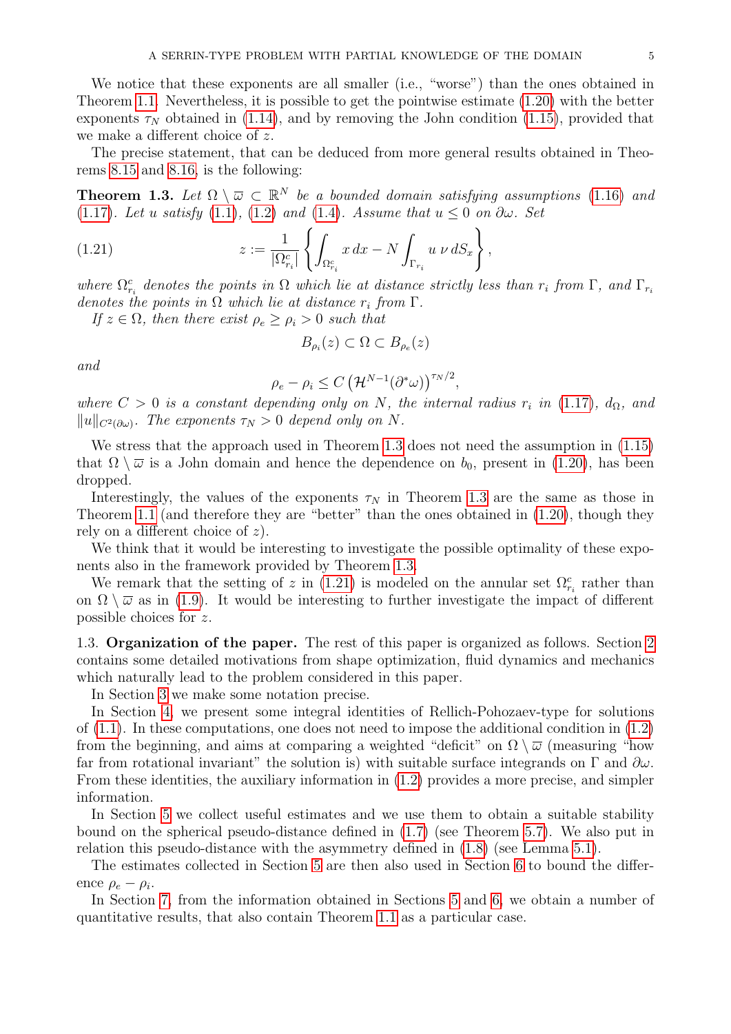We notice that these exponents are all smaller (i.e., "worse") than the ones obtained in Theorem 1.1. Nevertheless, it is possible to get the pointwise estimate (1.20) with the better exponents $\tau_N$ obtained in (1.14), and by removing the John condition (1.15), provided that we make a different choice of $z$.

The precise statement, that can be deduced from more general results obtained in Theorems 8.15 and 8.16, is the following:

**Theorem 1.3.** *Let $\Omega \setminus \overline{\omega} \subset \mathbb{R}^N$ be a bounded domain satisfying assumptions (1.16) and (1.17). Let $u$ satisfy (1.1), (1.2) and (1.4). Assume that $u \leq 0$ on $\partial\omega$. Set*

$$z := \frac{1}{|\Omega^c_{r_i}|} \left\{ \int_{\Omega^c_{r_i}} x \, dx - N \int_{\Gamma_{r_i}} u \, \nu \, dS_x \right\}, \tag{1.21}$$

*where $\Omega^c_{r_i}$ denotes the points in $\Omega$ which lie at distance strictly less than $r_i$ from $\Gamma$, and $\Gamma_{r_i}$ denotes the points in $\Omega$ which lie at distance $r_i$ from $\Gamma$.*

*If $z \in \Omega$, then there exist $\rho_e \geq \rho_i > 0$ such that*

$$B_{\rho_i}(z) \subset \Omega \subset B_{\rho_e}(z)$$

*and*

$$\rho_e - \rho_i \leq C \left( \mathcal{H}^{N-1}(\partial^* \omega) \right)^{\tau_N / 2},$$

*where $C > 0$ is a constant depending only on $N$, the internal radius $r_i$ in (1.17), $d_\Omega$, and $\|u\|_{C^2(\partial\omega)}$. The exponents $\tau_N > 0$ depend only on $N$.*

We stress that the approach used in Theorem 1.3 does not need the assumption in (1.15) that $\Omega \setminus \overline{\omega}$ is a John domain and hence the dependence on $b_0$, present in (1.20), has been dropped.

Interestingly, the values of the exponents $\tau_N$ in Theorem 1.3 are the same as those in Theorem 1.1 (and therefore they are "better" than the ones obtained in (1.20), though they rely on a different choice of $z$).

We think that it would be interesting to investigate the possible optimality of these exponents also in the framework provided by Theorem 1.3.

We remark that the setting of $z$ in (1.21) is modeled on the annular set $\Omega^c_{r_i}$ rather than on $\Omega \setminus \overline{\omega}$ as in (1.9). It would be interesting to further investigate the impact of different possible choices for $z$.

## 1.3. Organization of the paper.

The rest of this paper is organized as follows. Section 2 contains some detailed motivations from shape optimization, fluid dynamics and mechanics which naturally lead to the problem considered in this paper.

In Section 3 we make some notation precise.

In Section 4, we present some integral identities of Rellich-Pohozaev-type for solutions of (1.1). In these computations, one does not need to impose the additional condition in (1.2) from the beginning, and aims at comparing a weighted "deficit" on $\Omega \setminus \overline{\omega}$ (measuring "how far from rotational invariant" the solution is) with suitable surface integrands on $\Gamma$ and $\partial\omega$. From these identities, the auxiliary information in (1.2) provides a more precise, and simpler information.

In Section 5 we collect useful estimates and we use them to obtain a suitable stability bound on the spherical pseudo-distance defined in (1.7) (see Theorem 5.7). We also put in relation this pseudo-distance with the asymmetry defined in (1.8) (see Lemma 5.1).

The estimates collected in Section 5 are then also used in Section 6 to bound the difference $\rho_e - \rho_i$.

In Section 7, from the information obtained in Sections 5 and 6, we obtain a number of quantitative results, that also contain Theorem 1.1 as a particular case.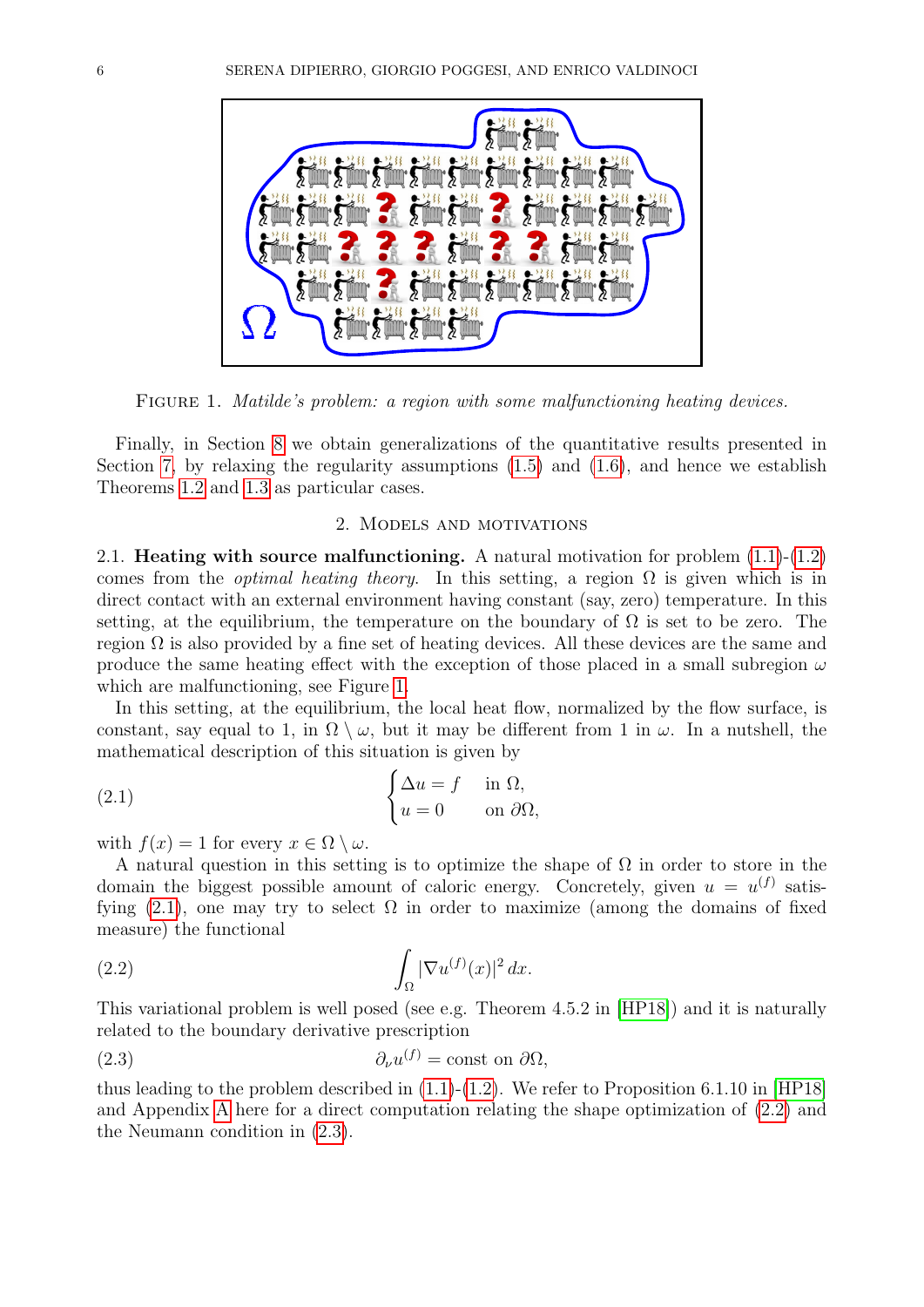Figure 1. *Matilde's problem: a region with some malfunctioning heating devices.*

Finally, in Section 8 we obtain generalizations of the quantitative results presented in Section 7, by relaxing the regularity assumptions (1.5) and (1.6), and hence we establish Theorems 1.2 and 1.3 as particular cases.

## 2. Models and motivations

**2.1. Heating with source malfunctioning.** A natural motivation for problem (1.1)-(1.2) comes from the *optimal heating theory*. In this setting, a region $\Omega$ is given which is in direct contact with an external environment having constant (say, zero) temperature. In this setting, at the equilibrium, the temperature on the boundary of $\Omega$ is set to be zero. The region $\Omega$ is also provided by a fine set of heating devices. All these devices are the same and produce the same heating effect with the exception of those placed in a small subregion $\omega$ which are malfunctioning, see Figure 1.

In this setting, at the equilibrium, the local heat flow, normalized by the flow surface, is constant, say equal to 1, in $\Omega \setminus \omega$, but it may be different from 1 in $\omega$. In a nutshell, the mathematical description of this situation is given by

$$\begin{cases} \Delta u = f & \text{in } \Omega, \\ u = 0 & \text{on } \partial\Omega, \end{cases} \tag{2.1}$$

with $f(x) = 1$ for every $x \in \Omega \setminus \omega$.

A natural question in this setting is to optimize the shape of $\Omega$ in order to store in the domain the biggest possible amount of caloric energy. Concretely, given $u = u^{(f)}$ satisfying (2.1), one may try to select $\Omega$ in order to maximize (among the domains of fixed measure) the functional

$$\int_\Omega |\nabla u^{(f)}(x)|^2 \, dx. \tag{2.2}$$

This variational problem is well posed (see e.g. Theorem 4.5.2 in [HP18]) and it is naturally related to the boundary derivative prescription

$$\partial_\nu u^{(f)} = \text{const on } \partial\Omega, \tag{2.3}$$

thus leading to the problem described in (1.1)-(1.2). We refer to Proposition 6.1.10 in [HP18] and Appendix A here for a direct computation relating the shape optimization of (2.2) and the Neumann condition in (2.3).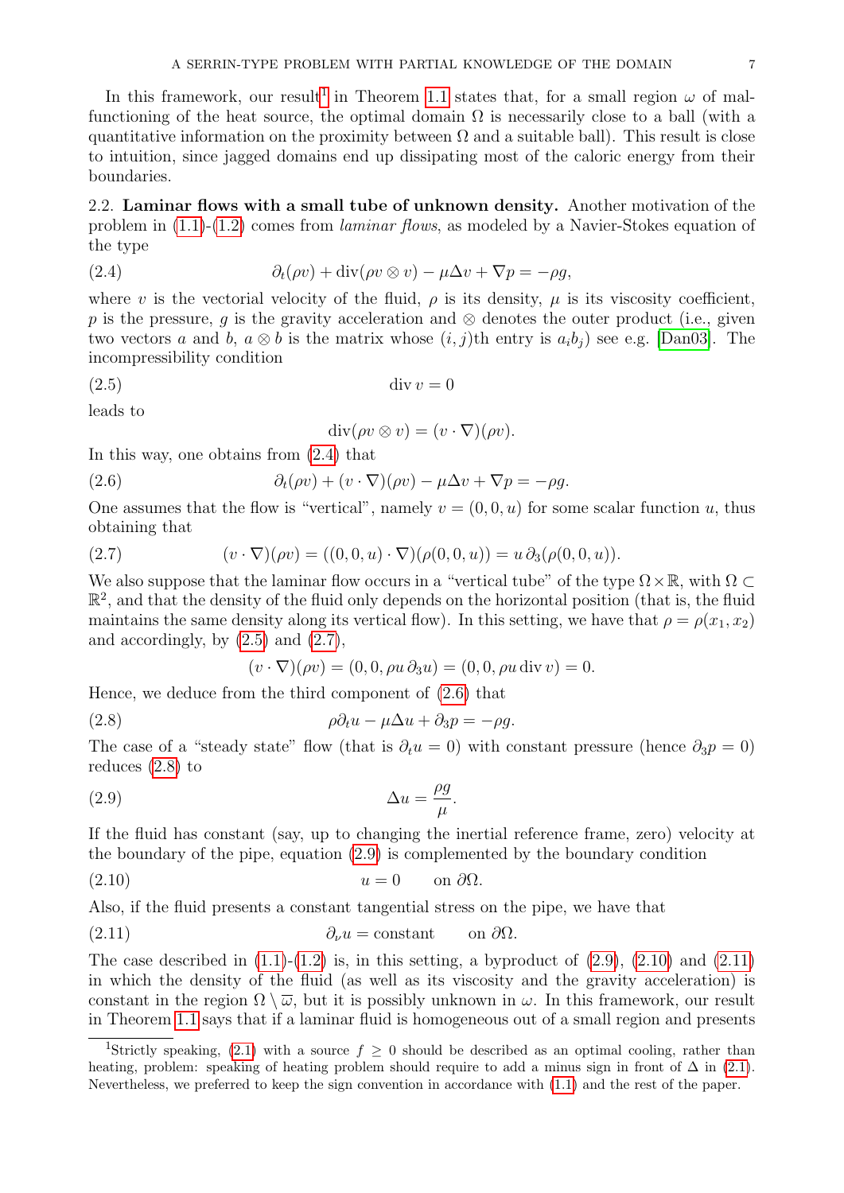In this framework, our result[1] in Theorem 1.1 states that, for a small region $\omega$ of malfunctioning of the heat source, the optimal domain $\Omega$ is necessarily close to a ball (with a quantitative information on the proximity between $\Omega$ and a suitable ball). This result is close to intuition, since jagged domains end up dissipating most of the caloric energy from their boundaries.

**2.2. Laminar flows with a small tube of unknown density.** Another motivation of the problem in (1.1)-(1.2) comes from *laminar flows*, as modeled by a Navier-Stokes equation of the type

$$\partial_t(\rho v) + \operatorname{div}(\rho v \otimes v) - \mu \Delta v + \nabla p = -\rho g, \tag{2.4}$$

where $v$ is the vectorial velocity of the fluid, $\rho$ is its density, $\mu$ is its viscosity coefficient, $p$ is the pressure, $g$ is the gravity acceleration and $\otimes$ denotes the outer product (i.e., given two vectors $a$ and $b$, $a \otimes b$ is the matrix whose $(i, j)$th entry is $a_i b_j$) see e.g. [Dan03]. The incompressibility condition

$$\operatorname{div} v = 0 \tag{2.5}$$

leads to

$$\operatorname{div}(\rho v \otimes v) = (v \cdot \nabla)(\rho v).$$

In this way, one obtains from (2.4) that

$$\partial_t(\rho v) + (v \cdot \nabla)(\rho v) - \mu \Delta v + \nabla p = -\rho g. \tag{2.6}$$

One assumes that the flow is "vertical", namely $v = (0, 0, u)$ for some scalar function $u$, thus obtaining that

$$(v \cdot \nabla)(\rho v) = ((0, 0, u) \cdot \nabla)(\rho(0, 0, u)) = u\, \partial_3(\rho(0, 0, u)). \tag{2.7}$$

We also suppose that the laminar flow occurs in a "vertical tube" of the type $\Omega \times \mathbb{R}$, with $\Omega \subset \mathbb{R}^2$, and that the density of the fluid only depends on the horizontal position (that is, the fluid maintains the same density along its vertical flow). In this setting, we have that $\rho = \rho(x_1, x_2)$ and accordingly, by (2.5) and (2.7),

$$(v \cdot \nabla)(\rho v) = (0, 0, \rho u\, \partial_3 u) = (0, 0, \rho u \operatorname{div} v) = 0.$$

Hence, we deduce from the third component of (2.6) that

$$\rho \partial_t u - \mu \Delta u + \partial_3 p = -\rho g. \tag{2.8}$$

The case of a "steady state" flow (that is $\partial_t u = 0$) with constant pressure (hence $\partial_3 p = 0$) reduces (2.8) to

$$\Delta u = \frac{\rho g}{\mu}. \tag{2.9}$$

If the fluid has constant (say, up to changing the inertial reference frame, zero) velocity at the boundary of the pipe, equation (2.9) is complemented by the boundary condition

$$u = 0 \qquad \text{on } \partial\Omega. \tag{2.10}$$

Also, if the fluid presents a constant tangential stress on the pipe, we have that

$$\partial_\nu u = \text{constant} \qquad \text{on } \partial\Omega. \tag{2.11}$$

The case described in (1.1)-(1.2) is, in this setting, a byproduct of (2.9), (2.10) and (2.11) in which the density of the fluid (as well as its viscosity and the gravity acceleration) is constant in the region $\Omega \setminus \overline{\omega}$, but it is possibly unknown in $\omega$. In this framework, our result in Theorem 1.1 says that if a laminar fluid is homogeneous out of a small region and presents

[1] Strictly speaking, (2.1) with a source $f \geq 0$ should be described as an optimal cooling, rather than heating, problem: speaking of heating problem should require to add a minus sign in front of $\Delta$ in (2.1). Nevertheless, we preferred to keep the sign convention in accordance with (1.1) and the rest of the paper.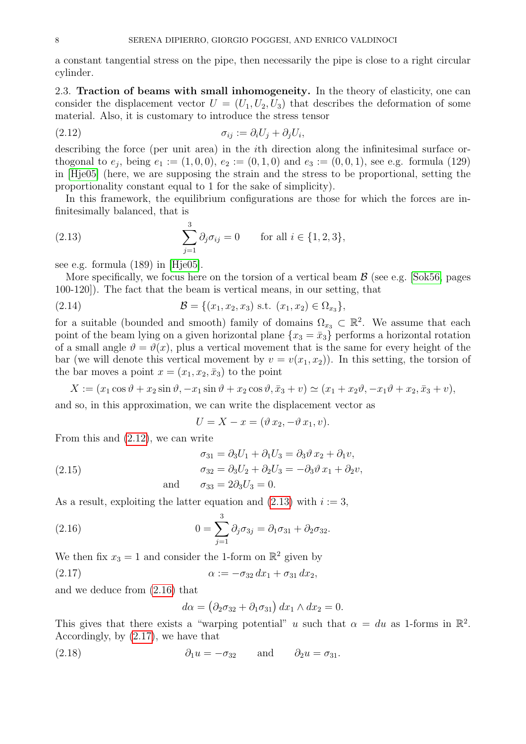a constant tangential stress on the pipe, then necessarily the pipe is close to a right circular cylinder.

### 2.3. Traction of beams with small inhomogeneity.

In the theory of elasticity, one can consider the displacement vector $U = (U_1, U_2, U_3)$ that describes the deformation of some material. Also, it is customary to introduce the stress tensor

$$\sigma_{ij} := \partial_i U_j + \partial_j U_i, \tag{2.12}$$

describing the force (per unit area) in the $i$th direction along the infinitesimal surface orthogonal to $e_j$, being $e_1 := (1, 0, 0)$, $e_2 := (0, 1, 0)$ and $e_3 := (0, 0, 1)$, see e.g. formula (129) in [Hje05] (here, we are supposing the strain and the stress to be proportional, setting the proportionality constant equal to 1 for the sake of simplicity).

In this framework, the equilibrium configurations are those for which the forces are infinitesimally balanced, that is

$$\sum_{j=1}^{3} \partial_j \sigma_{ij} = 0 \qquad \text{for all } i \in \{1, 2, 3\}, \tag{2.13}$$

see e.g. formula (189) in [Hje05].

More specifically, we focus here on the torsion of a vertical beam $\mathcal{B}$ (see e.g. [Sok56, pages 100-120]). The fact that the beam is vertical means, in our setting, that

$$\mathcal{B} = \{(x_1, x_2, x_3) \text{ s.t. } (x_1, x_2) \in \Omega_{x_3}\}, \tag{2.14}$$

for a suitable (bounded and smooth) family of domains $\Omega_{x_3} \subset \mathbb{R}^2$. We assume that each point of the beam lying on a given horizontal plane $\{x_3 = \bar{x}_3\}$ performs a horizontal rotation of a small angle $\vartheta = \vartheta(x)$, plus a vertical movement that is the same for every height of the bar (we will denote this vertical movement by $v = v(x_1, x_2)$). In this setting, the torsion of the bar moves a point $x = (x_1, x_2, \bar{x}_3)$ to the point

$$X := (x_1 \cos\vartheta + x_2 \sin\vartheta, -x_1 \sin\vartheta + x_2 \cos\vartheta, \bar{x}_3 + v) \simeq (x_1 + x_2\vartheta, -x_1\vartheta + x_2, \bar{x}_3 + v),$$

and so, in this approximation, we can write the displacement vector as

$$U = X - x = (\vartheta\, x_2, -\vartheta\, x_1, v).$$

From this and (2.12), we can write

$$\begin{aligned} &\sigma_{31} = \partial_3 U_1 + \partial_1 U_3 = \partial_3\vartheta\, x_2 + \partial_1 v, \\ &\sigma_{32} = \partial_3 U_2 + \partial_2 U_3 = -\partial_3\vartheta\, x_1 + \partial_2 v, \\ \text{and} \qquad &\sigma_{33} = 2\partial_3 U_3 = 0. \end{aligned} \tag{2.15}$$

As a result, exploiting the latter equation and (2.13) with $i := 3$,

$$0 = \sum_{j=1}^{3} \partial_j \sigma_{3j} = \partial_1 \sigma_{31} + \partial_2 \sigma_{32}. \tag{2.16}$$

We then fix $x_3 = 1$ and consider the 1-form on $\mathbb{R}^2$ given by

$$\alpha := -\sigma_{32}\, dx_1 + \sigma_{31}\, dx_2, \tag{2.17}$$

and we deduce from (2.16) that

$$d\alpha = \big(\partial_2 \sigma_{32} + \partial_1 \sigma_{31}\big)\, dx_1 \wedge dx_2 = 0.$$

This gives that there exists a "warping potential" $u$ such that $\alpha = du$ as 1-forms in $\mathbb{R}^2$. Accordingly, by (2.17), we have that

$$\partial_1 u = -\sigma_{32} \qquad \text{and} \qquad \partial_2 u = \sigma_{31}. \tag{2.18}$$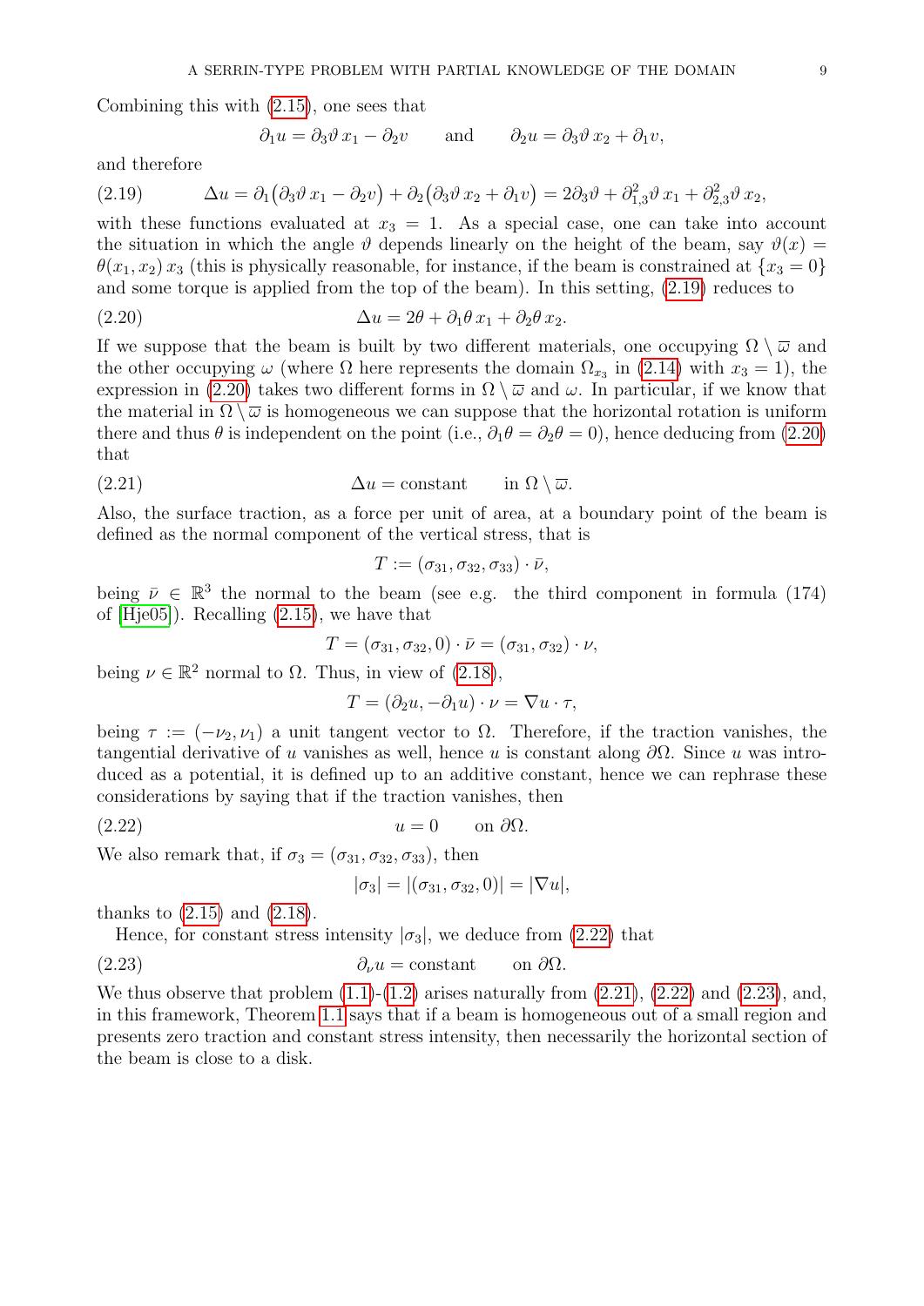Combining this with (2.15), one sees that

$$\partial_1 u = \partial_3 \vartheta\, x_1 - \partial_2 v \qquad \text{and} \qquad \partial_2 u = \partial_3 \vartheta\, x_2 + \partial_1 v,$$

and therefore

$$\Delta u = \partial_1\big(\partial_3\vartheta\, x_1 - \partial_2 v\big) + \partial_2\big(\partial_3\vartheta\, x_2 + \partial_1 v\big) = 2\partial_3\vartheta + \partial^2_{1,3}\vartheta\, x_1 + \partial^2_{2,3}\vartheta\, x_2, \tag{2.19}$$

with these functions evaluated at $x_3 = 1$. As a special case, one can take into account the situation in which the angle $\vartheta$ depends linearly on the height of the beam, say $\vartheta(x) = \theta(x_1, x_2)\, x_3$ (this is physically reasonable, for instance, if the beam is constrained at $\{x_3 = 0\}$ and some torque is applied from the top of the beam). In this setting, (2.19) reduces to

$$\Delta u = 2\theta + \partial_1\theta\, x_1 + \partial_2\theta\, x_2. \tag{2.20}$$

If we suppose that the beam is built by two different materials, one occupying $\Omega \setminus \overline{\omega}$ and the other occupying $\omega$ (where $\Omega$ here represents the domain $\Omega_{x_3}$ in (2.14) with $x_3 = 1$), the expression in (2.20) takes two different forms in $\Omega \setminus \overline{\omega}$ and $\omega$. In particular, if we know that the material in $\Omega \setminus \overline{\omega}$ is homogeneous we can suppose that the horizontal rotation is uniform there and thus $\theta$ is independent on the point (i.e., $\partial_1\theta = \partial_2\theta = 0$), hence deducing from (2.20) that

$$\Delta u = \text{constant} \qquad \text{in } \Omega \setminus \overline{\omega}. \tag{2.21}$$

Also, the surface traction, as a force per unit of area, at a boundary point of the beam is defined as the normal component of the vertical stress, that is

$$T := (\sigma_{31}, \sigma_{32}, \sigma_{33}) \cdot \bar{\nu},$$

being $\bar{\nu} \in \mathbb{R}^3$ the normal to the beam (see e.g. the third component in formula (174) of [Hje05]). Recalling (2.15), we have that

$$T = (\sigma_{31}, \sigma_{32}, 0) \cdot \bar{\nu} = (\sigma_{31}, \sigma_{32}) \cdot \nu,$$

being $\nu \in \mathbb{R}^2$ normal to $\Omega$. Thus, in view of (2.18),

$$T = (\partial_2 u, -\partial_1 u) \cdot \nu = \nabla u \cdot \tau,$$

being $\tau := (-\nu_2, \nu_1)$ a unit tangent vector to $\Omega$. Therefore, if the traction vanishes, the tangential derivative of $u$ vanishes as well, hence $u$ is constant along $\partial\Omega$. Since $u$ was introduced as a potential, it is defined up to an additive constant, hence we can rephrase these considerations by saying that if the traction vanishes, then

$$u = 0 \qquad \text{on } \partial\Omega. \tag{2.22}$$

We also remark that, if $\sigma_3 = (\sigma_{31}, \sigma_{32}, \sigma_{33})$, then

$$|\sigma_3| = |(\sigma_{31}, \sigma_{32}, 0)| = |\nabla u|,$$

thanks to (2.15) and (2.18).

Hence, for constant stress intensity $|\sigma_3|$, we deduce from (2.22) that

$$\partial_\nu u = \text{constant} \qquad \text{on } \partial\Omega. \tag{2.23}$$

We thus observe that problem (1.1)-(1.2) arises naturally from (2.21), (2.22) and (2.23), and, in this framework, Theorem 1.1 says that if a beam is homogeneous out of a small region and presents zero traction and constant stress intensity, then necessarily the horizontal section of the beam is close to a disk.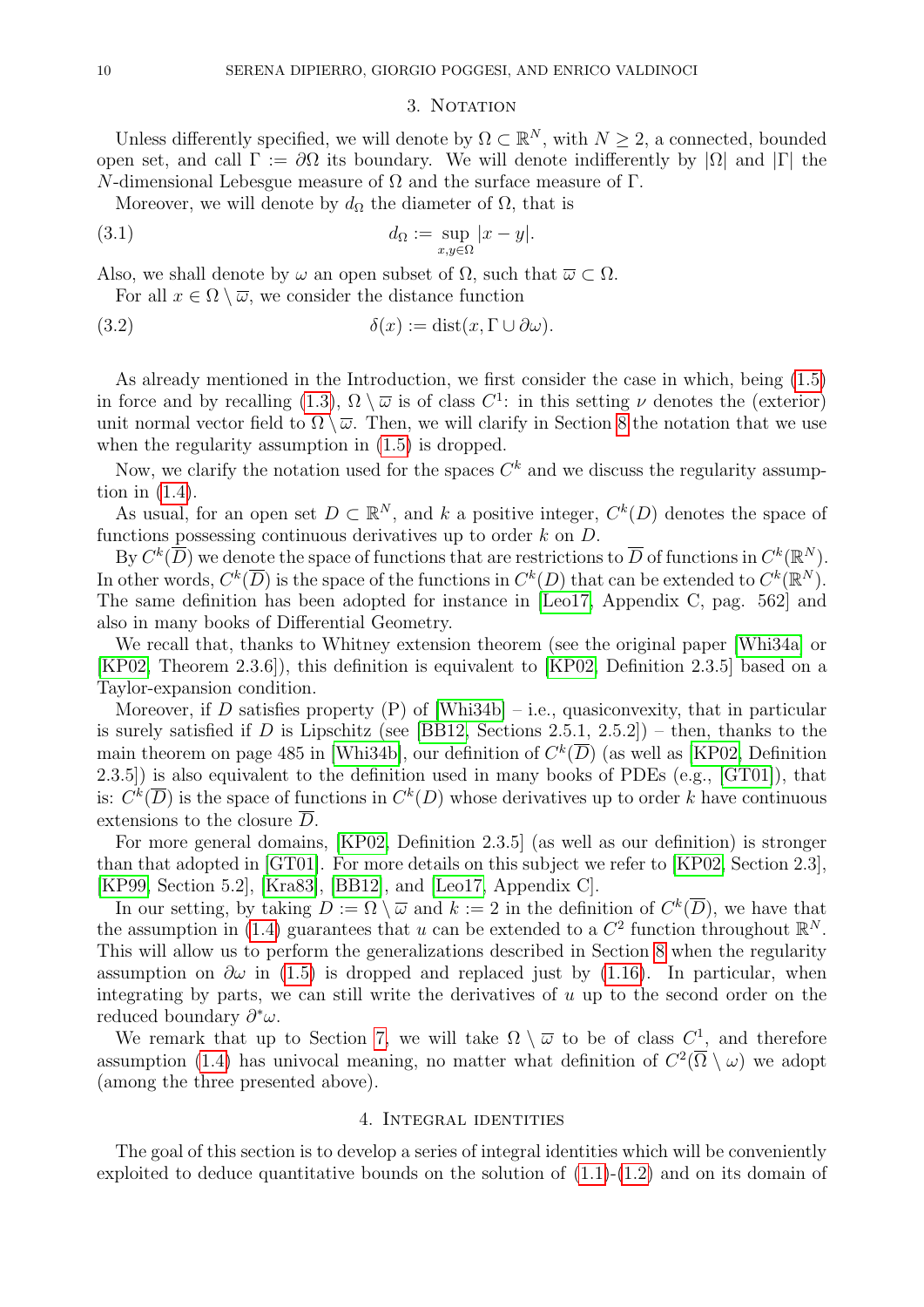## 3. Notation

Unless differently specified, we will denote by $\Omega \subset \mathbb{R}^N$, with $N \geq 2$, a connected, bounded open set, and call $\Gamma := \partial\Omega$ its boundary. We will denote indifferently by $|\Omega|$ and $|\Gamma|$ the $N$-dimensional Lebesgue measure of $\Omega$ and the surface measure of $\Gamma$.

Moreover, we will denote by $d_\Omega$ the diameter of $\Omega$, that is

$$d_\Omega := \sup_{x,y\in\Omega} |x-y|. \tag{3.1}$$

Also, we shall denote by $\omega$ an open subset of $\Omega$, such that $\overline{\omega} \subset \Omega$.

For all $x \in \Omega \setminus \overline{\omega}$, we consider the distance function

$$\delta(x) := \operatorname{dist}(x, \Gamma \cup \partial\omega). \tag{3.2}$$

As already mentioned in the Introduction, we first consider the case in which, being (1.5) in force and by recalling (1.3), $\Omega \setminus \overline{\omega}$ is of class $C^1$: in this setting $\nu$ denotes the (exterior) unit normal vector field to $\Omega \setminus \overline{\omega}$. Then, we will clarify in Section 8 the notation that we use when the regularity assumption in (1.5) is dropped.

Now, we clarify the notation used for the spaces $C^k$ and we discuss the regularity assumption in (1.4).

As usual, for an open set $D \subset \mathbb{R}^N$, and $k$ a positive integer, $C^k(D)$ denotes the space of functions possessing continuous derivatives up to order $k$ on $D$.

By $C^k(\overline{D})$ we denote the space of functions that are restrictions to $\overline{D}$ of functions in $C^k(\mathbb{R}^N)$. In other words, $C^k(\overline{D})$ is the space of the functions in $C^k(D)$ that can be extended to $C^k(\mathbb{R}^N)$. The same definition has been adopted for instance in [Leo17, Appendix C, pag. 562] and also in many books of Differential Geometry.

We recall that, thanks to Whitney extension theorem (see the original paper [Whi34a] or [KP02, Theorem 2.3.6]), this definition is equivalent to [KP02, Definition 2.3.5] based on a Taylor-expansion condition.

Moreover, if $D$ satisfies property (P) of [Whi34b] – i.e., quasiconvexity, that in particular is surely satisfied if $D$ is Lipschitz (see [BB12, Sections 2.5.1, 2.5.2]) – then, thanks to the main theorem on page 485 in [Whi34b], our definition of $C^k(\overline{D})$ (as well as [KP02, Definition 2.3.5]) is also equivalent to the definition used in many books of PDEs (e.g., [GT01]), that is: $C^k(\overline{D})$ is the space of functions in $C^k(D)$ whose derivatives up to order $k$ have continuous extensions to the closure $\overline{D}$.

For more general domains, [KP02, Definition 2.3.5] (as well as our definition) is stronger than that adopted in [GT01]. For more details on this subject we refer to [KP02, Section 2.3], [KP99, Section 5.2], [Kra83], [BB12], and [Leo17, Appendix C].

In our setting, by taking $D := \Omega \setminus \overline{\omega}$ and $k := 2$ in the definition of $C^k(\overline{D})$, we have that the assumption in (1.4) guarantees that $u$ can be extended to a $C^2$ function throughout $\mathbb{R}^N$. This will allow us to perform the generalizations described in Section 8 when the regularity assumption on $\partial\omega$ in (1.5) is dropped and replaced just by (1.16). In particular, when integrating by parts, we can still write the derivatives of $u$ up to the second order on the reduced boundary $\partial^*\omega$.

We remark that up to Section 7, we will take $\Omega \setminus \overline{\omega}$ to be of class $C^1$, and therefore assumption (1.4) has univocal meaning, no matter what definition of $C^2(\overline{\Omega} \setminus \omega)$ we adopt (among the three presented above).

## 4. Integral identities

The goal of this section is to develop a series of integral identities which will be conveniently exploited to deduce quantitative bounds on the solution of (1.1)-(1.2) and on its domain of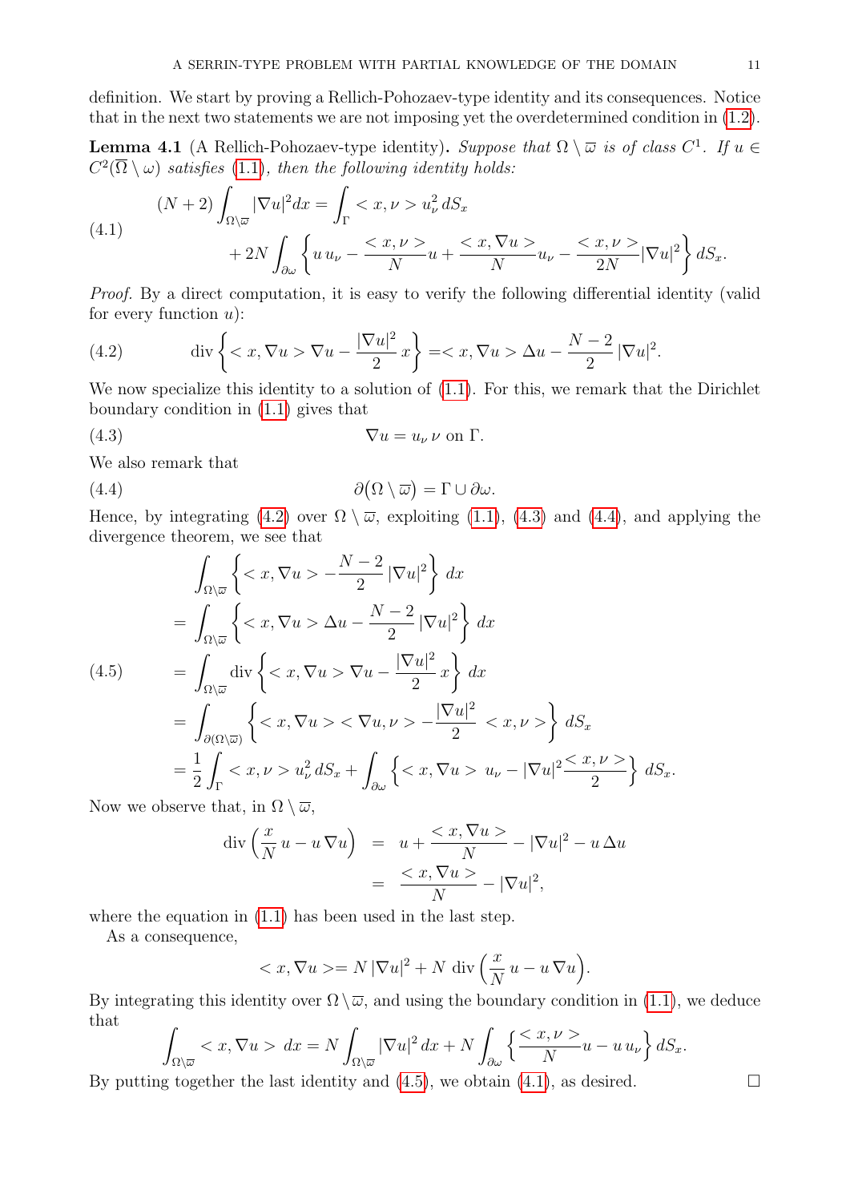definition. We start by proving a Rellich-Pohozaev-type identity and its consequences. Notice that in the next two statements we are not imposing yet the overdetermined condition in (1.2).

**Lemma 4.1** (A Rellich-Pohozaev-type identity). *Suppose that $\Omega \setminus \overline{\omega}$ is of class $C^1$. If $u \in C^2(\overline{\Omega} \setminus \omega)$ satisfies (1.1), then the following identity holds:*

$$
\begin{aligned}
(N+2)\int_{\Omega\setminus\overline{\omega}} |\nabla u|^2 dx &= \int_{\Gamma} < x, \nu > u_\nu^2 \, dS_x \\
&\quad + 2N \int_{\partial\omega} \left\{ u\, u_\nu - \frac{< x, \nu >}{N} u + \frac{< x, \nabla u >}{N} u_\nu - \frac{< x, \nu >}{2N} |\nabla u|^2 \right\} dS_x.
\end{aligned}
\tag{4.1}
$$

*Proof.* By a direct computation, it is easy to verify the following differential identity (valid for every function $u$):

$$
\operatorname{div}\left\{ < x, \nabla u > \nabla u - \frac{|\nabla u|^2}{2}\, x \right\} = < x, \nabla u > \Delta u - \frac{N-2}{2}\, |\nabla u|^2. \tag{4.2}
$$

We now specialize this identity to a solution of (1.1). For this, we remark that the Dirichlet boundary condition in (1.1) gives that

$$
\nabla u = u_\nu\, \nu \text{ on } \Gamma. \tag{4.3}
$$

We also remark that

$$
\partial\big(\Omega \setminus \overline{\omega}\big) = \Gamma \cup \partial\omega. \tag{4.4}
$$

Hence, by integrating (4.2) over $\Omega \setminus \overline{\omega}$, exploiting (1.1), (4.3) and (4.4), and applying the divergence theorem, we see that

$$
\begin{aligned}
&\int_{\Omega\setminus\overline{\omega}} \left\{ < x, \nabla u > - \frac{N-2}{2}\, |\nabla u|^2 \right\} dx \\
&= \int_{\Omega\setminus\overline{\omega}} \left\{ < x, \nabla u > \Delta u - \frac{N-2}{2}\, |\nabla u|^2 \right\} dx \\
&= \int_{\Omega\setminus\overline{\omega}} \operatorname{div}\left\{ < x, \nabla u > \nabla u - \frac{|\nabla u|^2}{2}\, x \right\} dx \\
&= \int_{\partial(\Omega\setminus\overline{\omega})} \left\{ < x, \nabla u > < \nabla u, \nu > - \frac{|\nabla u|^2}{2}\, < x, \nu > \right\} dS_x \\
&= \frac{1}{2}\int_{\Gamma} < x, \nu > u_\nu^2 \, dS_x + \int_{\partial\omega} \left\{ < x, \nabla u > \, u_\nu - |\nabla u|^2 \frac{< x, \nu >}{2} \right\} dS_x.
\end{aligned}
\tag{4.5}
$$

Now we observe that, in $\Omega \setminus \overline{\omega}$,

$$
\begin{aligned}
\operatorname{div}\left( \frac{x}{N}\, u - u\, \nabla u \right) &= u + \frac{< x, \nabla u >}{N} - |\nabla u|^2 - u\, \Delta u \\
&= \frac{< x, \nabla u >}{N} - |\nabla u|^2,
\end{aligned}
$$

where the equation in (1.1) has been used in the last step.

As a consequence,

$$
< x, \nabla u > = N\, |\nabla u|^2 + N \operatorname{div}\left( \frac{x}{N}\, u - u\, \nabla u \right).
$$

By integrating this identity over $\Omega \setminus \overline{\omega}$, and using the boundary condition in (1.1), we deduce that

$$
\int_{\Omega\setminus\overline{\omega}} < x, \nabla u > \, dx = N \int_{\Omega\setminus\overline{\omega}} |\nabla u|^2 \, dx + N \int_{\partial\omega} \left\{ \frac{< x, \nu >}{N} u - u\, u_\nu \right\} dS_x.
$$

By putting together the last identity and (4.5), we obtain (4.1), as desired. $\square$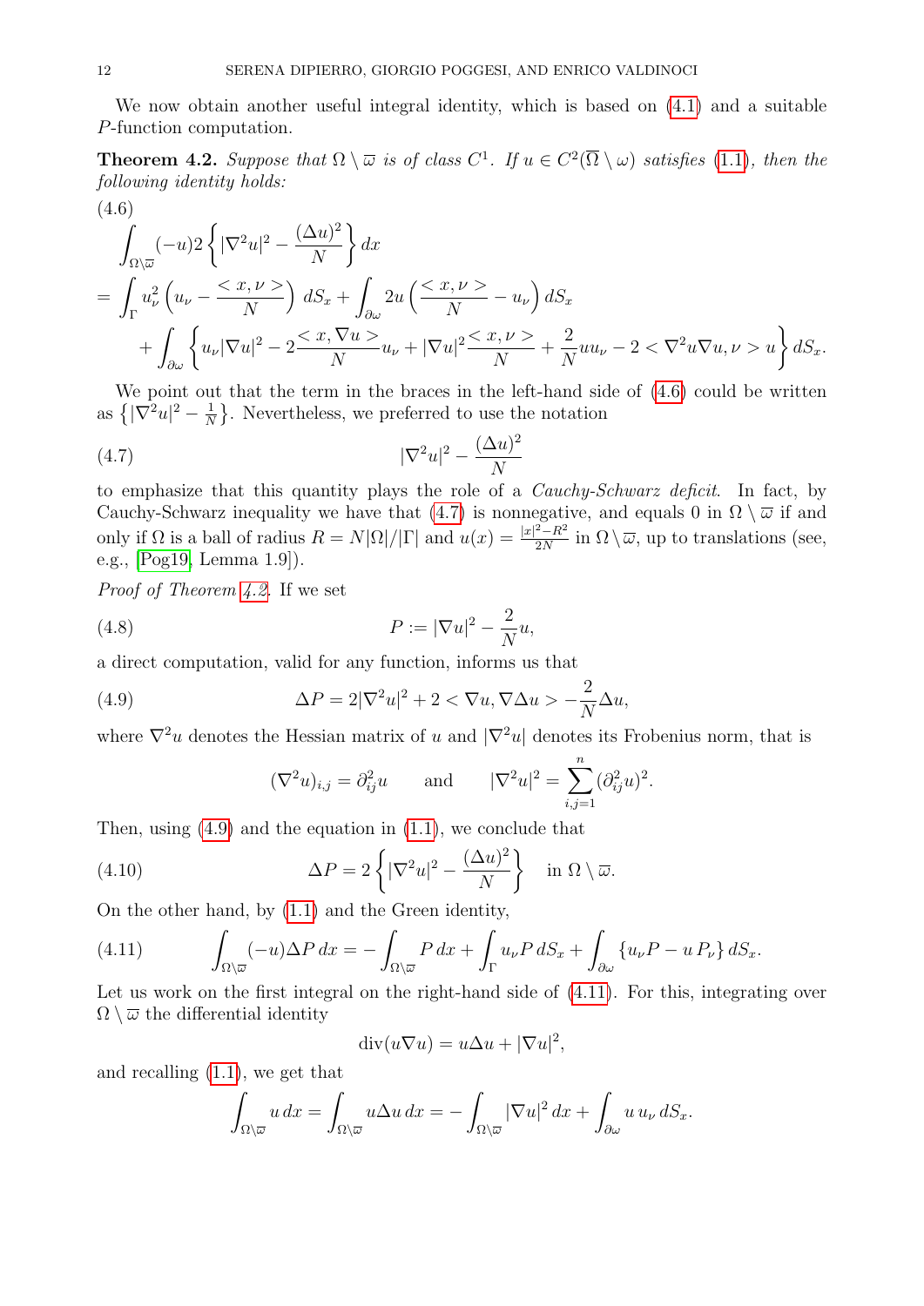We now obtain another useful integral identity, which is based on (4.1) and a suitable $P$-function computation.

**Theorem 4.2.** *Suppose that $\Omega \setminus \overline{\omega}$ is of class $C^1$. If $u \in C^2(\overline{\Omega} \setminus \omega)$ satisfies (1.1), then the following identity holds:*

(4.6)
$$
\begin{aligned}
&\int_{\Omega\setminus\overline{\omega}} (-u) 2 \left\{ |\nabla^2 u|^2 - \frac{(\Delta u)^2}{N} \right\} dx \\
&= \int_\Gamma u_\nu^2 \left( u_\nu - \frac{<x,\nu>}{N} \right) dS_x + \int_{\partial\omega} 2u \left( \frac{<x,\nu>}{N} - u_\nu \right) dS_x \\
&\quad + \int_{\partial\omega} \left\{ u_\nu |\nabla u|^2 - 2\frac{<x,\nabla u>}{N} u_\nu + |\nabla u|^2 \frac{<x,\nu>}{N} + \frac{2}{N} u u_\nu - 2 <\nabla^2 u \nabla u, \nu> u \right\} dS_x.
\end{aligned}
$$

We point out that the term in the braces in the left-hand side of (4.6) could be written as $\left\{ |\nabla^2 u|^2 - \frac{1}{N} \right\}$. Nevertheless, we preferred to use the notation

$$
|\nabla^2 u|^2 - \frac{(\Delta u)^2}{N} \tag{4.7}
$$

to emphasize that this quantity plays the role of a *Cauchy-Schwarz deficit*. In fact, by Cauchy-Schwarz inequality we have that (4.7) is nonnegative, and equals 0 in $\Omega \setminus \overline{\omega}$ if and only if $\Omega$ is a ball of radius $R = N|\Omega|/|\Gamma|$ and $u(x) = \frac{|x|^2 - R^2}{2N}$ in $\Omega \setminus \overline{\omega}$, up to translations (see, e.g., [Pog19, Lemma 1.9]).

*Proof of Theorem 4.2.* If we set

$$
P := |\nabla u|^2 - \frac{2}{N} u, \tag{4.8}
$$

a direct computation, valid for any function, informs us that

$$
\Delta P = 2|\nabla^2 u|^2 + 2 <\nabla u, \nabla \Delta u> - \frac{2}{N} \Delta u, \tag{4.9}
$$

where $\nabla^2 u$ denotes the Hessian matrix of $u$ and $|\nabla^2 u|$ denotes its Frobenius norm, that is

$$
(\nabla^2 u)_{i,j} = \partial^2_{ij} u \qquad \text{and} \qquad |\nabla^2 u|^2 = \sum_{i,j=1}^n (\partial^2_{ij} u)^2.
$$

Then, using (4.9) and the equation in (1.1), we conclude that

$$
\Delta P = 2 \left\{ |\nabla^2 u|^2 - \frac{(\Delta u)^2}{N} \right\} \quad \text{in } \Omega \setminus \overline{\omega}. \tag{4.10}
$$

On the other hand, by (1.1) and the Green identity,

$$
\int_{\Omega\setminus\overline{\omega}} (-u) \Delta P \, dx = - \int_{\Omega\setminus\overline{\omega}} P \, dx + \int_\Gamma u_\nu P \, dS_x + \int_{\partial\omega} \left\{ u_\nu P - u \, P_\nu \right\} dS_x. \tag{4.11}
$$

Let us work on the first integral on the right-hand side of (4.11). For this, integrating over $\Omega \setminus \overline{\omega}$ the differential identity

$$
\operatorname{div}(u \nabla u) = u \Delta u + |\nabla u|^2,
$$

and recalling (1.1), we get that

$$
\int_{\Omega\setminus\overline{\omega}} u \, dx = \int_{\Omega\setminus\overline{\omega}} u \Delta u \, dx = - \int_{\Omega\setminus\overline{\omega}} |\nabla u|^2 \, dx + \int_{\partial\omega} u \, u_\nu \, dS_x.
$$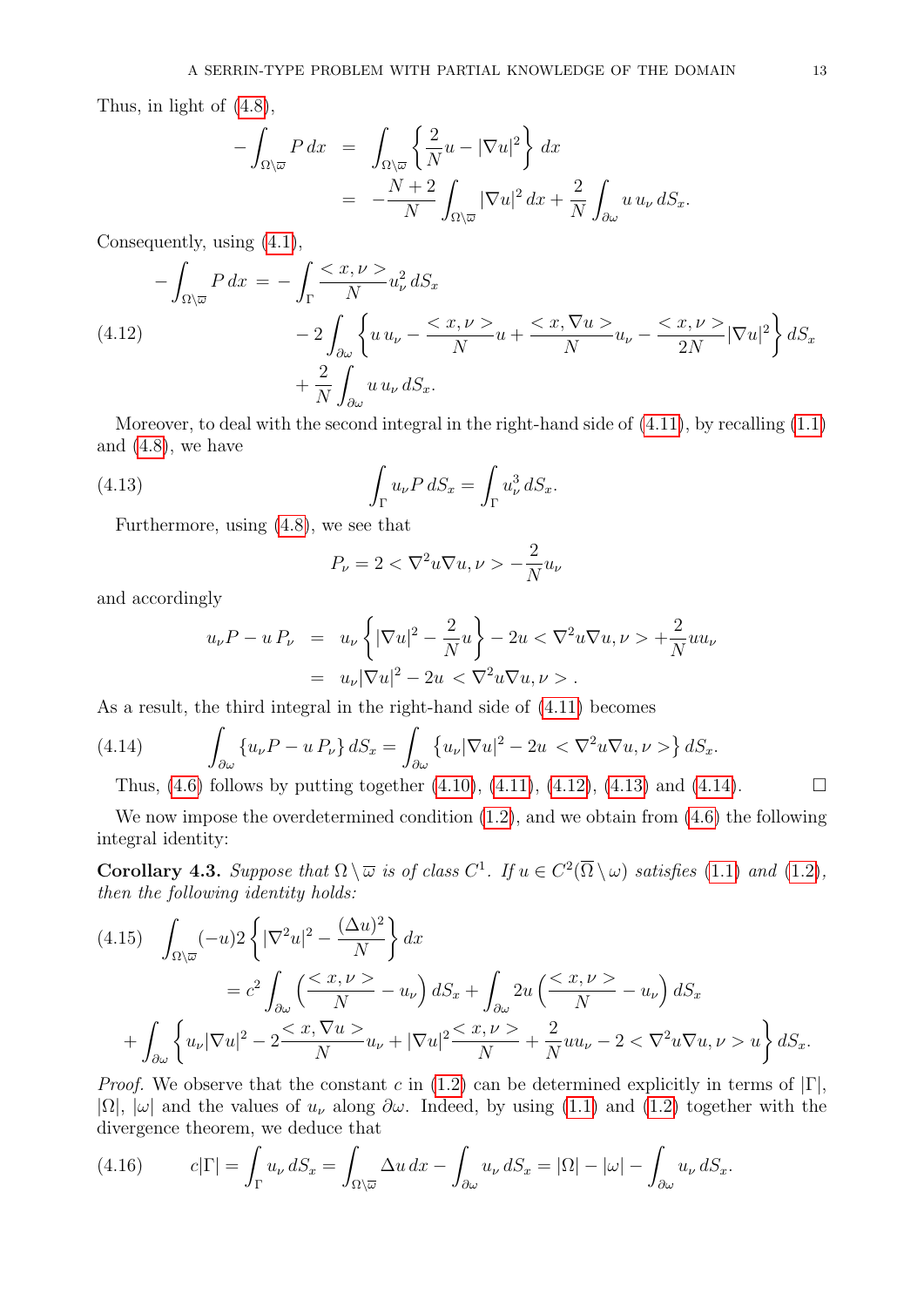Thus, in light of (4.8),

$$
\begin{aligned}
-\int_{\Omega\setminus\overline{\varpi}} P\,dx &= \int_{\Omega\setminus\overline{\varpi}} \left\{ \frac{2}{N}u - |\nabla u|^2 \right\} dx \\
&= -\frac{N+2}{N}\int_{\Omega\setminus\overline{\varpi}} |\nabla u|^2\,dx + \frac{2}{N}\int_{\partial\omega} u\,u_\nu\,dS_x.
\end{aligned}
$$

Consequently, using (4.1),

$$
\begin{aligned}
-\int_{\Omega\setminus\overline{\varpi}} P\,dx \;=\; &-\int_\Gamma \frac{<x,\nu>}{N} u_\nu^2\,dS_x \\
&- 2\int_{\partial\omega} \left\{ u\,u_\nu - \frac{<x,\nu>}{N}u + \frac{<x,\nabla u>}{N}u_\nu - \frac{<x,\nu>}{2N}|\nabla u|^2 \right\} dS_x \\
&+ \frac{2}{N}\int_{\partial\omega} u\,u_\nu\,dS_x.
\end{aligned}
\tag{4.12}
$$

Moreover, to deal with the second integral in the right-hand side of (4.11), by recalling (1.1) and (4.8), we have

$$
\int_\Gamma u_\nu P\,dS_x = \int_\Gamma u_\nu^3\,dS_x. \tag{4.13}
$$

Furthermore, using (4.8), we see that

$$
P_\nu = 2 < \nabla^2 u \nabla u, \nu > -\frac{2}{N}u_\nu
$$

and accordingly

$$
\begin{aligned}
u_\nu P - u\,P_\nu &= u_\nu \left\{ |\nabla u|^2 - \frac{2}{N}u \right\} - 2u < \nabla^2 u \nabla u, \nu > + \frac{2}{N}u u_\nu \\
&= u_\nu |\nabla u|^2 - 2u\, < \nabla^2 u \nabla u, \nu > .
\end{aligned}
$$

As a result, the third integral in the right-hand side of (4.11) becomes

$$
\int_{\partial\omega} \{u_\nu P - u\,P_\nu\}\,dS_x = \int_{\partial\omega} \left\{ u_\nu |\nabla u|^2 - 2u\, < \nabla^2 u \nabla u, \nu > \right\} dS_x. \tag{4.14}
$$

Thus, (4.6) follows by putting together (4.10), (4.11), (4.12), (4.13) and (4.14). ☐

We now impose the overdetermined condition (1.2), and we obtain from (4.6) the following integral identity:

**Corollary 4.3.** *Suppose that $\Omega\setminus\overline{\varpi}$ is of class $C^1$. If $u \in C^2(\overline{\Omega}\setminus\omega)$ satisfies (1.1) and (1.2), then the following identity holds:*

$$
\begin{aligned}
&\int_{\Omega\setminus\overline{\varpi}} (-u) 2 \left\{ |\nabla^2 u|^2 - \frac{(\Delta u)^2}{N} \right\} dx \\
&\quad = c^2 \int_{\partial\omega} \left( \frac{<x,\nu>}{N} - u_\nu \right) dS_x + \int_{\partial\omega} 2u \left( \frac{<x,\nu>}{N} - u_\nu \right) dS_x \\
&\quad + \int_{\partial\omega} \left\{ u_\nu |\nabla u|^2 - 2\frac{<x,\nabla u>}{N}u_\nu + |\nabla u|^2 \frac{<x,\nu>}{N} + \frac{2}{N}u u_\nu - 2 < \nabla^2 u \nabla u, \nu > u \right\} dS_x.
\end{aligned}
\tag{4.15}
$$

*Proof.* We observe that the constant $c$ in (1.2) can be determined explicitly in terms of $|\Gamma|$, $|\Omega|$, $|\omega|$ and the values of $u_\nu$ along $\partial\omega$. Indeed, by using (1.1) and (1.2) together with the divergence theorem, we deduce that

$$
c|\Gamma| = \int_\Gamma u_\nu\,dS_x = \int_{\Omega\setminus\overline{\varpi}} \Delta u\,dx - \int_{\partial\omega} u_\nu\,dS_x = |\Omega| - |\omega| - \int_{\partial\omega} u_\nu\,dS_x. \tag{4.16}
$$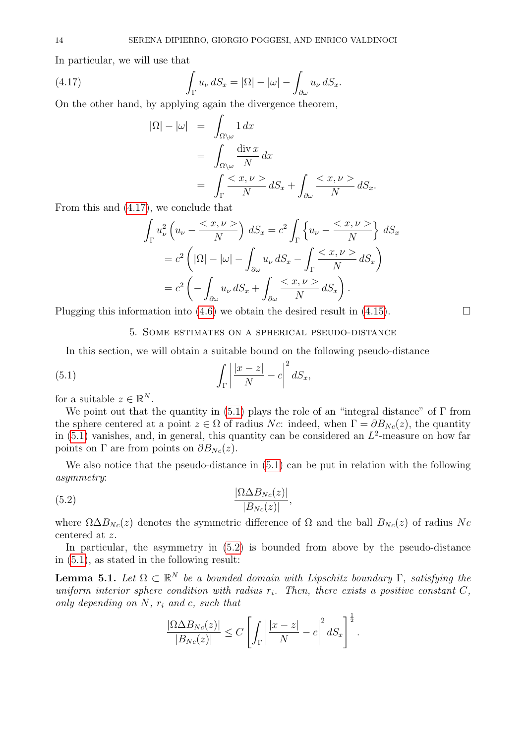In particular, we will use that

$$\int_\Gamma u_\nu \, dS_x = |\Omega| - |\omega| - \int_{\partial\omega} u_\nu \, dS_x. \tag{4.17}$$

On the other hand, by applying again the divergence theorem,

$$\begin{aligned}
|\Omega| - |\omega| &= \int_{\Omega\setminus\omega} 1 \, dx \\
&= \int_{\Omega\setminus\omega} \frac{\operatorname{div} x}{N} \, dx \\
&= \int_\Gamma \frac{< x, \nu >}{N} \, dS_x + \int_{\partial\omega} \frac{< x, \nu >}{N} \, dS_x.
\end{aligned}$$

From this and (4.17), we conclude that

$$\begin{aligned}
\int_\Gamma u_\nu^2 \left( u_\nu - \frac{< x, \nu >}{N} \right) \, dS_x &= c^2 \int_\Gamma \left\{ u_\nu - \frac{< x, \nu >}{N} \right\} \, dS_x \\
&= c^2 \left( |\Omega| - |\omega| - \int_{\partial\omega} u_\nu \, dS_x - \int_\Gamma \frac{< x, \nu >}{N} \, dS_x \right) \\
&= c^2 \left( - \int_{\partial\omega} u_\nu \, dS_x + \int_{\partial\omega} \frac{< x, \nu >}{N} \, dS_x \right).
\end{aligned}$$

Plugging this information into (4.6) we obtain the desired result in (4.15). $\square$

## 5. Some estimates on a spherical pseudo-distance

In this section, we will obtain a suitable bound on the following pseudo-distance

$$\int_\Gamma \left| \frac{|x - z|}{N} - c \right|^2 \, dS_x, \tag{5.1}$$

for a suitable $z \in \mathbb{R}^N$.

We point out that the quantity in (5.1) plays the role of an "integral distance" of $\Gamma$ from the sphere centered at a point $z \in \Omega$ of radius $Nc$: indeed, when $\Gamma = \partial B_{Nc}(z)$, the quantity in (5.1) vanishes, and, in general, this quantity can be considered an $L^2$-measure on how far points on $\Gamma$ are from points on $\partial B_{Nc}(z)$.

We also notice that the pseudo-distance in (5.1) can be put in relation with the following *asymmetry*:

$$\frac{|\Omega \Delta B_{Nc}(z)|}{|B_{Nc}(z)|}, \tag{5.2}$$

where $\Omega \Delta B_{Nc}(z)$ denotes the symmetric difference of $\Omega$ and the ball $B_{Nc}(z)$ of radius $Nc$ centered at $z$.

In particular, the asymmetry in (5.2) is bounded from above by the pseudo-distance in (5.1), as stated in the following result:

**Lemma 5.1.** *Let $\Omega \subset \mathbb{R}^N$ be a bounded domain with Lipschitz boundary $\Gamma$, satisfying the uniform interior sphere condition with radius $r_i$. Then, there exists a positive constant $C$, only depending on $N$, $r_i$ and $c$, such that*

$$\frac{|\Omega \Delta B_{Nc}(z)|}{|B_{Nc}(z)|} \leq C \left[ \int_\Gamma \left| \frac{|x - z|}{N} - c \right|^2 dS_x \right]^{\frac{1}{2}}.$$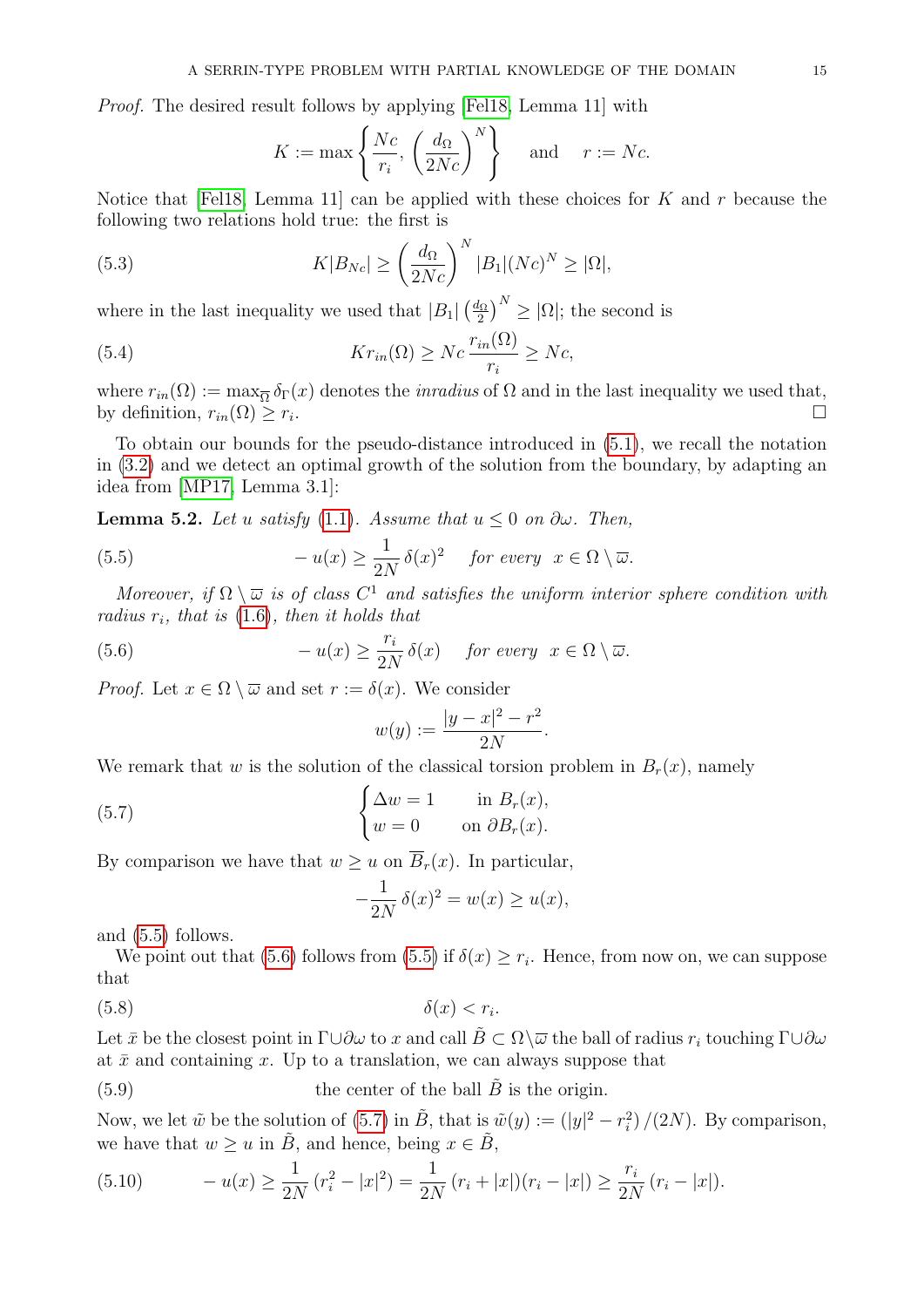*Proof.* The desired result follows by applying [Fel18, Lemma 11] with

$$K := \max\left\{ \frac{Nc}{r_i}, \left(\frac{d_\Omega}{2Nc}\right)^N \right\} \quad \text{and} \quad r := Nc.$$

Notice that [Fel18, Lemma 11] can be applied with these choices for $K$ and $r$ because the following two relations hold true: the first is

$$K|B_{Nc}| \geq \left(\frac{d_\Omega}{2Nc}\right)^N |B_1|(Nc)^N \geq |\Omega|, \tag{5.3}$$

where in the last inequality we used that $|B_1| \left(\frac{d_\Omega}{2}\right)^N \geq |\Omega|$; the second is

$$K r_{in}(\Omega) \geq Nc\, \frac{r_{in}(\Omega)}{r_i} \geq Nc, \tag{5.4}$$

where $r_{in}(\Omega) := \max_{\overline{\Omega}} \delta_\Gamma(x)$ denotes the *inradius* of $\Omega$ and in the last inequality we used that, by definition, $r_{in}(\Omega) \geq r_i$. $\square$

To obtain our bounds for the pseudo-distance introduced in (5.1), we recall the notation in (3.2) and we detect an optimal growth of the solution from the boundary, by adapting an idea from [MP17, Lemma 3.1]:

**Lemma 5.2.** *Let $u$ satisfy (1.1). Assume that $u \leq 0$ on $\partial\omega$. Then,*

$$-u(x) \geq \frac{1}{2N}\,\delta(x)^2 \quad \text{for every } \; x \in \Omega \setminus \overline{\omega}. \tag{5.5}$$

*Moreover, if $\Omega \setminus \overline{\omega}$ is of class $C^1$ and satisfies the uniform interior sphere condition with radius $r_i$, that is (1.6), then it holds that*

$$-u(x) \geq \frac{r_i}{2N}\,\delta(x) \quad \text{for every } \; x \in \Omega \setminus \overline{\omega}. \tag{5.6}$$

*Proof.* Let $x \in \Omega \setminus \overline{\omega}$ and set $r := \delta(x)$. We consider

$$w(y) := \frac{|y-x|^2 - r^2}{2N}.$$

We remark that $w$ is the solution of the classical torsion problem in $B_r(x)$, namely

$$\begin{cases} \Delta w = 1 & \text{in } B_r(x), \\ w = 0 & \text{on } \partial B_r(x). \end{cases} \tag{5.7}$$

By comparison we have that $w \geq u$ on $\overline{B}_r(x)$. In particular,

$$-\frac{1}{2N}\,\delta(x)^2 = w(x) \geq u(x),$$

and (5.5) follows.

We point out that (5.6) follows from (5.5) if $\delta(x) \geq r_i$. Hence, from now on, we can suppose that

$$\delta(x) < r_i. \tag{5.8}$$

Let $\bar{x}$ be the closest point in $\Gamma \cup \partial\omega$ to $x$ and call $\tilde{B} \subset \Omega \setminus \overline{\omega}$ the ball of radius $r_i$ touching $\Gamma \cup \partial\omega$ at $\bar{x}$ and containing $x$. Up to a translation, we can always suppose that

$$\text{the center of the ball } \tilde{B} \text{ is the origin.} \tag{5.9}$$

Now, we let $\tilde{w}$ be the solution of (5.7) in $\tilde{B}$, that is $\tilde{w}(y) := \left(|y|^2 - r_i^2\right)/(2N)$. By comparison, we have that $w \geq u$ in $\tilde{B}$, and hence, being $x \in \tilde{B}$,

$$-u(x) \geq \frac{1}{2N}\,(r_i^2 - |x|^2) = \frac{1}{2N}\,(r_i + |x|)(r_i - |x|) \geq \frac{r_i}{2N}\,(r_i - |x|). \tag{5.10}$$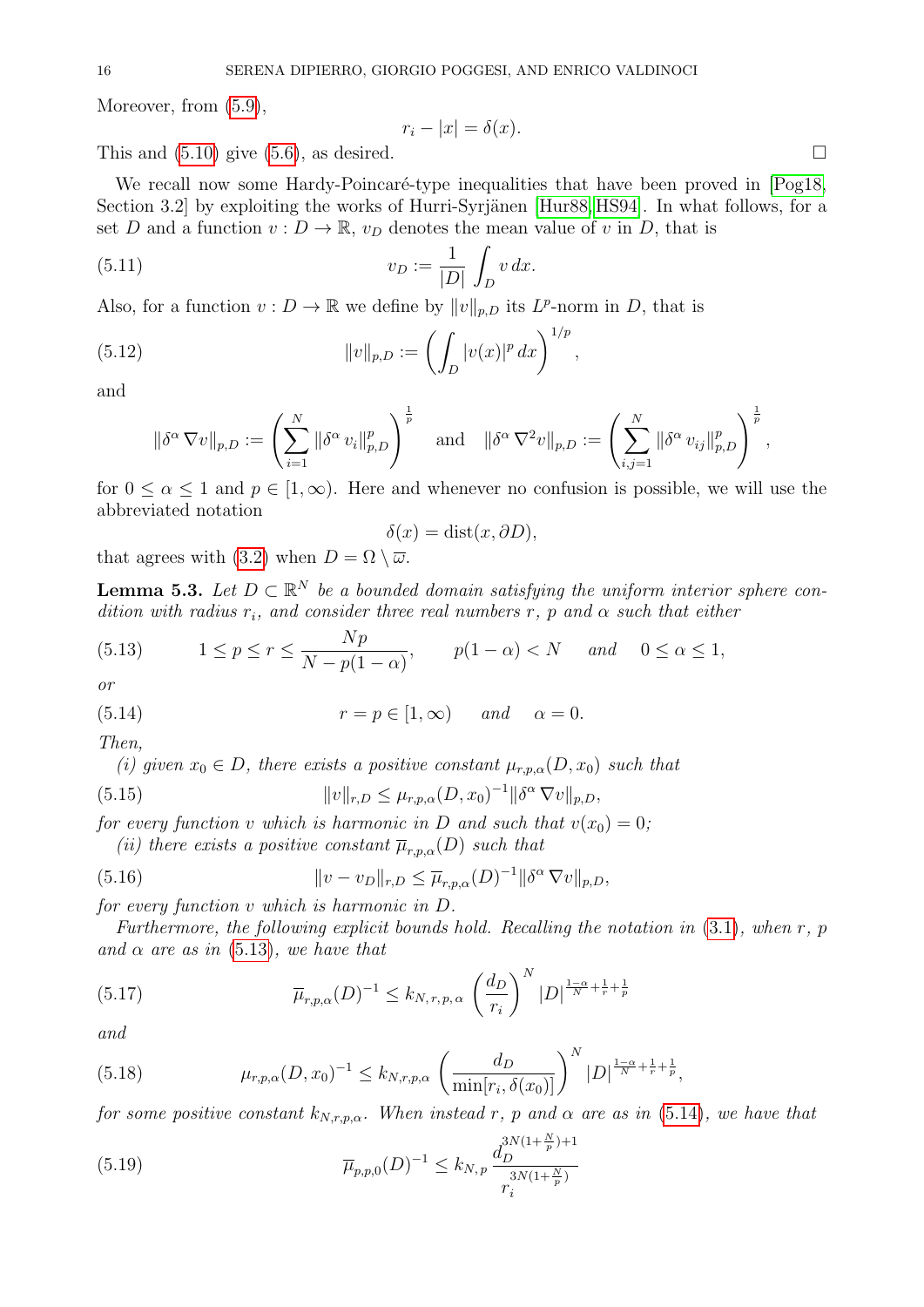Moreover, from (5.9),

$$r_i - |x| = \delta(x).$$

This and (5.10) give (5.6), as desired. $\square$

We recall now some Hardy-Poincaré-type inequalities that have been proved in [Pog18, Section 3.2] by exploiting the works of Hurri-Syrjänen [Hur88, HS94]. In what follows, for a set $D$ and a function $v : D \to \mathbb{R}$, $v_D$ denotes the mean value of $v$ in $D$, that is

$$v_D := \frac{1}{|D|} \int_D v \, dx. \tag{5.11}$$

Also, for a function $v : D \to \mathbb{R}$ we define by $\|v\|_{p,D}$ its $L^p$-norm in $D$, that is

$$\|v\|_{p,D} := \left( \int_D |v(x)|^p \, dx \right)^{1/p}, \tag{5.12}$$

and

$$\|\delta^\alpha \nabla v\|_{p,D} := \left( \sum_{i=1}^N \|\delta^\alpha \, v_i\|_{p,D}^p \right)^{\frac{1}{p}} \quad \text{and} \quad \|\delta^\alpha \nabla^2 v\|_{p,D} := \left( \sum_{i,j=1}^N \|\delta^\alpha \, v_{ij}\|_{p,D}^p \right)^{\frac{1}{p}},$$

for $0 \le \alpha \le 1$ and $p \in [1, \infty)$. Here and whenever no confusion is possible, we will use the abbreviated notation

$$\delta(x) = \operatorname{dist}(x, \partial D),$$

that agrees with (3.2) when $D = \Omega \setminus \overline{\omega}$.

**Lemma 5.3.** *Let $D \subset \mathbb{R}^N$ be a bounded domain satisfying the uniform interior sphere condition with radius $r_i$, and consider three real numbers $r$, $p$ and $\alpha$ such that either*

$$1 \le p \le r \le \frac{Np}{N - p(1-\alpha)}, \qquad p(1-\alpha) < N \quad \text{and} \quad 0 \le \alpha \le 1, \tag{5.13}$$

*or*

$$r = p \in [1, \infty) \quad \text{and} \quad \alpha = 0. \tag{5.14}$$

*Then,*

*(i) given $x_0 \in D$, there exists a positive constant $\mu_{r,p,\alpha}(D, x_0)$ such that*

$$\|v\|_{r,D} \le \mu_{r,p,\alpha}(D, x_0)^{-1} \|\delta^\alpha \nabla v\|_{p,D}, \tag{5.15}$$

*for every function $v$ which is harmonic in $D$ and such that $v(x_0) = 0$;*

*(ii) there exists a positive constant $\overline{\mu}_{r,p,\alpha}(D)$ such that*

$$\|v - v_D\|_{r,D} \le \overline{\mu}_{r,p,\alpha}(D)^{-1} \|\delta^\alpha \nabla v\|_{p,D}, \tag{5.16}$$

*for every function $v$ which is harmonic in $D$.*

*Furthermore, the following explicit bounds hold. Recalling the notation in (3.1), when $r$, $p$ and $\alpha$ are as in (5.13), we have that*

$$\overline{\mu}_{r,p,\alpha}(D)^{-1} \le k_{N,\,r,\,p,\,\alpha} \left( \frac{d_D}{r_i} \right)^N |D|^{\frac{1-\alpha}{N} + \frac{1}{r} + \frac{1}{p}} \tag{5.17}$$

*and*

$$\mu_{r,p,\alpha}(D, x_0)^{-1} \le k_{N,r,p,\alpha} \left( \frac{d_D}{\min[r_i, \delta(x_0)]} \right)^N |D|^{\frac{1-\alpha}{N} + \frac{1}{r} + \frac{1}{p}}, \tag{5.18}$$

*for some positive constant $k_{N,r,p,\alpha}$. When instead $r$, $p$ and $\alpha$ are as in (5.14), we have that*

$$\overline{\mu}_{p,p,0}(D)^{-1} \le k_{N,p} \, \frac{d_D^{3N(1+\frac{N}{p})+1}}{r_i^{3N(1+\frac{N}{p})}} \tag{5.19}$$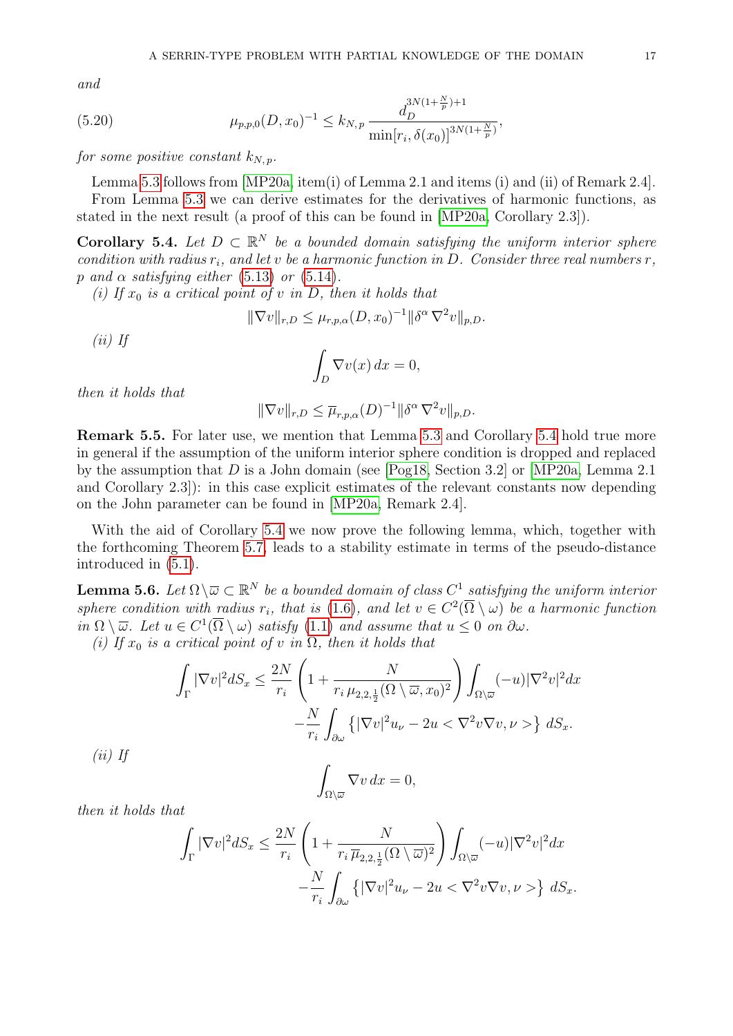*and*

$$\mu_{p,p,0}(D,x_0)^{-1} \le k_{N,p}\, \frac{d_D^{3N(1+\frac{N}{p})+1}}{\min[r_i, \delta(x_0)]^{3N(1+\frac{N}{p})}}, \tag{5.20}$$

*for some positive constant* $k_{N,p}$.

Lemma 5.3 follows from [MP20a, item(i) of Lemma 2.1 and items (i) and (ii) of Remark 2.4].

From Lemma 5.3 we can derive estimates for the derivatives of harmonic functions, as stated in the next result (a proof of this can be found in [MP20a, Corollary 2.3]).

**Corollary 5.4.** *Let $D \subset \mathbb{R}^N$ be a bounded domain satisfying the uniform interior sphere condition with radius $r_i$, and let $v$ be a harmonic function in $D$. Consider three real numbers $r$, $p$ and $\alpha$ satisfying either (5.13) or (5.14).*

*(i) If $x_0$ is a critical point of $v$ in $D$, then it holds that*

$$\|\nabla v\|_{r,D} \le \mu_{r,p,\alpha}(D,x_0)^{-1} \|\delta^\alpha\, \nabla^2 v\|_{p,D}.$$

*(ii) If*

$$\int_D \nabla v(x)\, dx = 0,$$

*then it holds that*

$$\|\nabla v\|_{r,D} \le \overline{\mu}_{r,p,\alpha}(D)^{-1} \|\delta^\alpha\, \nabla^2 v\|_{p,D}.$$

**Remark 5.5.** For later use, we mention that Lemma 5.3 and Corollary 5.4 hold true more in general if the assumption of the uniform interior sphere condition is dropped and replaced by the assumption that $D$ is a John domain (see [Pog18, Section 3.2] or [MP20a, Lemma 2.1 and Corollary 2.3]): in this case explicit estimates of the relevant constants now depending on the John parameter can be found in [MP20a, Remark 2.4].

With the aid of Corollary 5.4 we now prove the following lemma, which, together with the forthcoming Theorem 5.7, leads to a stability estimate in terms of the pseudo-distance introduced in (5.1).

**Lemma 5.6.** *Let $\Omega \setminus \overline{\omega} \subset \mathbb{R}^N$ be a bounded domain of class $C^1$ satisfying the uniform interior sphere condition with radius $r_i$, that is (1.6), and let $v \in C^2(\overline{\Omega} \setminus \omega)$ be a harmonic function in $\Omega \setminus \overline{\omega}$. Let $u \in C^1(\overline{\Omega} \setminus \omega)$ satisfy (1.1) and assume that $u \le 0$ on $\partial\omega$.*

*(i) If $x_0$ is a critical point of $v$ in $\Omega$, then it holds that*

$$\int_\Gamma |\nabla v|^2 dS_x \le \frac{2N}{r_i}\left(1 + \frac{N}{r_i\, \mu_{2,2,\frac{1}{2}}(\Omega\setminus\overline{\omega}, x_0)^2}\right) \int_{\Omega\setminus\overline{\omega}} (-u)|\nabla^2 v|^2 dx$$
$$- \frac{N}{r_i}\int_{\partial\omega} \left\{ |\nabla v|^2 u_\nu - 2u < \nabla^2 v \nabla v, \nu > \right\} dS_x.$$

*(ii) If*

$$\int_{\Omega\setminus\overline{\omega}} \nabla v\, dx = 0,$$

*then it holds that*

$$\int_\Gamma |\nabla v|^2 dS_x \le \frac{2N}{r_i}\left(1 + \frac{N}{r_i\, \overline{\mu}_{2,2,\frac{1}{2}}(\Omega\setminus\overline{\omega})^2}\right) \int_{\Omega\setminus\overline{\omega}} (-u)|\nabla^2 v|^2 dx$$
$$- \frac{N}{r_i}\int_{\partial\omega} \left\{ |\nabla v|^2 u_\nu - 2u < \nabla^2 v \nabla v, \nu > \right\} dS_x.$$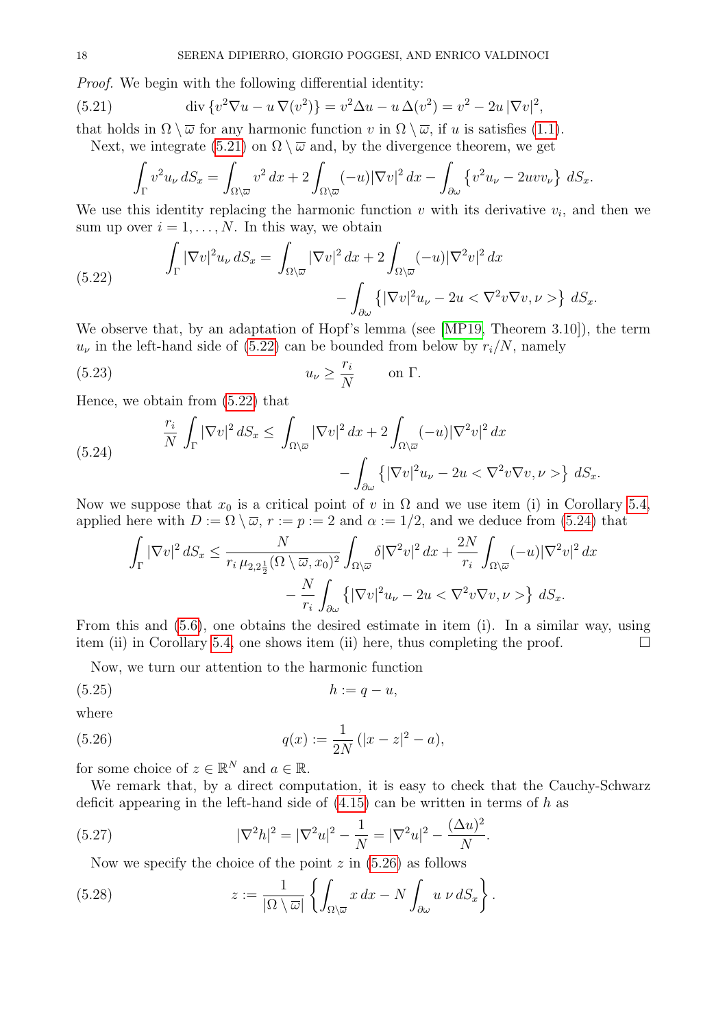*Proof.* We begin with the following differential identity:

$$\operatorname{div}\{v^2\nabla u - u\,\nabla(v^2)\} = v^2\Delta u - u\,\Delta(v^2) = v^2 - 2u\,|\nabla v|^2, \tag{5.21}$$

that holds in $\Omega\setminus\overline{\varpi}$ for any harmonic function $v$ in $\Omega\setminus\overline{\varpi}$, if $u$ is satisfies (1.1).

Next, we integrate (5.21) on $\Omega\setminus\overline{\varpi}$ and, by the divergence theorem, we get

$$\int_\Gamma v^2 u_\nu\, dS_x = \int_{\Omega\setminus\overline{\varpi}} v^2\, dx + 2\int_{\Omega\setminus\overline{\varpi}} (-u)|\nabla v|^2\, dx - \int_{\partial\omega}\left\{v^2 u_\nu - 2uvv_\nu\right\}\, dS_x.$$

We use this identity replacing the harmonic function $v$ with its derivative $v_i$, and then we sum up over $i = 1,\dots,N$. In this way, we obtain

$$\begin{aligned}\int_\Gamma |\nabla v|^2 u_\nu\, dS_x = \int_{\Omega\setminus\overline{\varpi}} |\nabla v|^2\, dx + 2\int_{\Omega\setminus\overline{\varpi}} (-u)|\nabla^2 v|^2\, dx \\ - \int_{\partial\omega}\left\{|\nabla v|^2 u_\nu - 2u < \nabla^2 v\nabla v, \nu >\right\}\, dS_x.\end{aligned} \tag{5.22}$$

We observe that, by an adaptation of Hopf's lemma (see [MP19, Theorem 3.10]), the term $u_\nu$ in the left-hand side of (5.22) can be bounded from below by $r_i/N$, namely

$$u_\nu \geq \frac{r_i}{N} \qquad \text{on } \Gamma. \tag{5.23}$$

Hence, we obtain from (5.22) that

$$\begin{aligned}\frac{r_i}{N}\int_\Gamma |\nabla v|^2\, dS_x \leq \int_{\Omega\setminus\overline{\varpi}} |\nabla v|^2\, dx + 2\int_{\Omega\setminus\overline{\varpi}} (-u)|\nabla^2 v|^2\, dx \\ - \int_{\partial\omega}\left\{|\nabla v|^2 u_\nu - 2u < \nabla^2 v\nabla v, \nu >\right\}\, dS_x.\end{aligned} \tag{5.24}$$

Now we suppose that $x_0$ is a critical point of $v$ in $\Omega$ and we use item (i) in Corollary 5.4, applied here with $D := \Omega\setminus\overline{\varpi}$, $r := p := 2$ and $\alpha := 1/2$, and we deduce from (5.24) that

$$\begin{aligned}\int_\Gamma |\nabla v|^2\, dS_x \leq \frac{N}{r_i\,\mu_{2,2\frac{1}{2}}(\Omega\setminus\overline{\varpi}, x_0)^2}\int_{\Omega\setminus\overline{\varpi}} \delta|\nabla^2 v|^2\, dx + \frac{2N}{r_i}\int_{\Omega\setminus\overline{\varpi}} (-u)|\nabla^2 v|^2\, dx \\ - \frac{N}{r_i}\int_{\partial\omega}\left\{|\nabla v|^2 u_\nu - 2u < \nabla^2 v\nabla v, \nu >\right\}\, dS_x.\end{aligned}$$

From this and (5.6), one obtains the desired estimate in item (i). In a similar way, using item (ii) in Corollary 5.4, one shows item (ii) here, thus completing the proof. $\square$

Now, we turn our attention to the harmonic function

$$h := q - u, \tag{5.25}$$

where

$$q(x) := \frac{1}{2N}\left(|x - z|^2 - a\right), \tag{5.26}$$

for some choice of $z \in \mathbb{R}^N$ and $a \in \mathbb{R}$.

We remark that, by a direct computation, it is easy to check that the Cauchy-Schwarz deficit appearing in the left-hand side of (4.15) can be written in terms of $h$ as

$$|\nabla^2 h|^2 = |\nabla^2 u|^2 - \frac{1}{N} = |\nabla^2 u|^2 - \frac{(\Delta u)^2}{N}. \tag{5.27}$$

Now we specify the choice of the point $z$ in (5.26) as follows

$$z := \frac{1}{|\Omega\setminus\overline{\varpi}|}\left\{\int_{\Omega\setminus\overline{\varpi}} x\, dx - N\int_{\partial\omega} u\,\nu\, dS_x\right\}. \tag{5.28}$$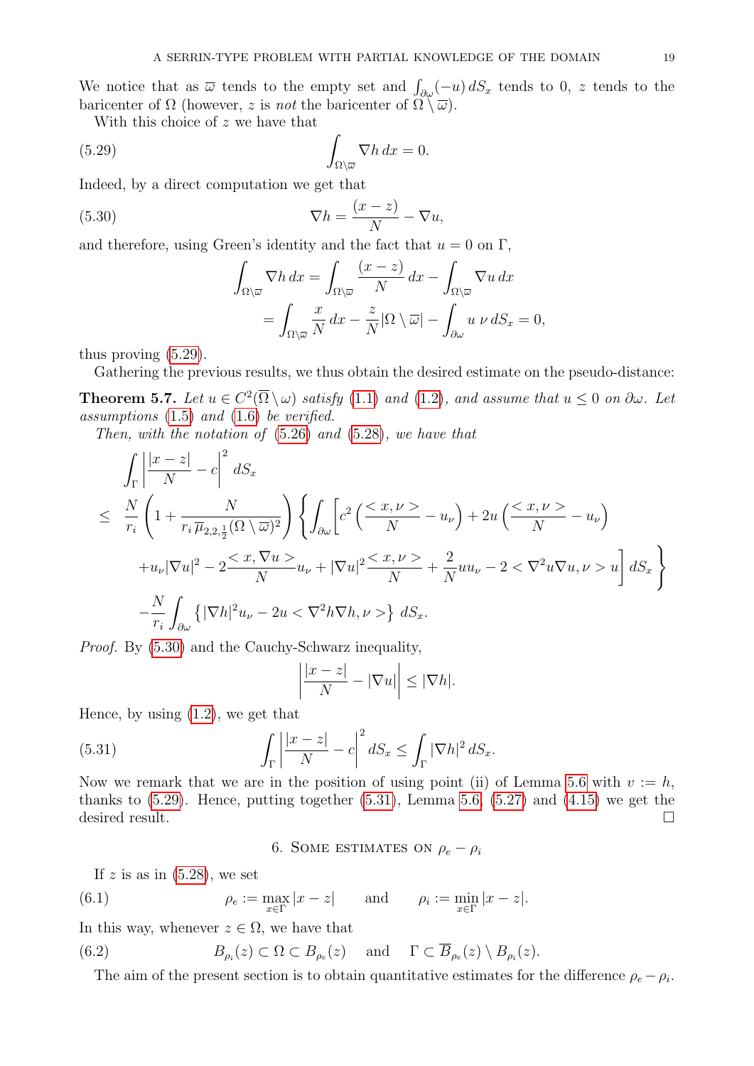We notice that as $\overline{\omega}$ tends to the empty set and $\int_{\partial\omega}(-u)\, dS_x$ tends to 0, $z$ tends to the baricenter of $\Omega$ (however, $z$ is *not* the baricenter of $\Omega \setminus \overline{\omega}$).

With this choice of $z$ we have that

$$\int_{\Omega\setminus\overline{\omega}} \nabla h \, dx = 0. \tag{5.29}$$

Indeed, by a direct computation we get that

$$\nabla h = \frac{(x-z)}{N} - \nabla u, \tag{5.30}$$

and therefore, using Green's identity and the fact that $u = 0$ on $\Gamma$,

$$\begin{aligned}
\int_{\Omega\setminus\overline{\omega}} \nabla h \, dx &= \int_{\Omega\setminus\overline{\omega}} \frac{(x-z)}{N} \, dx - \int_{\Omega\setminus\overline{\omega}} \nabla u \, dx \\
&= \int_{\Omega\setminus\overline{\omega}} \frac{x}{N} \, dx - \frac{z}{N}|\Omega \setminus \overline{\omega}| - \int_{\partial\omega} u \, \nu \, dS_x = 0,
\end{aligned}$$

thus proving (5.29).

Gathering the previous results, we thus obtain the desired estimate on the pseudo-distance:

**Theorem 5.7.** *Let $u \in C^2(\overline{\Omega} \setminus \omega)$ satisfy (1.1) and (1.2), and assume that $u \leq 0$ on $\partial\omega$. Let assumptions (1.5) and (1.6) be verified.*

*Then, with the notation of (5.26) and (5.28), we have that*

$$\begin{aligned}
&\int_\Gamma \left| \frac{|x-z|}{N} - c \right|^2 dS_x \\
\leq \; & \frac{N}{r_i}\left(1 + \frac{N}{r_i \, \overline{\mu}_{2,2,\frac{1}{2}}(\Omega \setminus \overline{\omega})^2}\right) \Bigg\{ \int_{\partial\omega} \bigg[ c^2 \left( \frac{<x, \nu>}{N} - u_\nu \right) + 2u \left( \frac{<x,\nu>}{N} - u_\nu \right) \\
& + u_\nu |\nabla u|^2 - 2\frac{<x, \nabla u>}{N} u_\nu + |\nabla u|^2 \frac{<x,\nu>}{N} + \frac{2}{N} u u_\nu - 2 <\nabla^2 u \nabla u, \nu> u \bigg] dS_x \Bigg\} \\
& - \frac{N}{r_i} \int_{\partial\omega} \left\{ |\nabla h|^2 u_\nu - 2u <\nabla^2 h \nabla h, \nu> \right\} dS_x.
\end{aligned}$$

*Proof.* By (5.30) and the Cauchy-Schwarz inequality,

$$\left| \frac{|x-z|}{N} - |\nabla u| \right| \leq |\nabla h|.$$

Hence, by using (1.2), we get that

$$\int_\Gamma \left| \frac{|x-z|}{N} - c \right|^2 dS_x \leq \int_\Gamma |\nabla h|^2 \, dS_x. \tag{5.31}$$

Now we remark that we are in the position of using point (ii) of Lemma 5.6 with $v := h$, thanks to (5.29). Hence, putting together (5.31), Lemma 5.6, (5.27) and (4.15) we get the desired result. $\square$

## 6. Some estimates on $\rho_e - \rho_i$

If $z$ is as in (5.28), we set

$$\rho_e := \max_{x\in\Gamma} |x - z| \qquad \text{and} \qquad \rho_i := \min_{x\in\Gamma} |x - z|. \tag{6.1}$$

In this way, whenever $z \in \Omega$, we have that

$$B_{\rho_i}(z) \subset \Omega \subset B_{\rho_e}(z) \quad \text{ and } \quad \Gamma \subset \overline{B}_{\rho_e}(z) \setminus B_{\rho_i}(z). \tag{6.2}$$

The aim of the present section is to obtain quantitative estimates for the difference $\rho_e - \rho_i$.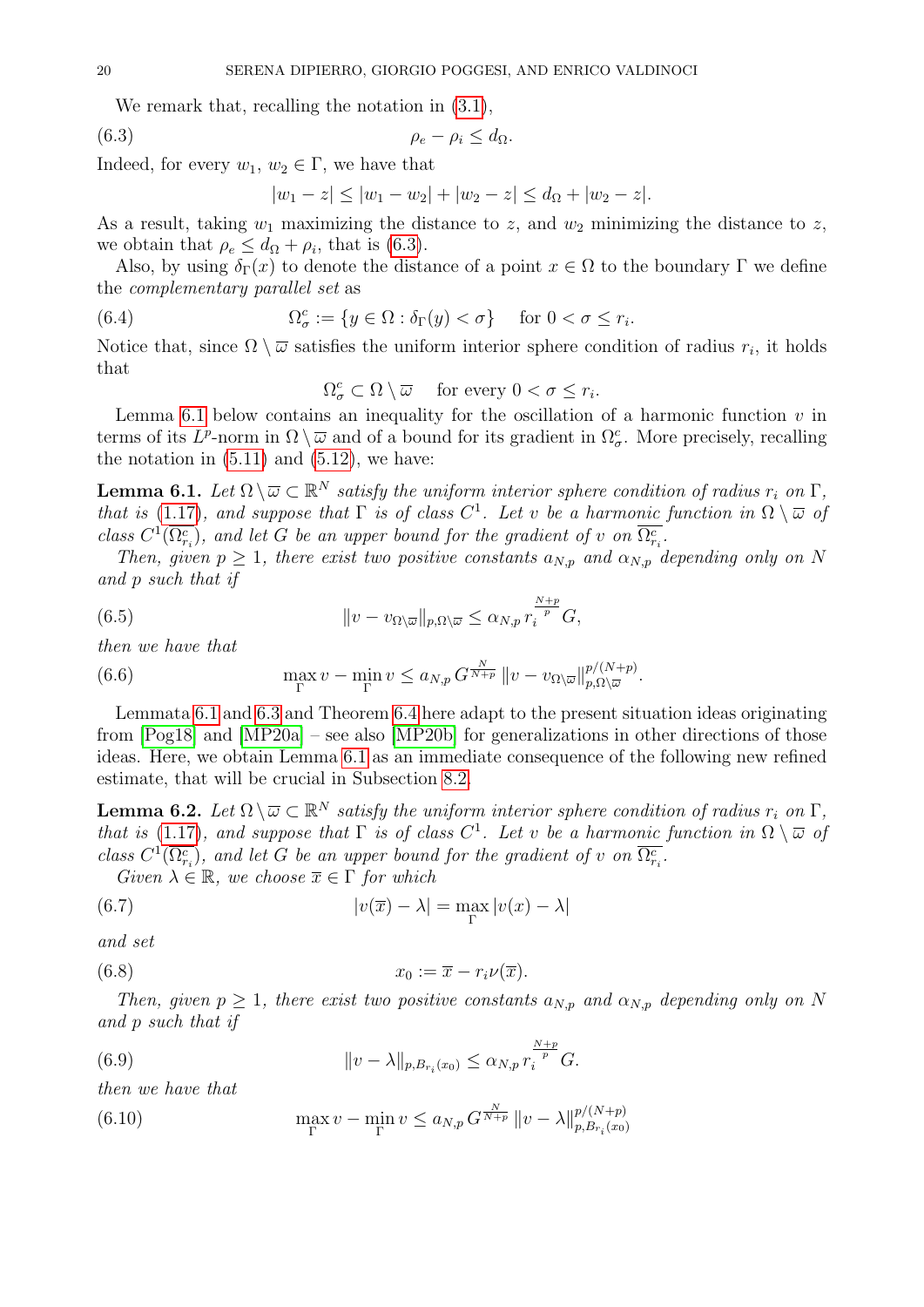We remark that, recalling the notation in (3.1),

$$\rho_e - \rho_i \le d_\Omega. \tag{6.3}$$

Indeed, for every $w_1$, $w_2 \in \Gamma$, we have that

$$|w_1 - z| \le |w_1 - w_2| + |w_2 - z| \le d_\Omega + |w_2 - z|.$$

As a result, taking $w_1$ maximizing the distance to $z$, and $w_2$ minimizing the distance to $z$, we obtain that $\rho_e \le d_\Omega + \rho_i$, that is (6.3).

Also, by using $\delta_\Gamma(x)$ to denote the distance of a point $x \in \Omega$ to the boundary $\Gamma$ we define the *complementary parallel set* as

$$\Omega^c_\sigma := \{y \in \Omega : \delta_\Gamma(y) < \sigma\} \quad \text{for } 0 < \sigma \le r_i. \tag{6.4}$$

Notice that, since $\Omega \setminus \overline{\varpi}$ satisfies the uniform interior sphere condition of radius $r_i$, it holds that

$$\Omega^c_\sigma \subset \Omega \setminus \overline{\varpi} \quad \text{for every } 0 < \sigma \le r_i.$$

Lemma 6.1 below contains an inequality for the oscillation of a harmonic function $v$ in terms of its $L^p$-norm in $\Omega \setminus \overline{\varpi}$ and of a bound for its gradient in $\Omega^c_\sigma$. More precisely, recalling the notation in (5.11) and (5.12), we have:

**Lemma 6.1.** *Let $\Omega \setminus \overline{\varpi} \subset \mathbb{R}^N$ satisfy the uniform interior sphere condition of radius $r_i$ on $\Gamma$, that is (1.17), and suppose that $\Gamma$ is of class $C^1$. Let $v$ be a harmonic function in $\Omega \setminus \overline{\varpi}$ of class $C^1(\overline{\Omega^c_{r_i}})$, and let $G$ be an upper bound for the gradient of $v$ on $\overline{\Omega^c_{r_i}}$.*

*Then, given $p \ge 1$, there exist two positive constants $a_{N,p}$ and $\alpha_{N,p}$ depending only on $N$ and $p$ such that if*

$$\|v - v_{\Omega\setminus\overline{\varpi}}\|_{p,\Omega\setminus\overline{\varpi}} \le \alpha_{N,p}\, r_i^{\frac{N+p}{p}}\, G, \tag{6.5}$$

*then we have that*

$$\max_\Gamma v - \min_\Gamma v \le a_{N,p}\, G^{\frac{N}{N+p}}\, \|v - v_{\Omega\setminus\overline{\varpi}}\|^{p/(N+p)}_{p,\Omega\setminus\overline{\varpi}}. \tag{6.6}$$

Lemmata 6.1 and 6.3 and Theorem 6.4 here adapt to the present situation ideas originating from [Pog18] and [MP20a] – see also [MP20b] for generalizations in other directions of those ideas. Here, we obtain Lemma 6.1 as an immediate consequence of the following new refined estimate, that will be crucial in Subsection 8.2.

**Lemma 6.2.** *Let $\Omega \setminus \overline{\varpi} \subset \mathbb{R}^N$ satisfy the uniform interior sphere condition of radius $r_i$ on $\Gamma$, that is (1.17), and suppose that $\Gamma$ is of class $C^1$. Let $v$ be a harmonic function in $\Omega \setminus \overline{\varpi}$ of class $C^1(\overline{\Omega^c_{r_i}})$, and let $G$ be an upper bound for the gradient of $v$ on $\overline{\Omega^c_{r_i}}$.*

*Given $\lambda \in \mathbb{R}$, we choose $\overline{x} \in \Gamma$ for which*

$$|v(\overline{x}) - \lambda| = \max_\Gamma |v(x) - \lambda| \tag{6.7}$$

*and set*

$$x_0 := \overline{x} - r_i \nu(\overline{x}). \tag{6.8}$$

*Then, given $p \ge 1$, there exist two positive constants $a_{N,p}$ and $\alpha_{N,p}$ depending only on $N$ and $p$ such that if*

$$\|v - \lambda\|_{p,B_{r_i}(x_0)} \le \alpha_{N,p}\, r_i^{\frac{N+p}{p}}\, G. \tag{6.9}$$

*then we have that*

$$\max_\Gamma v - \min_\Gamma v \le a_{N,p}\, G^{\frac{N}{N+p}}\, \|v - \lambda\|^{p/(N+p)}_{p,B_{r_i}(x_0)} \tag{6.10}$$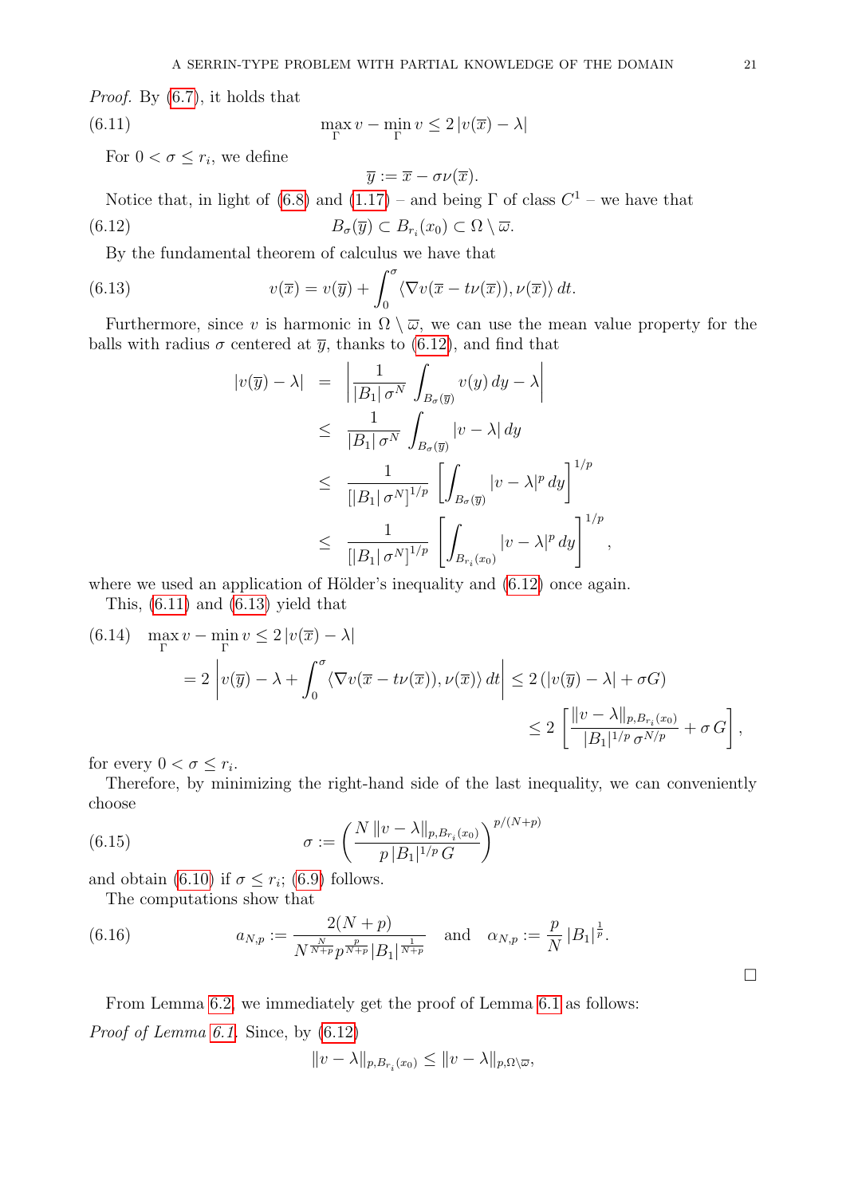*Proof.* By (6.7), it holds that

$$\max_{\Gamma} v - \min_{\Gamma} v \leq 2\,|v(\overline{x}) - \lambda| \tag{6.11}$$

For $0 < \sigma \leq r_i$, we define

$$\overline{y} := \overline{x} - \sigma \nu(\overline{x}).$$

Notice that, in light of (6.8) and (1.17) – and being $\Gamma$ of class $C^1$ – we have that

$$B_\sigma(\overline{y}) \subset B_{r_i}(x_0) \subset \Omega \setminus \overline{\omega}. \tag{6.12}$$

By the fundamental theorem of calculus we have that

$$v(\overline{x}) = v(\overline{y}) + \int_0^\sigma \langle \nabla v(\overline{x} - t\nu(\overline{x})), \nu(\overline{x}) \rangle \, dt. \tag{6.13}$$

Furthermore, since $v$ is harmonic in $\Omega \setminus \overline{\omega}$, we can use the mean value property for the balls with radius $\sigma$ centered at $\overline{y}$, thanks to (6.12), and find that

$$\begin{aligned}
|v(\overline{y}) - \lambda| &= \left| \frac{1}{|B_1|\,\sigma^N} \int_{B_\sigma(\overline{y})} v(y)\, dy - \lambda \right| \\
&\leq \frac{1}{|B_1|\,\sigma^N} \int_{B_\sigma(\overline{y})} |v - \lambda| \, dy \\
&\leq \frac{1}{[|B_1|\,\sigma^N]^{1/p}} \left[ \int_{B_\sigma(\overline{y})} |v - \lambda|^p \, dy \right]^{1/p} \\
&\leq \frac{1}{[|B_1|\,\sigma^N]^{1/p}} \left[ \int_{B_{r_i}(x_0)} |v - \lambda|^p \, dy \right]^{1/p},
\end{aligned}$$

where we used an application of Hölder's inequality and (6.12) once again.

This, (6.11) and (6.13) yield that

$$\begin{aligned}
\max_{\Gamma} v - \min_{\Gamma} v &\leq 2\,|v(\overline{x}) - \lambda| \\
&= 2 \left| v(\overline{y}) - \lambda + \int_0^\sigma \langle \nabla v(\overline{x} - t\nu(\overline{x})), \nu(\overline{x}) \rangle \, dt \right| \leq 2\left( |v(\overline{y}) - \lambda| + \sigma G \right) \\
&\leq 2 \left[ \frac{\|v - \lambda\|_{p, B_{r_i}(x_0)}}{|B_1|^{1/p}\, \sigma^{N/p}} + \sigma\, G \right],
\end{aligned} \tag{6.14}$$

for every $0 < \sigma \leq r_i$.

Therefore, by minimizing the right-hand side of the last inequality, we can conveniently choose

$$\sigma := \left( \frac{N\, \|v - \lambda\|_{p, B_{r_i}(x_0)}}{p\, |B_1|^{1/p}\, G} \right)^{p/(N+p)} \tag{6.15}$$

and obtain (6.10) if $\sigma \leq r_i$; (6.9) follows.

The computations show that

$$a_{N,p} := \frac{2(N+p)}{N^{\frac{N}{N+p}} p^{\frac{p}{N+p}} |B_1|^{\frac{1}{N+p}}} \quad \text{and} \quad \alpha_{N,p} := \frac{p}{N}\, |B_1|^{\frac{1}{p}}. \tag{6.16}$$

$\square$

From Lemma 6.2 we immediately get the proof of Lemma 6.1 as follows:

*Proof of Lemma 6.1.* Since, by (6.12)

$$\|v - \lambda\|_{p, B_{r_i}(x_0)} \leq \|v - \lambda\|_{p, \Omega \setminus \overline{\omega}},$$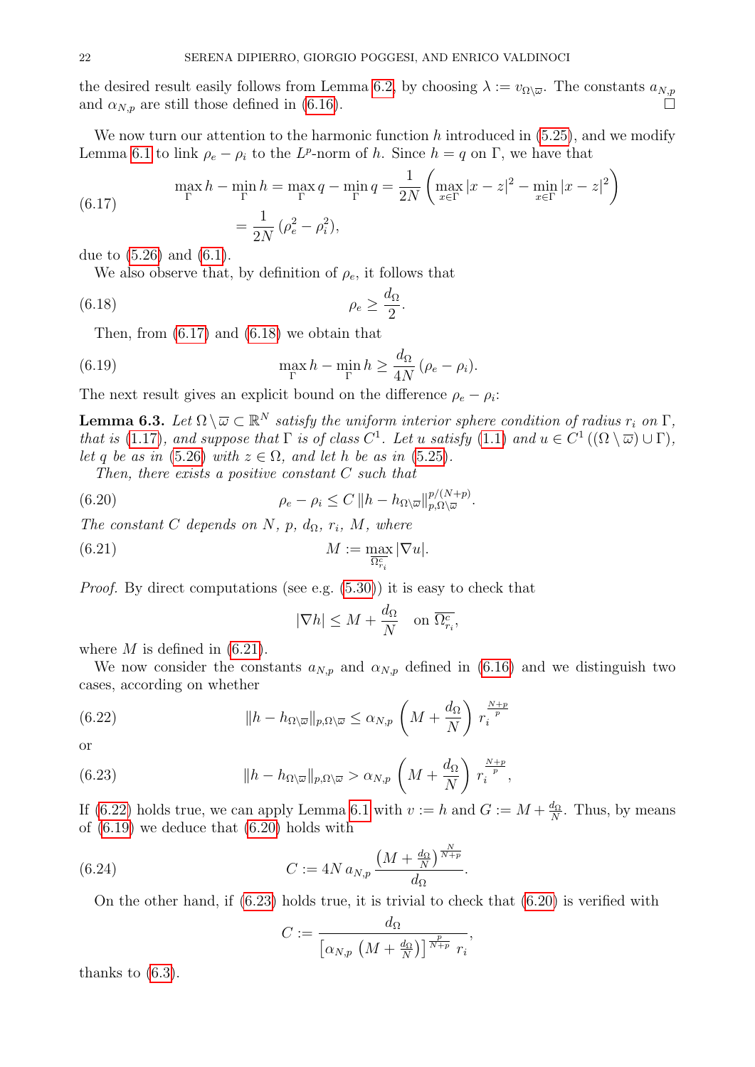the desired result easily follows from Lemma 6.2, by choosing $\lambda := v_{\Omega\setminus\overline{\omega}}$. The constants $a_{N,p}$ and $\alpha_{N,p}$ are still those defined in (6.16). $\square$

We now turn our attention to the harmonic function $h$ introduced in (5.25), and we modify Lemma 6.1 to link $\rho_e - \rho_i$ to the $L^p$-norm of $h$. Since $h = q$ on $\Gamma$, we have that

$$
\begin{aligned}
\max_\Gamma h - \min_\Gamma h = \max_\Gamma q - \min_\Gamma q &= \frac{1}{2N}\left(\max_{x\in\Gamma}|x-z|^2 - \min_{x\in\Gamma}|x-z|^2\right) \\
&= \frac{1}{2N}\,(\rho_e^2 - \rho_i^2),
\end{aligned}
\tag{6.17}
$$

due to (5.26) and (6.1).

We also observe that, by definition of $\rho_e$, it follows that

$$
\rho_e \geq \frac{d_\Omega}{2}. \tag{6.18}
$$

Then, from (6.17) and (6.18) we obtain that

$$
\max_\Gamma h - \min_\Gamma h \geq \frac{d_\Omega}{4N}\,(\rho_e - \rho_i). \tag{6.19}
$$

The next result gives an explicit bound on the difference $\rho_e - \rho_i$:

**Lemma 6.3.** *Let $\Omega\setminus\overline{\omega} \subset \mathbb{R}^N$ satisfy the uniform interior sphere condition of radius $r_i$ on $\Gamma$, that is (1.17), and suppose that $\Gamma$ is of class $C^1$. Let $u$ satisfy (1.1) and $u \in C^1((\Omega\setminus\overline{\omega})\cup\Gamma)$, let $q$ be as in (5.26) with $z\in\Omega$, and let $h$ be as in (5.25).*

*Then, there exists a positive constant $C$ such that*

$$
\rho_e - \rho_i \leq C\,\|h - h_{\Omega\setminus\overline{\omega}}\|_{p,\Omega\setminus\overline{\omega}}^{p/(N+p)}. \tag{6.20}
$$

*The constant $C$ depends on $N$, $p$, $d_\Omega$, $r_i$, $M$, where*

$$
M := \max_{\overline{\Omega^c_{r_i}}} |\nabla u|. \tag{6.21}
$$

*Proof.* By direct computations (see e.g. (5.30)) it is easy to check that

$$
|\nabla h| \leq M + \frac{d_\Omega}{N} \quad \text{on } \overline{\Omega^c_{r_i}},
$$

where $M$ is defined in (6.21).

We now consider the constants $a_{N,p}$ and $\alpha_{N,p}$ defined in (6.16) and we distinguish two cases, according on whether

$$
\|h - h_{\Omega\setminus\overline{\omega}}\|_{p,\Omega\setminus\overline{\omega}} \leq \alpha_{N,p}\left(M + \frac{d_\Omega}{N}\right) r_i^{\frac{N+p}{p}} \tag{6.22}
$$

or

$$
\|h - h_{\Omega\setminus\overline{\omega}}\|_{p,\Omega\setminus\overline{\omega}} > \alpha_{N,p}\left(M + \frac{d_\Omega}{N}\right) r_i^{\frac{N+p}{p}}, \tag{6.23}
$$

If (6.22) holds true, we can apply Lemma 6.1 with $v := h$ and $G := M + \frac{d_\Omega}{N}$. Thus, by means of (6.19) we deduce that (6.20) holds with

$$
C := 4N\,a_{N,p}\,\frac{\left(M + \frac{d_\Omega}{N}\right)^{\frac{N}{N+p}}}{d_\Omega}. \tag{6.24}
$$

On the other hand, if (6.23) holds true, it is trivial to check that (6.20) is verified with

$$
C := \frac{d_\Omega}{\left[\alpha_{N,p}\left(M + \frac{d_\Omega}{N}\right)\right]^{\frac{p}{N+p}}\,r_i},
$$

thanks to (6.3).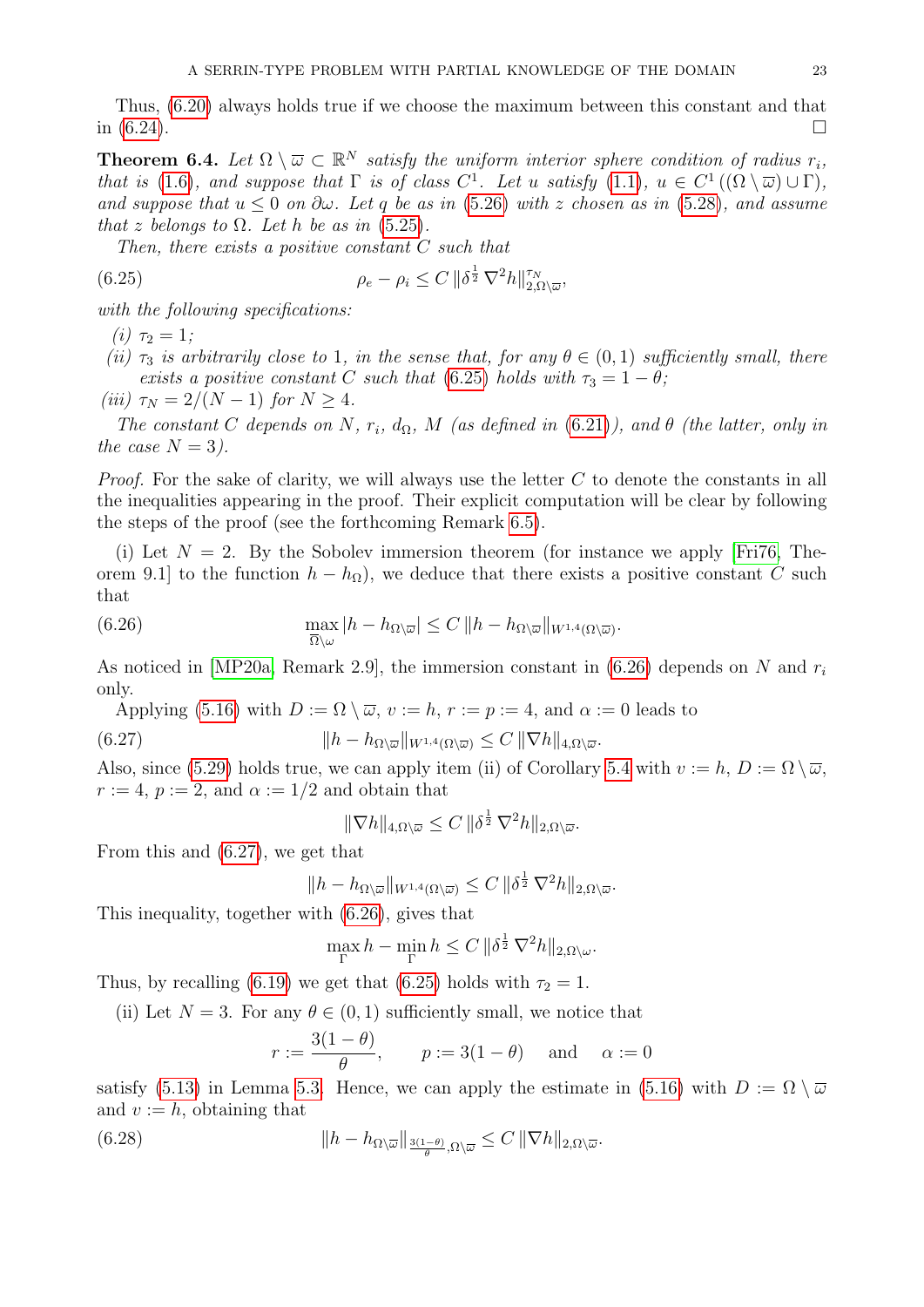Thus, (6.20) always holds true if we choose the maximum between this constant and that in (6.24). □

**Theorem 6.4.** *Let $\Omega \setminus \overline{\varpi} \subset \mathbb{R}^N$ satisfy the uniform interior sphere condition of radius $r_i$, that is (1.6), and suppose that $\Gamma$ is of class $C^1$. Let $u$ satisfy (1.1), $u \in C^1((\Omega \setminus \overline{\varpi}) \cup \Gamma)$, and suppose that $u \leq 0$ on $\partial\omega$. Let $q$ be as in (5.26) with $z$ chosen as in (5.28), and assume that $z$ belongs to $\Omega$. Let $h$ be as in (5.25).*

*Then, there exists a positive constant $C$ such that*

$$
\rho_e - \rho_i \leq C \, \| \delta^{\frac{1}{2}} \, \nabla^2 h \|_{2, \Omega \setminus \overline{\varpi}}^{\tau_N}, \tag{6.25}
$$

*with the following specifications:*

*(i) $\tau_2 = 1$;*

*(ii) $\tau_3$ is arbitrarily close to 1, in the sense that, for any $\theta \in (0,1)$ sufficiently small, there exists a positive constant $C$ such that (6.25) holds with $\tau_3 = 1 - \theta$;*

*(iii) $\tau_N = 2/(N-1)$ for $N \geq 4$.*

*The constant $C$ depends on $N$, $r_i$, $d_\Omega$, $M$ (as defined in (6.21)), and $\theta$ (the latter, only in the case $N = 3$).*

*Proof.* For the sake of clarity, we will always use the letter $C$ to denote the constants in all the inequalities appearing in the proof. Their explicit computation will be clear by following the steps of the proof (see the forthcoming Remark 6.5).

(i) Let $N = 2$. By the Sobolev immersion theorem (for instance we apply [Fri76, Theorem 9.1] to the function $h - h_\Omega$), we deduce that there exists a positive constant $C$ such that

$$
\max_{\overline{\Omega} \setminus \omega} |h - h_{\Omega \setminus \overline{\varpi}}| \leq C \, \| h - h_{\Omega \setminus \overline{\varpi}} \|_{W^{1,4}(\Omega \setminus \overline{\varpi})}. \tag{6.26}
$$

As noticed in [MP20a, Remark 2.9], the immersion constant in (6.26) depends on $N$ and $r_i$ only.

Applying (5.16) with $D := \Omega \setminus \overline{\varpi}$, $v := h$, $r := p := 4$, and $\alpha := 0$ leads to

$$
\| h - h_{\Omega \setminus \overline{\varpi}} \|_{W^{1,4}(\Omega \setminus \overline{\varpi})} \leq C \, \| \nabla h \|_{4, \Omega \setminus \overline{\varpi}}. \tag{6.27}
$$

Also, since (5.29) holds true, we can apply item (ii) of Corollary 5.4 with $v := h$, $D := \Omega \setminus \overline{\varpi}$, $r := 4$, $p := 2$, and $\alpha := 1/2$ and obtain that

$$
\| \nabla h \|_{4, \Omega \setminus \overline{\varpi}} \leq C \, \| \delta^{\frac{1}{2}} \, \nabla^2 h \|_{2, \Omega \setminus \overline{\varpi}}.
$$

From this and (6.27), we get that

$$
\| h - h_{\Omega \setminus \overline{\varpi}} \|_{W^{1,4}(\Omega \setminus \overline{\varpi})} \leq C \, \| \delta^{\frac{1}{2}} \, \nabla^2 h \|_{2, \Omega \setminus \overline{\varpi}}.
$$

This inequality, together with (6.26), gives that

$$
\max_{\Gamma} h - \min_{\Gamma} h \leq C \, \| \delta^{\frac{1}{2}} \, \nabla^2 h \|_{2, \Omega \setminus \omega}.
$$

Thus, by recalling (6.19) we get that (6.25) holds with $\tau_2 = 1$.

(ii) Let $N = 3$. For any $\theta \in (0,1)$ sufficiently small, we notice that

$$
r := \frac{3(1-\theta)}{\theta}, \qquad p := 3(1-\theta) \quad \text{ and } \quad \alpha := 0
$$

satisfy (5.13) in Lemma 5.3. Hence, we can apply the estimate in (5.16) with $D := \Omega \setminus \overline{\varpi}$ and $v := h$, obtaining that

$$
\| h - h_{\Omega \setminus \overline{\varpi}} \|_{\frac{3(1-\theta)}{\theta}, \Omega \setminus \overline{\varpi}} \leq C \, \| \nabla h \|_{2, \Omega \setminus \overline{\varpi}}. \tag{6.28}
$$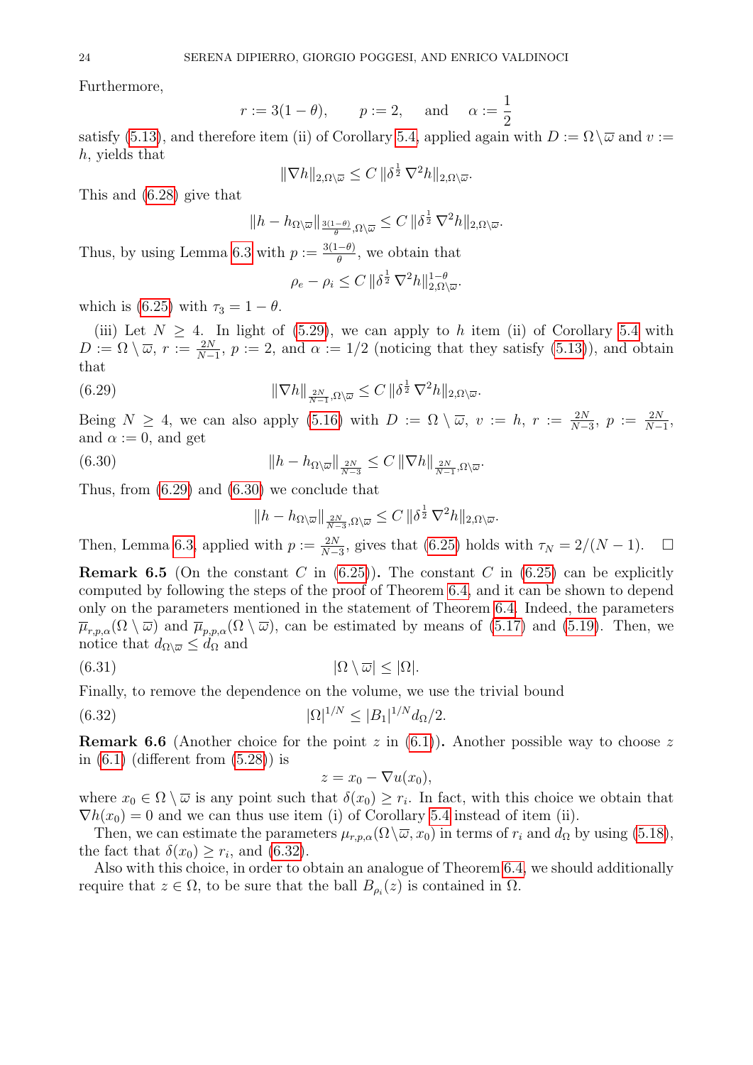Furthermore,

$$r := 3(1-\theta), \qquad p := 2, \qquad \text{and} \qquad \alpha := \frac{1}{2}$$

satisfy (5.13), and therefore item (ii) of Corollary 5.4, applied again with $D := \Omega \setminus \overline{\varpi}$ and $v := h$, yields that

$$\|\nabla h\|_{2,\Omega\setminus\overline{\varpi}} \le C\, \|\delta^{\frac{1}{2}}\, \nabla^2 h\|_{2,\Omega\setminus\overline{\varpi}}.$$

This and (6.28) give that

$$\|h - h_{\Omega\setminus\overline{\varpi}}\|_{\frac{3(1-\theta)}{\theta},\Omega\setminus\overline{\varpi}} \le C\, \|\delta^{\frac{1}{2}}\, \nabla^2 h\|_{2,\Omega\setminus\overline{\varpi}}.$$

Thus, by using Lemma 6.3 with $p := \frac{3(1-\theta)}{\theta}$, we obtain that

$$\rho_e - \rho_i \le C\, \|\delta^{\frac{1}{2}}\, \nabla^2 h\|_{2,\Omega\setminus\overline{\varpi}}^{1-\theta}.$$

which is (6.25) with $\tau_3 = 1-\theta$.

(iii) Let $N \ge 4$. In light of (5.29), we can apply to $h$ item (ii) of Corollary 5.4 with $D := \Omega \setminus \overline{\varpi}$, $r := \frac{2N}{N-1}$, $p := 2$, and $\alpha := 1/2$ (noticing that they satisfy (5.13)), and obtain that

$$\|\nabla h\|_{\frac{2N}{N-1},\Omega\setminus\overline{\varpi}} \le C\, \|\delta^{\frac{1}{2}}\, \nabla^2 h\|_{2,\Omega\setminus\overline{\varpi}}. \tag{6.29}$$

Being $N \ge 4$, we can also apply (5.16) with $D := \Omega \setminus \overline{\varpi}$, $v := h$, $r := \frac{2N}{N-3}$, $p := \frac{2N}{N-1}$, and $\alpha := 0$, and get

$$\|h - h_{\Omega\setminus\overline{\varpi}}\|_{\frac{2N}{N-3}} \le C\, \|\nabla h\|_{\frac{2N}{N-1},\Omega\setminus\overline{\varpi}}. \tag{6.30}$$

Thus, from (6.29) and (6.30) we conclude that

$$\|h - h_{\Omega\setminus\overline{\varpi}}\|_{\frac{2N}{N-3},\Omega\setminus\overline{\varpi}} \le C\, \|\delta^{\frac{1}{2}}\, \nabla^2 h\|_{2,\Omega\setminus\overline{\varpi}}.$$

Then, Lemma 6.3, applied with $p := \frac{2N}{N-3}$, gives that (6.25) holds with $\tau_N = 2/(N-1)$. $\square$

**Remark 6.5** (On the constant $C$ in (6.25))**.** The constant $C$ in (6.25) can be explicitly computed by following the steps of the proof of Theorem 6.4, and it can be shown to depend only on the parameters mentioned in the statement of Theorem 6.4. Indeed, the parameters $\overline{\mu}_{r,p,\alpha}(\Omega\setminus\overline{\varpi})$ and $\overline{\mu}_{p,p,\alpha}(\Omega\setminus\overline{\varpi})$, can be estimated by means of (5.17) and (5.19). Then, we notice that $d_{\Omega\setminus\overline{\varpi}} \le d_\Omega$ and

$$|\Omega\setminus\overline{\varpi}| \le |\Omega|. \tag{6.31}$$

Finally, to remove the dependence on the volume, we use the trivial bound

$$|\Omega|^{1/N} \le |B_1|^{1/N} d_\Omega/2. \tag{6.32}$$

**Remark 6.6** (Another choice for the point $z$ in (6.1))**.** Another possible way to choose $z$ in (6.1) (different from (5.28)) is

$$z = x_0 - \nabla u(x_0),$$

where $x_0 \in \Omega\setminus\overline{\varpi}$ is any point such that $\delta(x_0) \ge r_i$. In fact, with this choice we obtain that $\nabla h(x_0) = 0$ and we can thus use item (i) of Corollary 5.4 instead of item (ii).

Then, we can estimate the parameters $\mu_{r,p,\alpha}(\Omega\setminus\overline{\varpi}, x_0)$ in terms of $r_i$ and $d_\Omega$ by using (5.18), the fact that $\delta(x_0) \ge r_i$, and (6.32).

Also with this choice, in order to obtain an analogue of Theorem 6.4, we should additionally require that $z \in \Omega$, to be sure that the ball $B_{\rho_i}(z)$ is contained in $\Omega$.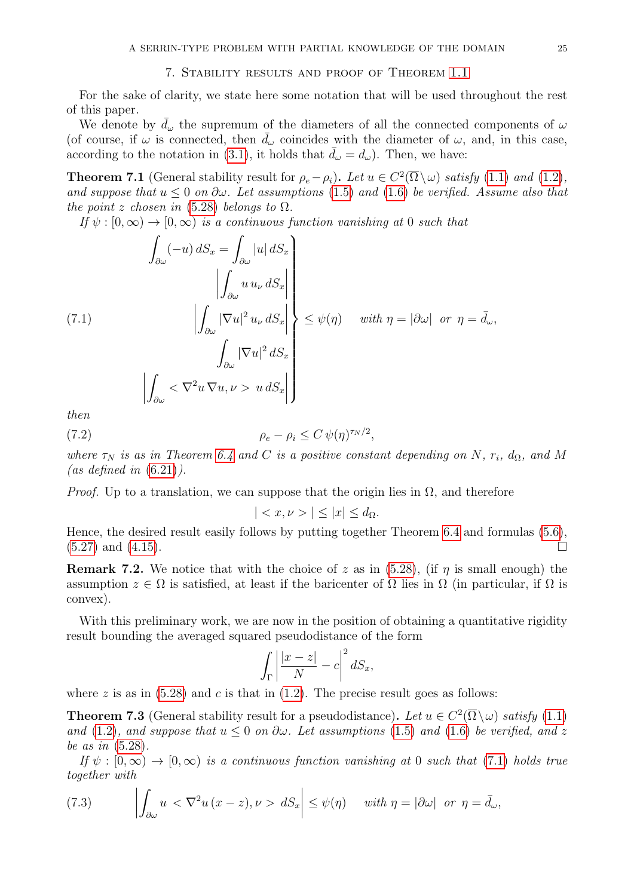## 7. Stability results and proof of Theorem 1.1

For the sake of clarity, we state here some notation that will be used throughout the rest of this paper.

We denote by $\bar{d}_\omega$ the supremum of the diameters of all the connected components of $\omega$ (of course, if $\omega$ is connected, then $\bar{d}_\omega$ coincides with the diameter of $\omega$, and, in this case, according to the notation in (3.1), it holds that $\bar{d}_\omega = d_\omega$). Then, we have:

**Theorem 7.1** (General stability result for $\rho_e - \rho_i$). *Let $u \in C^2(\overline{\Omega} \setminus \omega)$ satisfy (1.1) and (1.2), and suppose that $u \le 0$ on $\partial\omega$. Let assumptions (1.5) and (1.6) be verified. Assume also that the point $z$ chosen in (5.28) belongs to $\Omega$.*

*If $\psi : [0, \infty) \to [0, \infty)$ is a continuous function vanishing at 0 such that*

$$
\left.
\begin{aligned}
\int_{\partial\omega} (-u)\, dS_x = \int_{\partial\omega} |u|\, dS_x \\
\left| \int_{\partial\omega} u\, u_\nu \, dS_x \right| \\
\left| \int_{\partial\omega} |\nabla u|^2 \, u_\nu \, dS_x \right| \\
\int_{\partial\omega} |\nabla u|^2 \, dS_x \\
\left| \int_{\partial\omega} < \nabla^2 u \, \nabla u, \nu > \; u \, dS_x \right|
\end{aligned}
\right\} \le \psi(\eta) \quad \text{with } \eta = |\partial\omega| \ \text{ or } \ \eta = \bar{d}_\omega, \tag{7.1}
$$

*then*

$$
\rho_e - \rho_i \le C \, \psi(\eta)^{\tau_N/2}, \tag{7.2}
$$

*where $\tau_N$ is as in Theorem 6.4 and $C$ is a positive constant depending on $N$, $r_i$, $d_\Omega$, and $M$ (as defined in (6.21)).*

*Proof.* Up to a translation, we can suppose that the origin lies in $\Omega$, and therefore

$$
| < x, \nu > | \le |x| \le d_\Omega .
$$

Hence, the desired result easily follows by putting together Theorem 6.4 and formulas (5.6), (5.27) and (4.15). $\square$

**Remark 7.2.** We notice that with the choice of $z$ as in (5.28), (if $\eta$ is small enough) the assumption $z \in \Omega$ is satisfied, at least if the baricenter of $\Omega$ lies in $\Omega$ (in particular, if $\Omega$ is convex).

With this preliminary work, we are now in the position of obtaining a quantitative rigidity result bounding the averaged squared pseudodistance of the form

$$
\int_\Gamma \left| \frac{|x - z|}{N} - c \right|^2 dS_x ,
$$

where $z$ is as in (5.28) and $c$ is that in (1.2). The precise result goes as follows:

**Theorem 7.3** (General stability result for a pseudodistance). *Let $u \in C^2(\overline{\Omega} \setminus \omega)$ satisfy (1.1) and (1.2), and suppose that $u \le 0$ on $\partial\omega$. Let assumptions (1.5) and (1.6) be verified, and $z$ be as in (5.28).*

*If $\psi : [0, \infty) \to [0, \infty)$ is a continuous function vanishing at 0 such that (7.1) holds true together with*

$$
\left| \int_{\partial\omega} u < \nabla^2 u \, (x - z), \nu > \, dS_x \right| \le \psi(\eta) \quad \text{with } \eta = |\partial\omega| \ \text{ or } \ \eta = \bar{d}_\omega, \tag{7.3}
$$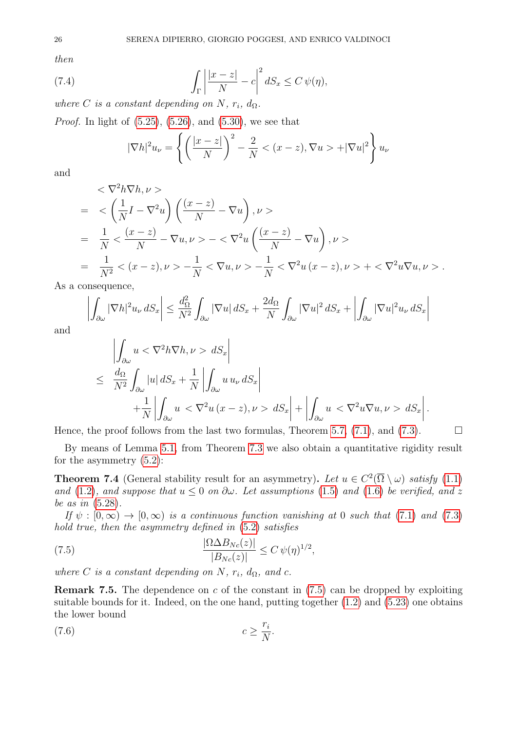*then*

$$\int_\Gamma \left| \frac{|x-z|}{N} - c \right|^2 dS_x \le C\, \psi(\eta), \tag{7.4}$$

*where $C$ is a constant depending on $N$, $r_i$, $d_\Omega$.*

*Proof.* In light of (5.25), (5.26), and (5.30), we see that

$$|\nabla h|^2 u_\nu = \left\{ \left( \frac{|x-z|}{N} \right)^2 - \frac{2}{N} < (x-z), \nabla u > + |\nabla u|^2 \right\} u_\nu$$

and

$$\begin{aligned}
&< \nabla^2 h \nabla h, \nu > \\
= \ & < \left( \frac{1}{N} I - \nabla^2 u \right) \left( \frac{(x-z)}{N} - \nabla u \right), \nu > \\
= \ & \frac{1}{N} < \frac{(x-z)}{N} - \nabla u, \nu > - < \nabla^2 u \left( \frac{(x-z)}{N} - \nabla u \right), \nu > \\
= \ & \frac{1}{N^2} < (x-z), \nu > - \frac{1}{N} < \nabla u, \nu > - \frac{1}{N} < \nabla^2 u\, (x-z), \nu > + < \nabla^2 u \nabla u, \nu > .
\end{aligned}$$

As a consequence,

$$\left| \int_{\partial\omega} |\nabla h|^2 u_\nu \, dS_x \right| \le \frac{d_\Omega^2}{N^2} \int_{\partial\omega} |\nabla u| \, dS_x + \frac{2 d_\Omega}{N} \int_{\partial\omega} |\nabla u|^2 \, dS_x + \left| \int_{\partial\omega} |\nabla u|^2 u_\nu \, dS_x \right|$$

and

$$\begin{aligned}
&\left| \int_{\partial\omega} u < \nabla^2 h \nabla h, \nu > \, dS_x \right| \\
\le \ & \frac{d_\Omega}{N^2} \int_{\partial\omega} |u| \, dS_x + \frac{1}{N} \left| \int_{\partial\omega} u\, u_\nu \, dS_x \right| \\
& \qquad + \frac{1}{N} \left| \int_{\partial\omega} u \ < \nabla^2 u\, (x-z), \nu > \, dS_x \right| + \left| \int_{\partial\omega} u \ < \nabla^2 u \nabla u, \nu > \, dS_x \right| .
\end{aligned}$$

Hence, the proof follows from the last two formulas, Theorem 5.7, (7.1), and (7.3). $\square$

By means of Lemma 5.1, from Theorem 7.3 we also obtain a quantitative rigidity result for the asymmetry (5.2):

**Theorem 7.4** (General stability result for an asymmetry)**.** *Let $u \in C^2(\overline{\Omega} \setminus \omega)$ satisfy (1.1) and (1.2), and suppose that $u \le 0$ on $\partial\omega$. Let assumptions (1.5) and (1.6) be verified, and $z$ be as in (5.28).*

*If $\psi : [0, \infty) \to [0, \infty)$ is a continuous function vanishing at 0 such that (7.1) and (7.3) hold true, then the asymmetry defined in (5.2) satisfies*

$$\frac{|\Omega \Delta B_{Nc}(z)|}{|B_{Nc}(z)|} \le C\, \psi(\eta)^{1/2}, \tag{7.5}$$

*where $C$ is a constant depending on $N$, $r_i$, $d_\Omega$, and $c$.*

**Remark 7.5.** The dependence on $c$ of the constant in (7.5) can be dropped by exploiting suitable bounds for it. Indeed, on the one hand, putting together (1.2) and (5.23) one obtains the lower bound

$$c \ge \frac{r_i}{N}. \tag{7.6}$$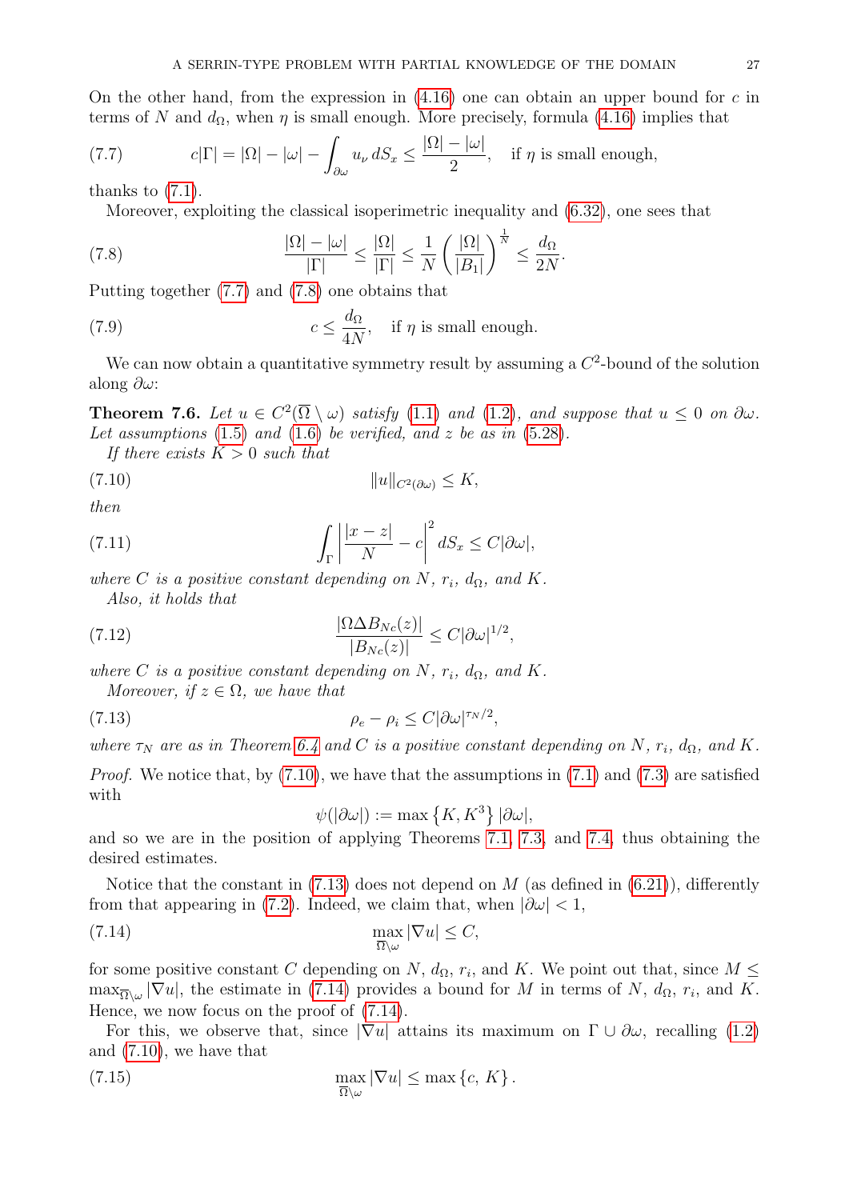On the other hand, from the expression in (4.16) one can obtain an upper bound for $c$ in terms of $N$ and $d_\Omega$, when $\eta$ is small enough. More precisely, formula (4.16) implies that

$$c|\Gamma| = |\Omega| - |\omega| - \int_{\partial\omega} u_\nu \, dS_x \leq \frac{|\Omega| - |\omega|}{2}, \quad \text{if } \eta \text{ is small enough,} \tag{7.7}$$

thanks to (7.1).

Moreover, exploiting the classical isoperimetric inequality and (6.32), one sees that

$$\frac{|\Omega| - |\omega|}{|\Gamma|} \leq \frac{|\Omega|}{|\Gamma|} \leq \frac{1}{N}\left(\frac{|\Omega|}{|B_1|}\right)^{\frac{1}{N}} \leq \frac{d_\Omega}{2N}. \tag{7.8}$$

Putting together (7.7) and (7.8) one obtains that

$$c \leq \frac{d_\Omega}{4N}, \quad \text{if } \eta \text{ is small enough.} \tag{7.9}$$

We can now obtain a quantitative symmetry result by assuming a $C^2$-bound of the solution along $\partial\omega$:

**Theorem 7.6.** *Let $u \in C^2(\overline{\Omega} \setminus \omega)$ satisfy (1.1) and (1.2), and suppose that $u \leq 0$ on $\partial\omega$. Let assumptions (1.5) and (1.6) be verified, and $z$ be as in (5.28).*

*If there exists $K > 0$ such that*

$$\|u\|_{C^2(\partial\omega)} \leq K, \tag{7.10}$$

*then*

$$\int_\Gamma \left| \frac{|x - z|}{N} - c \right|^2 dS_x \leq C|\partial\omega|, \tag{7.11}$$

*where $C$ is a positive constant depending on $N$, $r_i$, $d_\Omega$, and $K$.*

*Also, it holds that*

$$\frac{|\Omega \Delta B_{Nc}(z)|}{|B_{Nc}(z)|} \leq C|\partial\omega|^{1/2}, \tag{7.12}$$

*where $C$ is a positive constant depending on $N$, $r_i$, $d_\Omega$, and $K$.*

*Moreover, if $z \in \Omega$, we have that*

$$\rho_e - \rho_i \leq C|\partial\omega|^{\tau_N/2}, \tag{7.13}$$

*where $\tau_N$ are as in Theorem 6.4 and $C$ is a positive constant depending on $N$, $r_i$, $d_\Omega$, and $K$.*

*Proof.* We notice that, by (7.10), we have that the assumptions in (7.1) and (7.3) are satisfied with

$$\psi(|\partial\omega|) := \max\left\{K, K^3\right\}|\partial\omega|,$$

and so we are in the position of applying Theorems 7.1, 7.3, and 7.4, thus obtaining the desired estimates.

Notice that the constant in (7.13) does not depend on $M$ (as defined in (6.21)), differently from that appearing in (7.2). Indeed, we claim that, when $|\partial\omega| < 1$,

$$\max_{\overline{\Omega}\setminus\omega} |\nabla u| \leq C, \tag{7.14}$$

for some positive constant $C$ depending on $N$, $d_\Omega$, $r_i$, and $K$. We point out that, since $M \leq \max_{\overline{\Omega}\setminus\omega} |\nabla u|$, the estimate in (7.14) provides a bound for $M$ in terms of $N$, $d_\Omega$, $r_i$, and $K$. Hence, we now focus on the proof of (7.14).

For this, we observe that, since $|\nabla u|$ attains its maximum on $\Gamma \cup \partial\omega$, recalling (1.2) and (7.10), we have that

$$\max_{\overline{\Omega}\setminus\omega} |\nabla u| \leq \max\{c, K\}. \tag{7.15}$$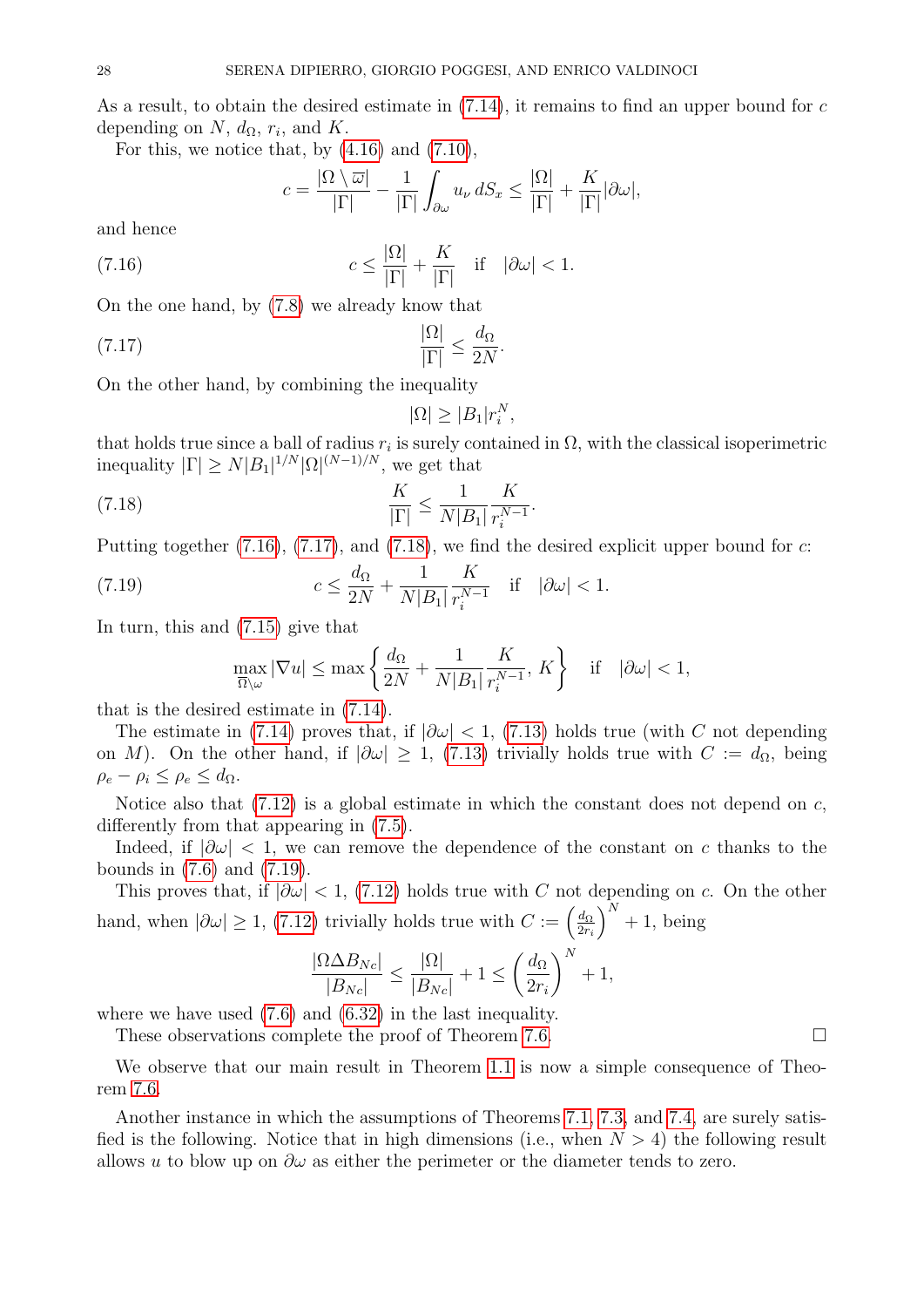As a result, to obtain the desired estimate in (7.14), it remains to find an upper bound for $c$ depending on $N$, $d_\Omega$, $r_i$, and $K$.

For this, we notice that, by (4.16) and (7.10),

$$c = \frac{|\Omega \setminus \overline{\omega}|}{|\Gamma|} - \frac{1}{|\Gamma|} \int_{\partial \omega} u_\nu \, dS_x \leq \frac{|\Omega|}{|\Gamma|} + \frac{K}{|\Gamma|} |\partial \omega|,$$

and hence

$$c \leq \frac{|\Omega|}{|\Gamma|} + \frac{K}{|\Gamma|} \quad \text{if} \quad |\partial \omega| < 1. \tag{7.16}$$

On the one hand, by (7.8) we already know that

$$\frac{|\Omega|}{|\Gamma|} \leq \frac{d_\Omega}{2N}. \tag{7.17}$$

On the other hand, by combining the inequality

$$|\Omega| \geq |B_1| r_i^N,$$

that holds true since a ball of radius $r_i$ is surely contained in $\Omega$, with the classical isoperimetric inequality $|\Gamma| \geq N |B_1|^{1/N} |\Omega|^{(N-1)/N}$, we get that

$$\frac{K}{|\Gamma|} \leq \frac{1}{N|B_1|} \frac{K}{r_i^{N-1}}. \tag{7.18}$$

Putting together (7.16), (7.17), and (7.18), we find the desired explicit upper bound for $c$:

$$c \leq \frac{d_\Omega}{2N} + \frac{1}{N|B_1|} \frac{K}{r_i^{N-1}} \quad \text{if} \quad |\partial \omega| < 1. \tag{7.19}$$

In turn, this and (7.15) give that

$$\max_{\overline{\Omega} \setminus \omega} |\nabla u| \leq \max \left\{ \frac{d_\Omega}{2N} + \frac{1}{N|B_1|} \frac{K}{r_i^{N-1}}, \, K \right\} \quad \text{if} \quad |\partial \omega| < 1,$$

that is the desired estimate in (7.14).

The estimate in (7.14) proves that, if $|\partial \omega| < 1$, (7.13) holds true (with $C$ not depending on $M$). On the other hand, if $|\partial \omega| \geq 1$, (7.13) trivially holds true with $C := d_\Omega$, being $\rho_e - \rho_i \leq \rho_e \leq d_\Omega$.

Notice also that (7.12) is a global estimate in which the constant does not depend on $c$, differently from that appearing in (7.5).

Indeed, if $|\partial \omega| < 1$, we can remove the dependence of the constant on $c$ thanks to the bounds in (7.6) and (7.19).

This proves that, if $|\partial \omega| < 1$, (7.12) holds true with $C$ not depending on $c$. On the other hand, when $|\partial \omega| \geq 1$, (7.12) trivially holds true with $C := \left( \frac{d_\Omega}{2 r_i} \right)^N + 1$, being

$$\frac{|\Omega \Delta B_{Nc}|}{|B_{Nc}|} \leq \frac{|\Omega|}{|B_{Nc}|} + 1 \leq \left( \frac{d_\Omega}{2 r_i} \right)^N + 1,$$

where we have used (7.6) and (6.32) in the last inequality.

These observations complete the proof of Theorem 7.6. $\square$

We observe that our main result in Theorem 1.1 is now a simple consequence of Theorem 7.6.

Another instance in which the assumptions of Theorems 7.1, 7.3, and 7.4, are surely satisfied is the following. Notice that in high dimensions (i.e., when $N > 4$) the following result allows $u$ to blow up on $\partial \omega$ as either the perimeter or the diameter tends to zero.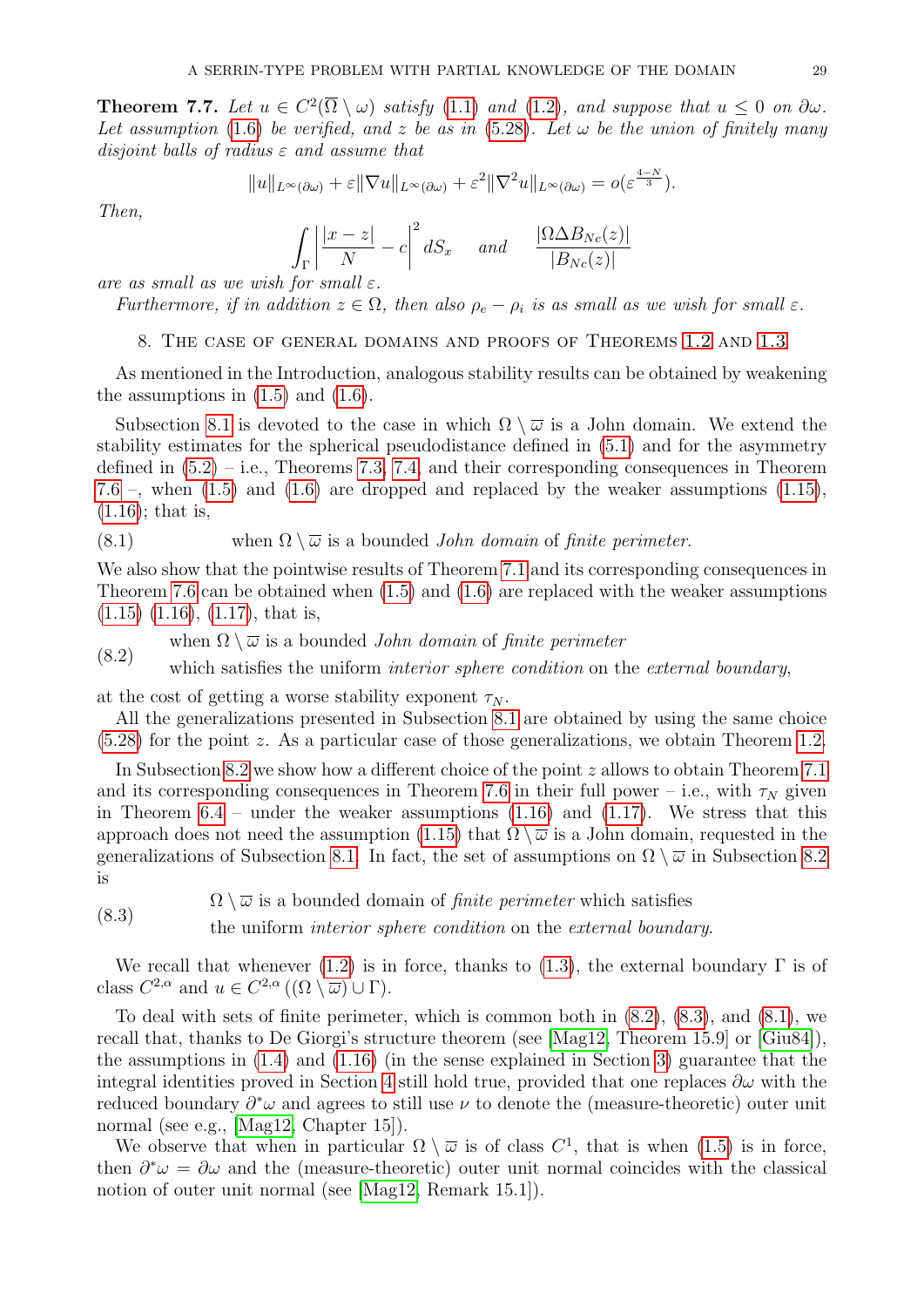**Theorem 7.7.** *Let $u \in C^2(\overline{\Omega} \setminus \omega)$ satisfy (1.1) and (1.2), and suppose that $u \le 0$ on $\partial\omega$. Let assumption (1.6) be verified, and $z$ be as in (5.28). Let $\omega$ be the union of finitely many disjoint balls of radius $\varepsilon$ and assume that*

$$\|u\|_{L^\infty(\partial\omega)} + \varepsilon \|\nabla u\|_{L^\infty(\partial\omega)} + \varepsilon^2 \|\nabla^2 u\|_{L^\infty(\partial\omega)} = o(\varepsilon^{\frac{4-N}{3}}).$$

*Then,*

$$\int_\Gamma \left| \frac{|x-z|}{N} - c \right|^2 dS_x \quad \text{and} \quad \frac{|\Omega \Delta B_{Nc}(z)|}{|B_{Nc}(z)|}$$

*are as small as we wish for small $\varepsilon$.*

*Furthermore, if in addition $z \in \Omega$, then also $\rho_e - \rho_i$ is as small as we wish for small $\varepsilon$.*

## 8. The case of general domains and proofs of Theorems 1.2 and 1.3

As mentioned in the Introduction, analogous stability results can be obtained by weakening the assumptions in (1.5) and (1.6).

Subsection 8.1 is devoted to the case in which $\Omega \setminus \varpi$ is a John domain. We extend the stability estimates for the spherical pseudodistance defined in (5.1) and for the asymmetry defined in (5.2) – i.e., Theorems 7.3, 7.4, and their corresponding consequences in Theorem 7.6 –, when (1.5) and (1.6) are dropped and replaced by the weaker assumptions (1.15), (1.16); that is,

$$\text{(8.1)} \qquad \text{when } \Omega \setminus \varpi \text{ is a bounded \textit{John domain} of \textit{finite perimeter}.}$$

We also show that the pointwise results of Theorem 7.1 and its corresponding consequences in Theorem 7.6 can be obtained when (1.5) and (1.6) are replaced with the weaker assumptions (1.15) (1.16), (1.17), that is,

(8.2) when $\Omega \setminus \varpi$ is a bounded *John domain* of *finite perimeter*
which satisfies the uniform *interior sphere condition* on the *external boundary*,

at the cost of getting a worse stability exponent $\tau_N$.

All the generalizations presented in Subsection 8.1 are obtained by using the same choice (5.28) for the point $z$. As a particular case of those generalizations, we obtain Theorem 1.2.

In Subsection 8.2 we show how a different choice of the point $z$ allows to obtain Theorem 7.1 and its corresponding consequences in Theorem 7.6 in their full power – i.e., with $\tau_N$ given in Theorem 6.4 – under the weaker assumptions (1.16) and (1.17). We stress that this approach does not need the assumption (1.15) that $\Omega \setminus \varpi$ is a John domain, requested in the generalizations of Subsection 8.1. In fact, the set of assumptions on $\Omega \setminus \varpi$ in Subsection 8.2 is

(8.3) $\Omega \setminus \varpi$ is a bounded domain of *finite perimeter* which satisfies
the uniform *interior sphere condition* on the *external boundary*.

We recall that whenever (1.2) is in force, thanks to (1.3), the external boundary $\Gamma$ is of class $C^{2,\alpha}$ and $u \in C^{2,\alpha}\left((\Omega \setminus \overline{\varpi}) \cup \Gamma\right)$.

To deal with sets of finite perimeter, which is common both in (8.2), (8.3), and (8.1), we recall that, thanks to De Giorgi's structure theorem (see [Mag12, Theorem 15.9] or [Giu84]), the assumptions in (1.4) and (1.16) (in the sense explained in Section 3) guarantee that the integral identities proved in Section 4 still hold true, provided that one replaces $\partial\omega$ with the reduced boundary $\partial^*\omega$ and agrees to still use $\nu$ to denote the (measure-theoretic) outer unit normal (see e.g., [Mag12, Chapter 15]).

We observe that when in particular $\Omega \setminus \varpi$ is of class $C^1$, that is when (1.5) is in force, then $\partial^*\omega = \partial\omega$ and the (measure-theoretic) outer unit normal coincides with the classical notion of outer unit normal (see [Mag12, Remark 15.1]).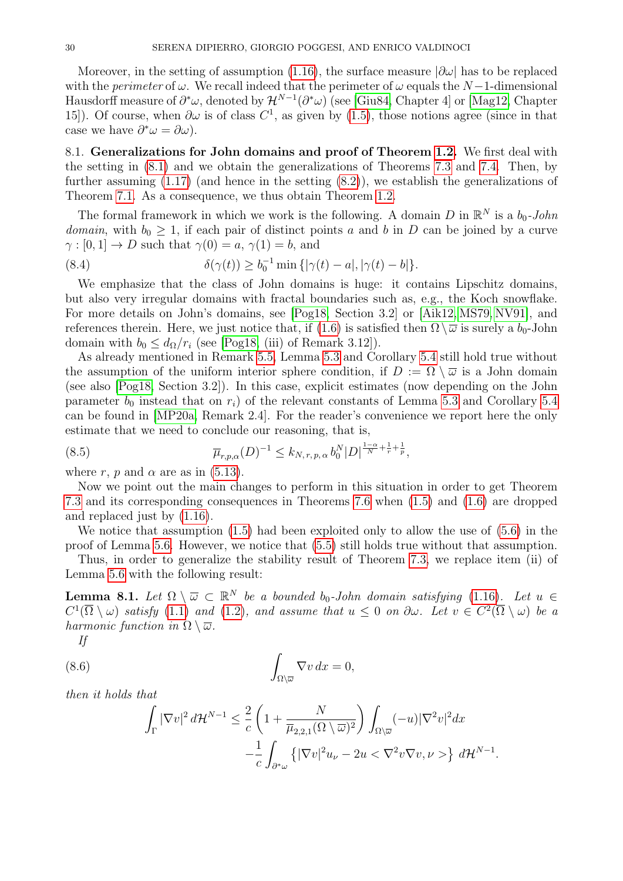Moreover, in the setting of assumption (1.16), the surface measure $|\partial\omega|$ has to be replaced with the *perimeter* of $\omega$. We recall indeed that the perimeter of $\omega$ equals the $N-1$-dimensional Hausdorff measure of $\partial^*\omega$, denoted by $\mathcal{H}^{N-1}(\partial^*\omega)$ (see [Giu84, Chapter 4] or [Mag12, Chapter 15]). Of course, when $\partial\omega$ is of class $C^1$, as given by (1.5), those notions agree (since in that case we have $\partial^*\omega = \partial\omega$).

8.1. **Generalizations for John domains and proof of Theorem 1.2.** We first deal with the setting in (8.1) and we obtain the generalizations of Theorems 7.3 and 7.4. Then, by further assuming (1.17) (and hence in the setting (8.2)), we establish the generalizations of Theorem 7.1. As a consequence, we thus obtain Theorem 1.2.

The formal framework in which we work is the following. A domain $D$ in $\mathbb{R}^N$ is a $b_0$-*John domain*, with $b_0 \geq 1$, if each pair of distinct points $a$ and $b$ in $D$ can be joined by a curve $\gamma : [0,1] \to D$ such that $\gamma(0) = a$, $\gamma(1) = b$, and

$$\delta(\gamma(t)) \geq b_0^{-1} \min\{|\gamma(t) - a|, |\gamma(t) - b|\}. \tag{8.4}$$

We emphasize that the class of John domains is huge: it contains Lipschitz domains, but also very irregular domains with fractal boundaries such as, e.g., the Koch snowflake. For more details on John's domains, see [Pog18, Section 3.2] or [Aik12, MS79, NV91], and references therein. Here, we just notice that, if (1.6) is satisfied then $\Omega \setminus \overline{\omega}$ is surely a $b_0$-John domain with $b_0 \leq d_\Omega / r_i$ (see [Pog18, (iii) of Remark 3.12]).

As already mentioned in Remark 5.5, Lemma 5.3 and Corollary 5.4 still hold true without the assumption of the uniform interior sphere condition, if $D := \Omega \setminus \overline{\omega}$ is a John domain (see also [Pog18, Section 3.2]). In this case, explicit estimates (now depending on the John parameter $b_0$ instead that on $r_i$) of the relevant constants of Lemma 5.3 and Corollary 5.4 can be found in [MP20a, Remark 2.4]. For the reader's convenience we report here the only estimate that we need to conclude our reasoning, that is,

$$\overline{\mu}_{r,p,\alpha}(D)^{-1} \leq k_{N,r,p,\alpha}\, b_0^N |D|^{\frac{1-\alpha}{N} + \frac{1}{r} + \frac{1}{p}}, \tag{8.5}$$

where $r$, $p$ and $\alpha$ are as in (5.13).

Now we point out the main changes to perform in this situation in order to get Theorem 7.3 and its corresponding consequences in Theorems 7.6 when (1.5) and (1.6) are dropped and replaced just by (1.16).

We notice that assumption (1.5) had been exploited only to allow the use of (5.6) in the proof of Lemma 5.6. However, we notice that (5.5) still holds true without that assumption.

Thus, in order to generalize the stability result of Theorem 7.3, we replace item (ii) of Lemma 5.6 with the following result:

**Lemma 8.1.** *Let $\Omega \setminus \overline{\omega} \subset \mathbb{R}^N$ be a bounded $b_0$-John domain satisfying (1.16). Let $u \in C^1(\overline{\Omega} \setminus \omega)$ satisfy (1.1) and (1.2), and assume that $u \leq 0$ on $\partial\omega$. Let $v \in C^2(\overline{\Omega} \setminus \omega)$ be a harmonic function in $\Omega \setminus \overline{\omega}$.*

*If*

$$\int_{\Omega \setminus \overline{\omega}} \nabla v \, dx = 0, \tag{8.6}$$

*then it holds that*

$$\int_\Gamma |\nabla v|^2 \, d\mathcal{H}^{N-1} \leq \frac{2}{c}\left(1 + \frac{N}{\overline{\mu}_{2,2,1}(\Omega \setminus \overline{\omega})^2}\right) \int_{\Omega \setminus \overline{\omega}} (-u) |\nabla^2 v|^2 dx$$
$$- \frac{1}{c} \int_{\partial^*\omega} \left\{ |\nabla v|^2 u_\nu - 2u < \nabla^2 v \nabla v, \nu > \right\} \, d\mathcal{H}^{N-1}.$$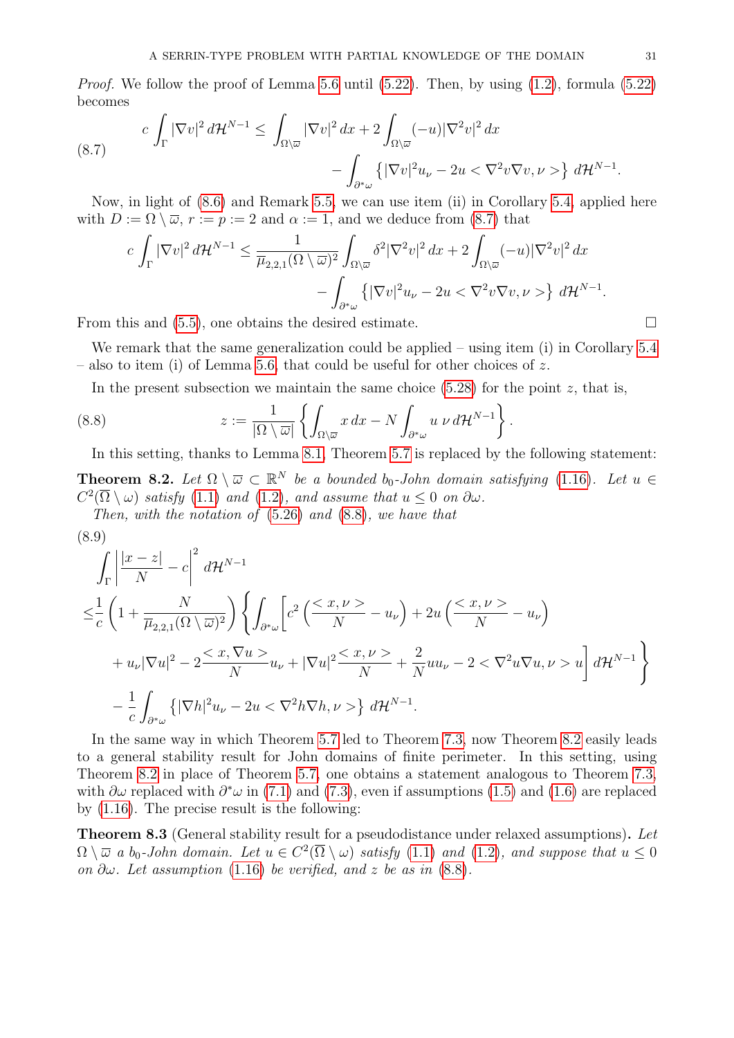*Proof.* We follow the proof of Lemma 5.6 until (5.22). Then, by using (1.2), formula (5.22) becomes

$$c \int_\Gamma |\nabla v|^2 \, d\mathcal{H}^{N-1} \le \int_{\Omega\setminus\overline{\omega}} |\nabla v|^2 \, dx + 2 \int_{\Omega\setminus\overline{\omega}} (-u) |\nabla^2 v|^2 \, dx - \int_{\partial^* \omega} \left\{ |\nabla v|^2 u_\nu - 2u < \nabla^2 v \nabla v, \nu > \right\} d\mathcal{H}^{N-1}. \tag{8.7}$$

Now, in light of (8.6) and Remark 5.5, we can use item (ii) in Corollary 5.4, applied here with $D := \Omega \setminus \overline{\omega}$, $r := p := 2$ and $\alpha := 1$, and we deduce from (8.7) that

$$c \int_\Gamma |\nabla v|^2 \, d\mathcal{H}^{N-1} \le \frac{1}{\overline{\mu}_{2,2,1}(\Omega\setminus\overline{\omega})^2} \int_{\Omega\setminus\overline{\omega}} \delta^2 |\nabla^2 v|^2 \, dx + 2 \int_{\Omega\setminus\overline{\omega}} (-u) |\nabla^2 v|^2 \, dx - \int_{\partial^* \omega} \left\{ |\nabla v|^2 u_\nu - 2u < \nabla^2 v \nabla v, \nu > \right\} d\mathcal{H}^{N-1}.$$

From this and (5.5), one obtains the desired estimate. $\square$

We remark that the same generalization could be applied – using item (i) in Corollary 5.4 – also to item (i) of Lemma 5.6, that could be useful for other choices of $z$.

In the present subsection we maintain the same choice (5.28) for the point $z$, that is,

$$z := \frac{1}{|\Omega \setminus \overline{\omega}|} \left\{ \int_{\Omega\setminus\overline{\omega}} x \, dx - N \int_{\partial^* \omega} u \, \nu \, d\mathcal{H}^{N-1} \right\}. \tag{8.8}$$

In this setting, thanks to Lemma 8.1, Theorem 5.7 is replaced by the following statement:

**Theorem 8.2.** *Let $\Omega \setminus \overline{\omega} \subset \mathbb{R}^N$ be a bounded $b_0$-John domain satisfying (1.16). Let $u \in C^2(\overline{\Omega} \setminus \omega)$ satisfy (1.1) and (1.2), and assume that $u \le 0$ on $\partial\omega$.*

*Then, with the notation of (5.26) and (8.8), we have that*

$$\begin{aligned}
&\int_\Gamma \left| \frac{|x-z|}{N} - c \right|^2 d\mathcal{H}^{N-1} \\
\le& \frac{1}{c} \left( 1 + \frac{N}{\overline{\mu}_{2,2,1}(\Omega\setminus\overline{\omega})^2} \right) \Bigg\{ \int_{\partial^*\omega} \Bigg[ c^2 \left( \frac{< x, \nu >}{N} - u_\nu \right) + 2u \left( \frac{< x, \nu >}{N} - u_\nu \right) \\
&+ u_\nu |\nabla u|^2 - 2 \frac{< x, \nabla u >}{N} u_\nu + |\nabla u|^2 \frac{< x, \nu >}{N} + \frac{2}{N} u u_\nu - 2 < \nabla^2 u \nabla u, \nu > u \Bigg] d\mathcal{H}^{N-1} \Bigg\} \\
&- \frac{1}{c} \int_{\partial^*\omega} \left\{ |\nabla h|^2 u_\nu - 2u < \nabla^2 h \nabla h, \nu > \right\} d\mathcal{H}^{N-1}.
\end{aligned} \tag{8.9}$$

In the same way in which Theorem 5.7 led to Theorem 7.3, now Theorem 8.2 easily leads to a general stability result for John domains of finite perimeter. In this setting, using Theorem 8.2 in place of Theorem 5.7, one obtains a statement analogous to Theorem 7.3, with $\partial\omega$ replaced with $\partial^*\omega$ in (7.1) and (7.3), even if assumptions (1.5) and (1.6) are replaced by (1.16). The precise result is the following:

**Theorem 8.3** (General stability result for a pseudodistance under relaxed assumptions)**.** *Let $\Omega \setminus \overline{\omega}$ a $b_0$-John domain. Let $u \in C^2(\overline{\Omega} \setminus \omega)$ satisfy (1.1) and (1.2), and suppose that $u \le 0$ on $\partial\omega$. Let assumption (1.16) be verified, and $z$ be as in (8.8).*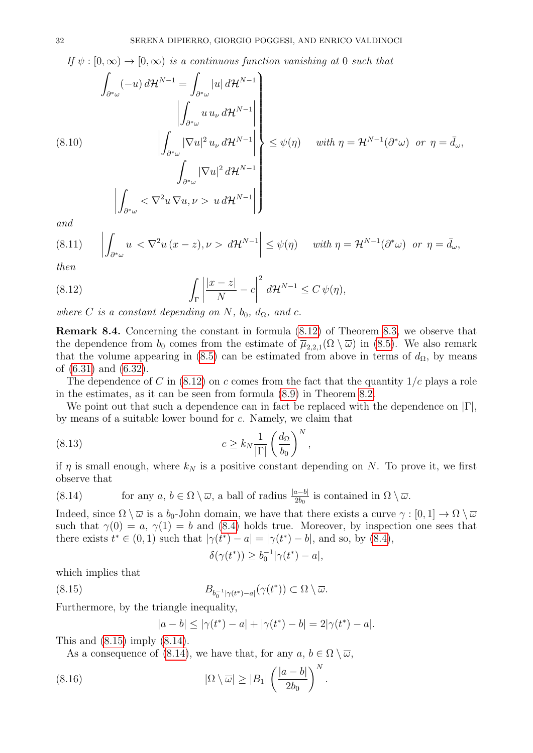*If $\psi : [0,\infty) \to [0,\infty)$ is a continuous function vanishing at 0 such that*

$$
\left.
\begin{array}{r}
\displaystyle\int_{\partial^*\omega} (-u)\, d\mathcal{H}^{N-1} = \int_{\partial^*\omega} |u|\, d\mathcal{H}^{N-1} \\
\displaystyle\left| \int_{\partial^*\omega} u\, u_\nu \, d\mathcal{H}^{N-1} \right| \\
\displaystyle\left| \int_{\partial^*\omega} |\nabla u|^2\, u_\nu \, d\mathcal{H}^{N-1} \right| \\
\displaystyle\int_{\partial^*\omega} |\nabla u|^2 \, d\mathcal{H}^{N-1} \\
\displaystyle\left| \int_{\partial^*\omega} < \nabla^2 u\, \nabla u, \nu > \, u \, d\mathcal{H}^{N-1} \right|
\end{array}
\right\} \le \psi(\eta) \quad \text{with } \eta = \mathcal{H}^{N-1}(\partial^*\omega) \text{ or } \eta = \bar{d}_\omega, \tag{8.10}
$$

*and*

$$
\left| \int_{\partial^*\omega} u \, < \nabla^2 u\, (x-z), \nu > \, d\mathcal{H}^{N-1} \right| \le \psi(\eta) \quad \text{with } \eta = \mathcal{H}^{N-1}(\partial^*\omega) \text{ or } \eta = \bar{d}_\omega, \tag{8.11}
$$

*then*

$$
\int_\Gamma \left| \frac{|x-z|}{N} - c \right|^2 d\mathcal{H}^{N-1} \le C\, \psi(\eta), \tag{8.12}
$$

*where $C$ is a constant depending on $N$, $b_0$, $d_\Omega$, and $c$.*

**Remark 8.4.** Concerning the constant in formula (8.12) of Theorem 8.3, we observe that the dependence from $b_0$ comes from the estimate of $\overline{\mu}_{2,2,1}(\Omega \setminus \overline{\omega})$ in (8.5). We also remark that the volume appearing in (8.5) can be estimated from above in terms of $d_\Omega$, by means of (6.31) and (6.32).

The dependence of $C$ in (8.12) on $c$ comes from the fact that the quantity $1/c$ plays a role in the estimates, as it can be seen from formula (8.9) in Theorem 8.2.

We point out that such a dependence can in fact be replaced with the dependence on $|\Gamma|$, by means of a suitable lower bound for $c$. Namely, we claim that

$$
c \ge k_N \frac{1}{|\Gamma|} \left( \frac{d_\Omega}{b_0} \right)^N, \tag{8.13}
$$

if $\eta$ is small enough, where $k_N$ is a positive constant depending on $N$. To prove it, we first observe that

$$
\text{for any } a,\, b \in \Omega \setminus \overline{\omega}, \text{ a ball of radius } \tfrac{|a-b|}{2b_0} \text{ is contained in } \Omega \setminus \overline{\omega}. \tag{8.14}
$$

Indeed, since $\Omega \setminus \overline{\omega}$ is a $b_0$-John domain, we have that there exists a curve $\gamma : [0,1] \to \Omega \setminus \overline{\omega}$ such that $\gamma(0) = a$, $\gamma(1) = b$ and (8.4) holds true. Moreover, by inspection one sees that there exists $t^* \in (0,1)$ such that $|\gamma(t^*) - a| = |\gamma(t^*) - b|$, and so, by (8.4),

$$
\delta(\gamma(t^*)) \ge b_0^{-1} |\gamma(t^*) - a|,
$$

which implies that

$$
B_{b_0^{-1}|\gamma(t^*) - a|}(\gamma(t^*)) \subset \Omega \setminus \overline{\omega}. \tag{8.15}
$$

Furthermore, by the triangle inequality,

$$
|a - b| \le |\gamma(t^*) - a| + |\gamma(t^*) - b| = 2|\gamma(t^*) - a|.
$$

This and (8.15) imply (8.14).

As a consequence of (8.14), we have that, for any $a,\, b \in \Omega \setminus \overline{\omega}$,

$$
|\Omega \setminus \overline{\omega}| \ge |B_1| \left( \frac{|a-b|}{2b_0} \right)^N. \tag{8.16}
$$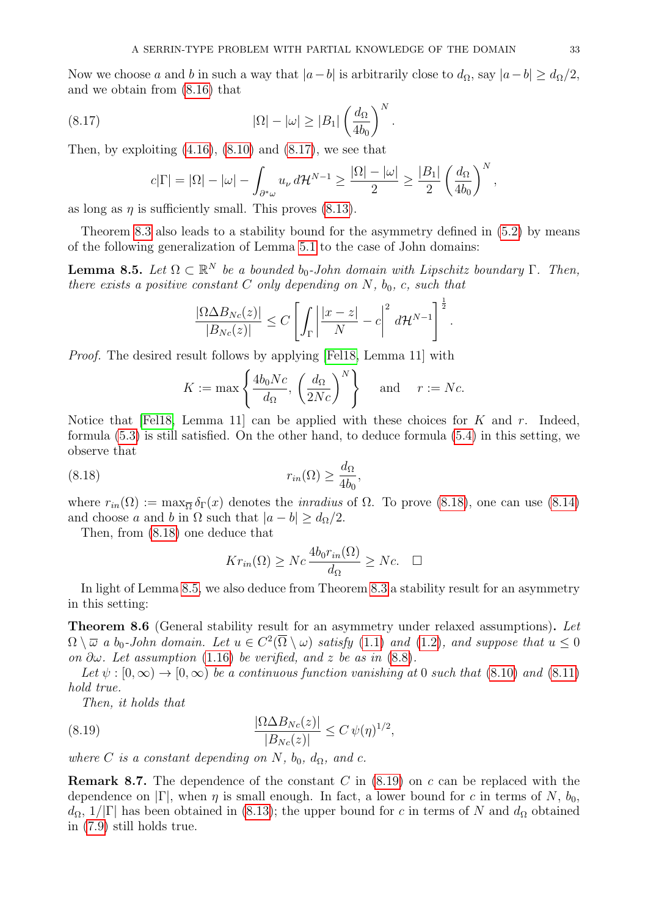Now we choose $a$ and $b$ in such a way that $|a-b|$ is arbitrarily close to $d_\Omega$, say $|a-b| \geq d_\Omega/2$, and we obtain from (8.16) that

$$|\Omega| - |\omega| \geq |B_1| \left( \frac{d_\Omega}{4b_0} \right)^N . \tag{8.17}$$

Then, by exploiting (4.16), (8.10) and (8.17), we see that

$$c|\Gamma| = |\Omega| - |\omega| - \int_{\partial^* \omega} u_\nu \, d\mathcal{H}^{N-1} \geq \frac{|\Omega| - |\omega|}{2} \geq \frac{|B_1|}{2} \left( \frac{d_\Omega}{4b_0} \right)^N ,$$

as long as $\eta$ is sufficiently small. This proves (8.13).

Theorem 8.3 also leads to a stability bound for the asymmetry defined in (5.2) by means of the following generalization of Lemma 5.1 to the case of John domains:

**Lemma 8.5.** *Let $\Omega \subset \mathbb{R}^N$ be a bounded $b_0$-John domain with Lipschitz boundary $\Gamma$. Then, there exists a positive constant $C$ only depending on $N$, $b_0$, $c$, such that*

$$\frac{|\Omega \Delta B_{Nc}(z)|}{|B_{Nc}(z)|} \leq C \left[ \int_\Gamma \left| \frac{|x-z|}{N} - c \right|^2 d\mathcal{H}^{N-1} \right]^{\frac{1}{2}} .$$

*Proof.* The desired result follows by applying [Fel18, Lemma 11] with

$$K := \max \left\{ \frac{4b_0 N c}{d_\Omega}, \left( \frac{d_\Omega}{2Nc} \right)^N \right\} \quad \text{ and } \quad r := Nc.$$

Notice that [Fel18, Lemma 11] can be applied with these choices for $K$ and $r$. Indeed, formula (5.3) is still satisfied. On the other hand, to deduce formula (5.4) in this setting, we observe that

$$r_{in}(\Omega) \geq \frac{d_\Omega}{4b_0}, \tag{8.18}$$

where $r_{in}(\Omega) := \max_{\overline{\Omega}} \delta_\Gamma(x)$ denotes the *inradius* of $\Omega$. To prove (8.18), one can use (8.14) and choose $a$ and $b$ in $\Omega$ such that $|a-b| \geq d_\Omega/2$.

Then, from (8.18) one deduce that

$$K r_{in}(\Omega) \geq Nc \, \frac{4b_0 r_{in}(\Omega)}{d_\Omega} \geq Nc. \quad \square$$

In light of Lemma 8.5, we also deduce from Theorem 8.3 a stability result for an asymmetry in this setting:

**Theorem 8.6** (General stability result for an asymmetry under relaxed assumptions)**.** *Let $\Omega \setminus \overline{\omega}$ a $b_0$-John domain. Let $u \in C^2(\overline{\Omega} \setminus \omega)$ satisfy (1.1) and (1.2), and suppose that $u \leq 0$ on $\partial\omega$. Let assumption (1.16) be verified, and $z$ be as in (8.8).*

*Let $\psi : [0, \infty) \to [0, \infty)$ be a continuous function vanishing at $0$ such that (8.10) and (8.11) hold true.*

*Then, it holds that*

$$\frac{|\Omega \Delta B_{Nc}(z)|}{|B_{Nc}(z)|} \leq C \, \psi(\eta)^{1/2}, \tag{8.19}$$

*where $C$ is a constant depending on $N$, $b_0$, $d_\Omega$, and $c$.*

**Remark 8.7.** The dependence of the constant $C$ in (8.19) on $c$ can be replaced with the dependence on $|\Gamma|$, when $\eta$ is small enough. In fact, a lower bound for $c$ in terms of $N$, $b_0$, $d_\Omega$, $1/|\Gamma|$ has been obtained in (8.13); the upper bound for $c$ in terms of $N$ and $d_\Omega$ obtained in (7.9) still holds true.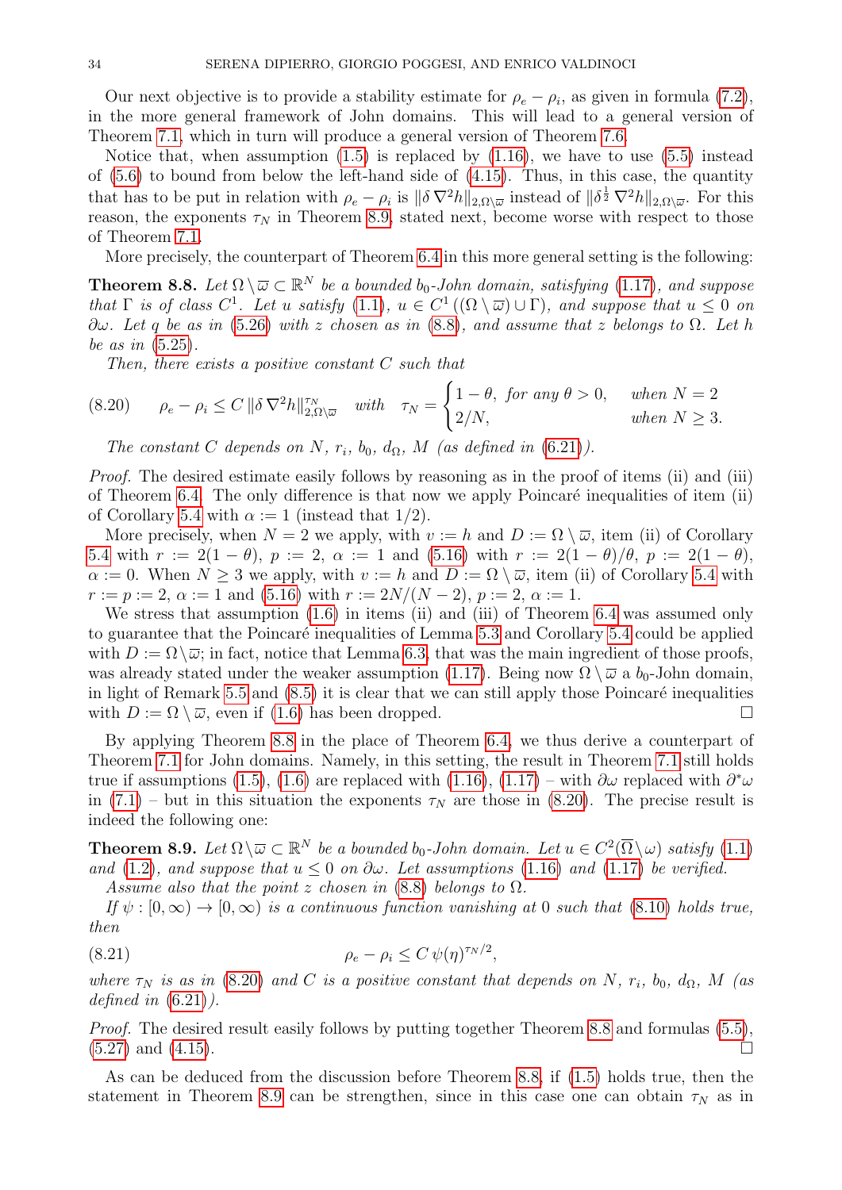Our next objective is to provide a stability estimate for $\rho_e - \rho_i$, as given in formula (7.2), in the more general framework of John domains. This will lead to a general version of Theorem 7.1, which in turn will produce a general version of Theorem 7.6.

Notice that, when assumption (1.5) is replaced by (1.16), we have to use (5.5) instead of (5.6) to bound from below the left-hand side of (4.15). Thus, in this case, the quantity that has to be put in relation with $\rho_e - \rho_i$ is $\|\delta \nabla^2 h\|_{2,\Omega\setminus\overline{\omega}}$ instead of $\|\delta^{\frac{1}{2}} \nabla^2 h\|_{2,\Omega\setminus\overline{\omega}}$. For this reason, the exponents $\tau_N$ in Theorem 8.9, stated next, become worse with respect to those of Theorem 7.1.

More precisely, the counterpart of Theorem 6.4 in this more general setting is the following:

**Theorem 8.8.** *Let $\Omega\setminus\overline{\omega} \subset \mathbb{R}^N$ be a bounded $b_0$-John domain, satisfying (1.17), and suppose that $\Gamma$ is of class $C^1$. Let $u$ satisfy (1.1), $u \in C^1((\Omega\setminus\overline{\omega})\cup\Gamma)$, and suppose that $u \le 0$ on $\partial\omega$. Let $q$ be as in (5.26) with $z$ chosen as in (8.8), and assume that $z$ belongs to $\Omega$. Let $h$ be as in (5.25).*

*Then, there exists a positive constant $C$ such that*

$$\rho_e - \rho_i \le C\, \|\delta \nabla^2 h\|_{2,\Omega\setminus\overline{\omega}}^{\tau_N} \quad \text{with} \quad \tau_N = \begin{cases} 1-\theta, \text{ for any } \theta > 0, & \text{when } N = 2 \\ 2/N, & \text{when } N \ge 3. \end{cases} \tag{8.20}$$

*The constant $C$ depends on $N$, $r_i$, $b_0$, $d_\Omega$, $M$ (as defined in (6.21)).*

*Proof.* The desired estimate easily follows by reasoning as in the proof of items (ii) and (iii) of Theorem 6.4. The only difference is that now we apply Poincaré inequalities of item (ii) of Corollary 5.4 with $\alpha := 1$ (instead that $1/2$).

More precisely, when $N = 2$ we apply, with $v := h$ and $D := \Omega\setminus\overline{\omega}$, item (ii) of Corollary 5.4 with $r := 2(1-\theta)$, $p := 2$, $\alpha := 1$ and (5.16) with $r := 2(1-\theta)/\theta$, $p := 2(1-\theta)$, $\alpha := 0$. When $N \ge 3$ we apply, with $v := h$ and $D := \Omega\setminus\overline{\omega}$, item (ii) of Corollary 5.4 with $r := p := 2$, $\alpha := 1$ and (5.16) with $r := 2N/(N-2)$, $p := 2$, $\alpha := 1$.

We stress that assumption (1.6) in items (ii) and (iii) of Theorem 6.4 was assumed only to guarantee that the Poincaré inequalities of Lemma 5.3 and Corollary 5.4 could be applied with $D := \Omega\setminus\overline{\omega}$; in fact, notice that Lemma 6.3, that was the main ingredient of those proofs, was already stated under the weaker assumption (1.17). Being now $\Omega\setminus\overline{\omega}$ a $b_0$-John domain, in light of Remark 5.5 and (8.5) it is clear that we can still apply those Poincaré inequalities with $D := \Omega\setminus\overline{\omega}$, even if (1.6) has been dropped. □

By applying Theorem 8.8 in the place of Theorem 6.4, we thus derive a counterpart of Theorem 7.1 for John domains. Namely, in this setting, the result in Theorem 7.1 still holds true if assumptions (1.5), (1.6) are replaced with (1.16), (1.17) – with $\partial\omega$ replaced with $\partial^*\omega$ in (7.1) – but in this situation the exponents $\tau_N$ are those in (8.20). The precise result is indeed the following one:

**Theorem 8.9.** *Let $\Omega\setminus\overline{\omega} \subset \mathbb{R}^N$ be a bounded $b_0$-John domain. Let $u \in C^2(\overline{\Omega}\setminus\omega)$ satisfy (1.1) and (1.2), and suppose that $u \le 0$ on $\partial\omega$. Let assumptions (1.16) and (1.17) be verified.*

*Assume also that the point $z$ chosen in (8.8) belongs to $\Omega$.*

*If $\psi : [0,\infty) \to [0,\infty)$ is a continuous function vanishing at 0 such that (8.10) holds true, then*

$$\rho_e - \rho_i \le C\, \psi(\eta)^{\tau_N/2}, \tag{8.21}$$

*where $\tau_N$ is as in (8.20) and $C$ is a positive constant that depends on $N$, $r_i$, $b_0$, $d_\Omega$, $M$ (as defined in (6.21)).*

*Proof.* The desired result easily follows by putting together Theorem 8.8 and formulas (5.5), (5.27) and (4.15). □

As can be deduced from the discussion before Theorem 8.8, if (1.5) holds true, then the statement in Theorem 8.9 can be strengthen, since in this case one can obtain $\tau_N$ as in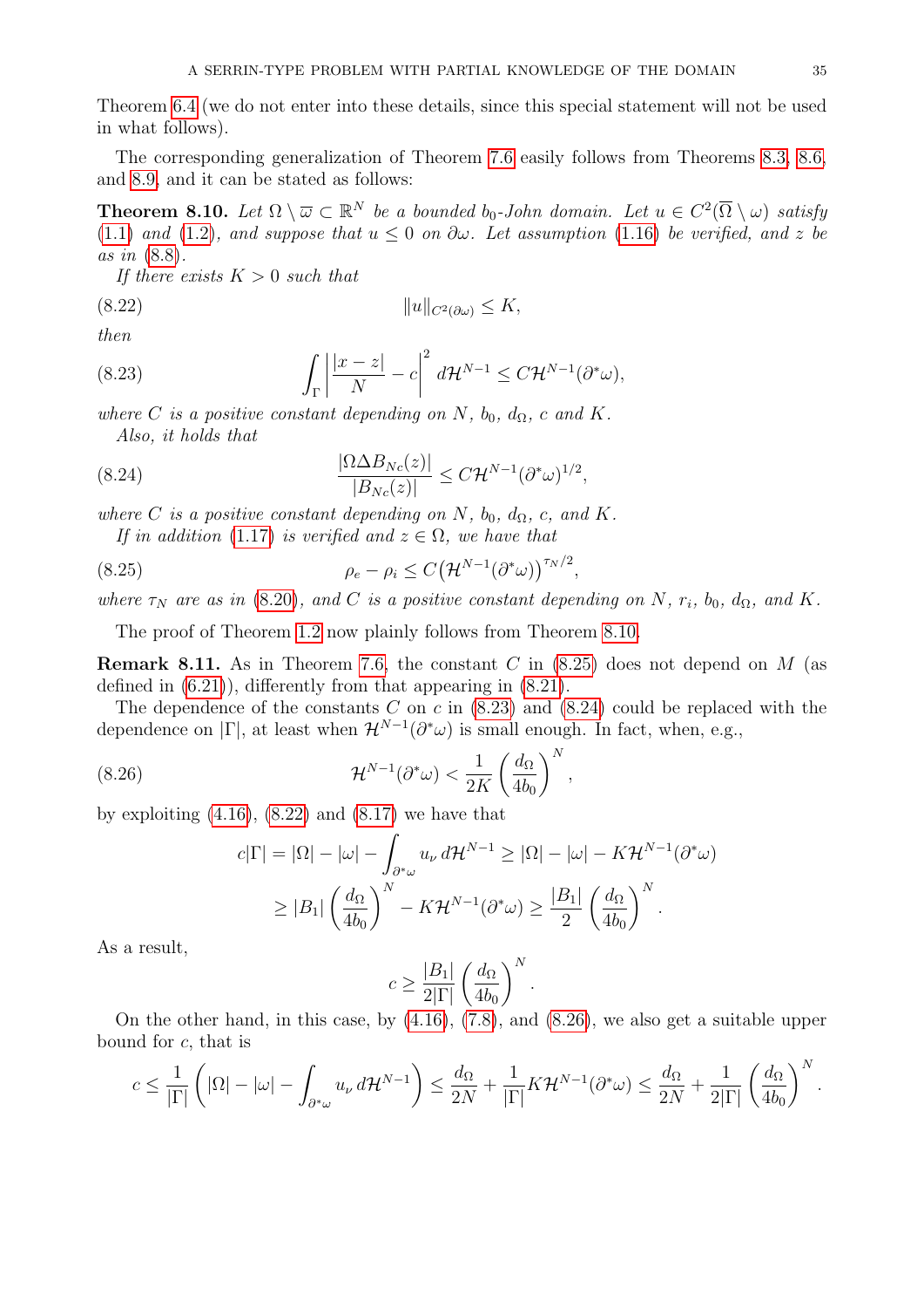Theorem 6.4 (we do not enter into these details, since this special statement will not be used in what follows).

The corresponding generalization of Theorem 7.6 easily follows from Theorems 8.3, 8.6, and 8.9, and it can be stated as follows:

**Theorem 8.10.** *Let $\Omega \setminus \overline{\omega} \subset \mathbb{R}^N$ be a bounded $b_0$-John domain. Let $u \in C^2(\overline{\Omega} \setminus \omega)$ satisfy (1.1) and (1.2), and suppose that $u \leq 0$ on $\partial\omega$. Let assumption (1.16) be verified, and $z$ be as in (8.8).*

*If there exists $K > 0$ such that*

$$\|u\|_{C^2(\partial\omega)} \leq K, \tag{8.22}$$

*then*

$$\int_\Gamma \left| \frac{|x-z|}{N} - c \right|^2 d\mathcal{H}^{N-1} \leq C \mathcal{H}^{N-1}(\partial^*\omega), \tag{8.23}$$

*where $C$ is a positive constant depending on $N$, $b_0$, $d_\Omega$, $c$ and $K$.*

*Also, it holds that*

$$\frac{|\Omega \Delta B_{Nc}(z)|}{|B_{Nc}(z)|} \leq C \mathcal{H}^{N-1}(\partial^*\omega)^{1/2}, \tag{8.24}$$

*where $C$ is a positive constant depending on $N$, $b_0$, $d_\Omega$, $c$, and $K$.*

*If in addition (1.17) is verified and $z \in \Omega$, we have that*

$$\rho_e - \rho_i \leq C \big(\mathcal{H}^{N-1}(\partial^*\omega)\big)^{\tau_N/2}, \tag{8.25}$$

*where $\tau_N$ are as in (8.20), and $C$ is a positive constant depending on $N$, $r_i$, $b_0$, $d_\Omega$, and $K$.*

The proof of Theorem 1.2 now plainly follows from Theorem 8.10.

**Remark 8.11.** As in Theorem 7.6, the constant $C$ in (8.25) does not depend on $M$ (as defined in (6.21)), differently from that appearing in (8.21).

The dependence of the constants $C$ on $c$ in (8.23) and (8.24) could be replaced with the dependence on $|\Gamma|$, at least when $\mathcal{H}^{N-1}(\partial^*\omega)$ is small enough. In fact, when, e.g.,

$$\mathcal{H}^{N-1}(\partial^*\omega) < \frac{1}{2K} \left( \frac{d_\Omega}{4b_0} \right)^N, \tag{8.26}$$

by exploiting (4.16), (8.22) and (8.17) we have that

$$\begin{aligned}
c|\Gamma| &= |\Omega| - |\omega| - \int_{\partial^*\omega} u_\nu \, d\mathcal{H}^{N-1} \geq |\Omega| - |\omega| - K\mathcal{H}^{N-1}(\partial^*\omega) \\
&\geq |B_1| \left( \frac{d_\Omega}{4b_0} \right)^N - K\mathcal{H}^{N-1}(\partial^*\omega) \geq \frac{|B_1|}{2} \left( \frac{d_\Omega}{4b_0} \right)^N .
\end{aligned}$$

As a result,

$$c \geq \frac{|B_1|}{2|\Gamma|} \left( \frac{d_\Omega}{4b_0} \right)^N .$$

On the other hand, in this case, by (4.16), (7.8), and (8.26), we also get a suitable upper bound for $c$, that is

$$c \leq \frac{1}{|\Gamma|} \left( |\Omega| - |\omega| - \int_{\partial^*\omega} u_\nu \, d\mathcal{H}^{N-1} \right) \leq \frac{d_\Omega}{2N} + \frac{1}{|\Gamma|} K\mathcal{H}^{N-1}(\partial^*\omega) \leq \frac{d_\Omega}{2N} + \frac{1}{2|\Gamma|} \left( \frac{d_\Omega}{4b_0} \right)^N .$$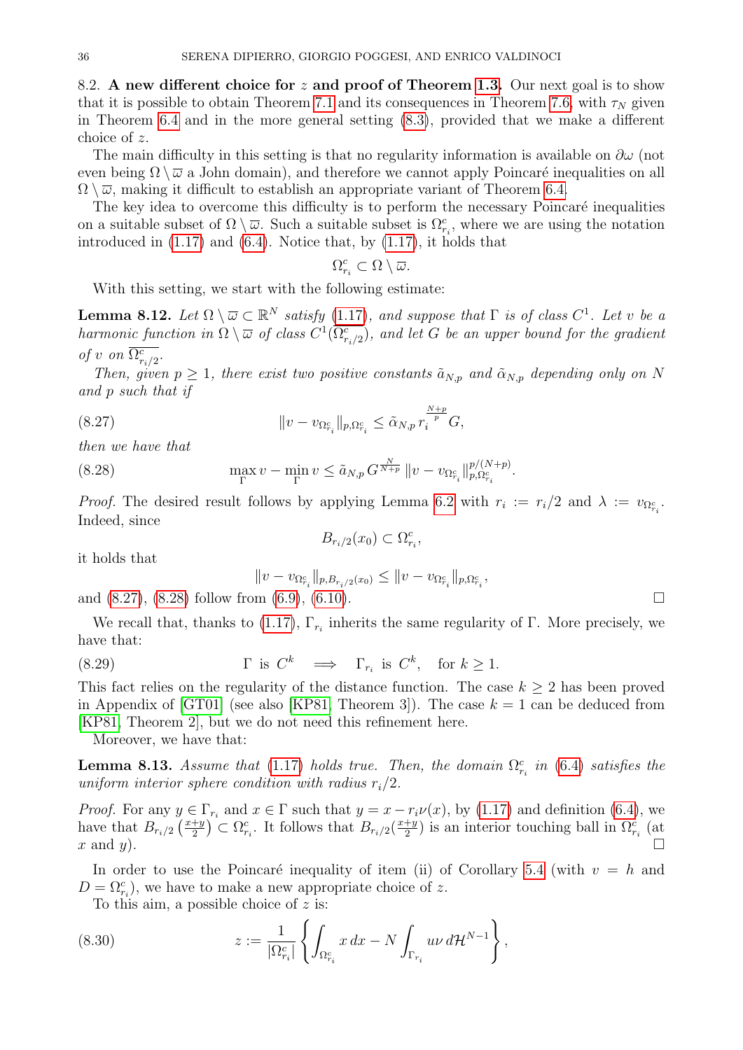### 8.2. **A new different choice for $z$ and proof of Theorem 1.3.**

Our next goal is to show that it is possible to obtain Theorem 7.1 and its consequences in Theorem 7.6, with $\tau_N$ given in Theorem 6.4 and in the more general setting (8.3), provided that we make a different choice of $z$.

The main difficulty in this setting is that no regularity information is available on $\partial\omega$ (not even being $\Omega\setminus\overline{\varpi}$ a John domain), and therefore we cannot apply Poincaré inequalities on all $\Omega\setminus\overline{\varpi}$, making it difficult to establish an appropriate variant of Theorem 6.4.

The key idea to overcome this difficulty is to perform the necessary Poincaré inequalities on a suitable subset of $\Omega\setminus\overline{\varpi}$. Such a suitable subset is $\Omega^c_{r_i}$, where we are using the notation introduced in (1.17) and (6.4). Notice that, by (1.17), it holds that

$$\Omega^c_{r_i}\subset\Omega\setminus\overline{\varpi}.$$

With this setting, we start with the following estimate:

**Lemma 8.12.** *Let $\Omega\setminus\overline{\varpi}\subset\mathbb{R}^N$ satisfy (1.17), and suppose that $\Gamma$ is of class $C^1$. Let $v$ be a harmonic function in $\Omega\setminus\overline{\varpi}$ of class $C^1(\Omega^c_{r_i/2})$, and let $G$ be an upper bound for the gradient of $v$ on $\overline{\Omega^c_{r_i/2}}$.*

*Then, given $p\geq 1$, there exist two positive constants $\tilde{a}_{N,p}$ and $\tilde{\alpha}_{N,p}$ depending only on $N$ and $p$ such that if*

$$\|v-v_{\Omega^c_{r_i}}\|_{p,\Omega^c_{r_i}}\leq\tilde{\alpha}_{N,p}\,r_i^{\frac{N+p}{p}}\,G, \tag{8.27}$$

*then we have that*

$$\max_{\Gamma}v-\min_{\Gamma}v\leq\tilde{a}_{N,p}\,G^{\frac{N}{N+p}}\,\|v-v_{\Omega^c_{r_i}}\|^{p/(N+p)}_{p,\Omega^c_{r_i}}. \tag{8.28}$$

*Proof.* The desired result follows by applying Lemma 6.2 with $r_i:=r_i/2$ and $\lambda:=v_{\Omega^c_{r_i}}$. Indeed, since

$$B_{r_i/2}(x_0)\subset\Omega^c_{r_i},$$

it holds that

$$\|v-v_{\Omega^c_{r_i}}\|_{p,B_{r_i/2}(x_0)}\leq\|v-v_{\Omega^c_{r_i}}\|_{p,\Omega^c_{r_i}},$$

and (8.27), (8.28) follow from (6.9), (6.10). □

We recall that, thanks to (1.17), $\Gamma_{r_i}$ inherits the same regularity of $\Gamma$. More precisely, we have that:

$$\Gamma\text{ is }C^k\quad\Longrightarrow\quad\Gamma_{r_i}\text{ is }C^k,\quad\text{for }k\geq 1. \tag{8.29}$$

This fact relies on the regularity of the distance function. The case $k\geq 2$ has been proved in Appendix of [GT01] (see also [KP81, Theorem 3]). The case $k=1$ can be deduced from [KP81, Theorem 2], but we do not need this refinement here.

Moreover, we have that:

**Lemma 8.13.** *Assume that (1.17) holds true. Then, the domain $\Omega^c_{r_i}$ in (6.4) satisfies the uniform interior sphere condition with radius $r_i/2$.*

*Proof.* For any $y\in\Gamma_{r_i}$ and $x\in\Gamma$ such that $y=x-r_i\nu(x)$, by (1.17) and definition (6.4), we have that $B_{r_i/2}\left(\frac{x+y}{2}\right)\subset\Omega^c_{r_i}$. It follows that $B_{r_i/2}(\frac{x+y}{2})$ is an interior touching ball in $\Omega^c_{r_i}$ (at $x$ and $y$). □

In order to use the Poincaré inequality of item (ii) of Corollary 5.4 (with $v=h$ and $D=\Omega^c_{r_i}$), we have to make a new appropriate choice of $z$.

To this aim, a possible choice of $z$ is:

$$z:=\frac{1}{|\Omega^c_{r_i}|}\left\{\int_{\Omega^c_{r_i}}x\,dx-N\int_{\Gamma_{r_i}}u\nu\,d\mathcal{H}^{N-1}\right\}, \tag{8.30}$$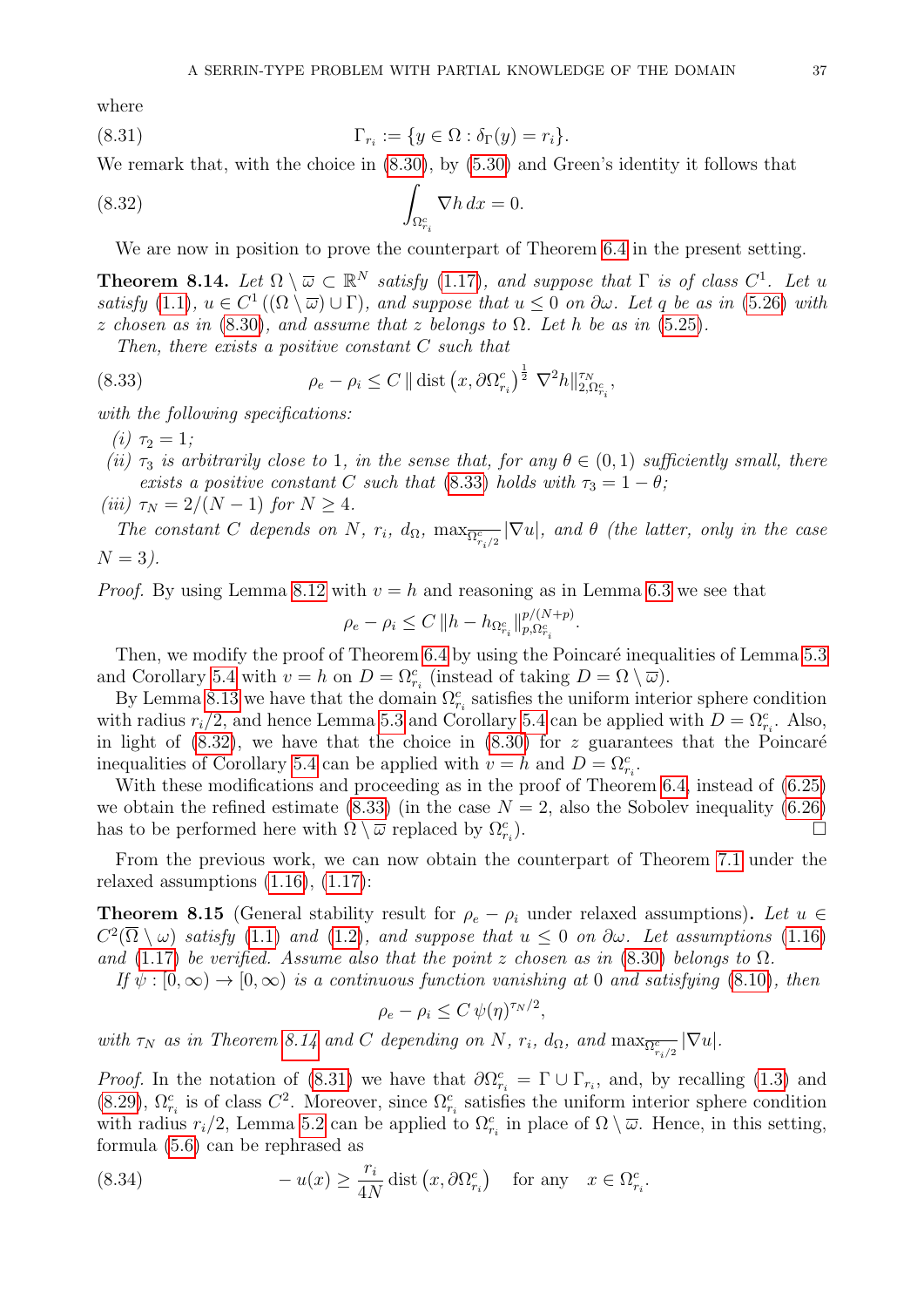where

$$\Gamma_{r_i} := \{y \in \Omega : \delta_\Gamma(y) = r_i\}. \tag{8.31}$$

We remark that, with the choice in (8.30), by (5.30) and Green's identity it follows that

$$\int_{\Omega^c_{r_i}} \nabla h \, dx = 0. \tag{8.32}$$

We are now in position to prove the counterpart of Theorem 6.4 in the present setting.

**Theorem 8.14.** *Let $\Omega \setminus \overline{\omega} \subset \mathbb{R}^N$ satisfy (1.17), and suppose that $\Gamma$ is of class $C^1$. Let $u$ satisfy (1.1), $u \in C^1((\Omega \setminus \overline{\omega}) \cup \Gamma)$, and suppose that $u \le 0$ on $\partial\omega$. Let $q$ be as in (5.26) with $z$ chosen as in (8.30), and assume that $z$ belongs to $\Omega$. Let $h$ be as in (5.25).*

*Then, there exists a positive constant $C$ such that*

$$\rho_e - \rho_i \le C \, \| \operatorname{dist}\left(x, \partial\Omega^c_{r_i}\right)^{\frac{1}{2}} \, \nabla^2 h \|^{\tau_N}_{2, \Omega^c_{r_i}}, \tag{8.33}$$

*with the following specifications:*

*(i) $\tau_2 = 1$;*

*(ii) $\tau_3$ is arbitrarily close to 1, in the sense that, for any $\theta \in (0,1)$ sufficiently small, there exists a positive constant $C$ such that (8.33) holds with $\tau_3 = 1 - \theta$;*

*(iii) $\tau_N = 2/(N-1)$ for $N \ge 4$.*

*The constant $C$ depends on $N$, $r_i$, $d_\Omega$, $\max_{\overline{\Omega^c_{r_i/2}}} |\nabla u|$, and $\theta$ (the latter, only in the case $N = 3$).*

*Proof.* By using Lemma 8.12 with $v = h$ and reasoning as in Lemma 6.3 we see that

$$\rho_e - \rho_i \le C \, \|h - h_{\Omega^c_{r_i}}\|^{p/(N+p)}_{p, \Omega^c_{r_i}}.$$

Then, we modify the proof of Theorem 6.4 by using the Poincaré inequalities of Lemma 5.3 and Corollary 5.4 with $v = h$ on $D = \Omega^c_{r_i}$ (instead of taking $D = \Omega \setminus \overline{\omega}$).

By Lemma 8.13 we have that the domain $\Omega^c_{r_i}$ satisfies the uniform interior sphere condition with radius $r_i/2$, and hence Lemma 5.3 and Corollary 5.4 can be applied with $D = \Omega^c_{r_i}$. Also, in light of (8.32), we have that the choice in (8.30) for $z$ guarantees that the Poincaré inequalities of Corollary 5.4 can be applied with $v = h$ and $D = \Omega^c_{r_i}$.

With these modifications and proceeding as in the proof of Theorem 6.4, instead of (6.25) we obtain the refined estimate (8.33) (in the case $N = 2$, also the Sobolev inequality (6.26) has to be performed here with $\Omega \setminus \overline{\omega}$ replaced by $\Omega^c_{r_i}$). $\square$

From the previous work, we can now obtain the counterpart of Theorem 7.1 under the relaxed assumptions (1.16), (1.17):

**Theorem 8.15** (General stability result for $\rho_e - \rho_i$ under relaxed assumptions)**.** *Let $u \in C^2(\overline{\Omega} \setminus \omega)$ satisfy (1.1) and (1.2), and suppose that $u \le 0$ on $\partial\omega$. Let assumptions (1.16) and (1.17) be verified. Assume also that the point $z$ chosen as in (8.30) belongs to $\Omega$.*

*If $\psi : [0, \infty) \to [0, \infty)$ is a continuous function vanishing at 0 and satisfying (8.10), then*

$$\rho_e - \rho_i \le C \, \psi(\eta)^{\tau_N/2},$$

*with $\tau_N$ as in Theorem 8.14 and $C$ depending on $N$, $r_i$, $d_\Omega$, and $\max_{\overline{\Omega^c_{r_i/2}}} |\nabla u|$.*

*Proof.* In the notation of (8.31) we have that $\partial\Omega^c_{r_i} = \Gamma \cup \Gamma_{r_i}$, and, by recalling (1.3) and (8.29), $\Omega^c_{r_i}$ is of class $C^2$. Moreover, since $\Omega^c_{r_i}$ satisfies the uniform interior sphere condition with radius $r_i/2$, Lemma 5.2 can be applied to $\Omega^c_{r_i}$ in place of $\Omega \setminus \overline{\omega}$. Hence, in this setting, formula (5.6) can be rephrased as

$$-u(x) \ge \frac{r_i}{4N} \operatorname{dist}\left(x, \partial\Omega^c_{r_i}\right) \quad \text{for any} \quad x \in \Omega^c_{r_i}. \tag{8.34}$$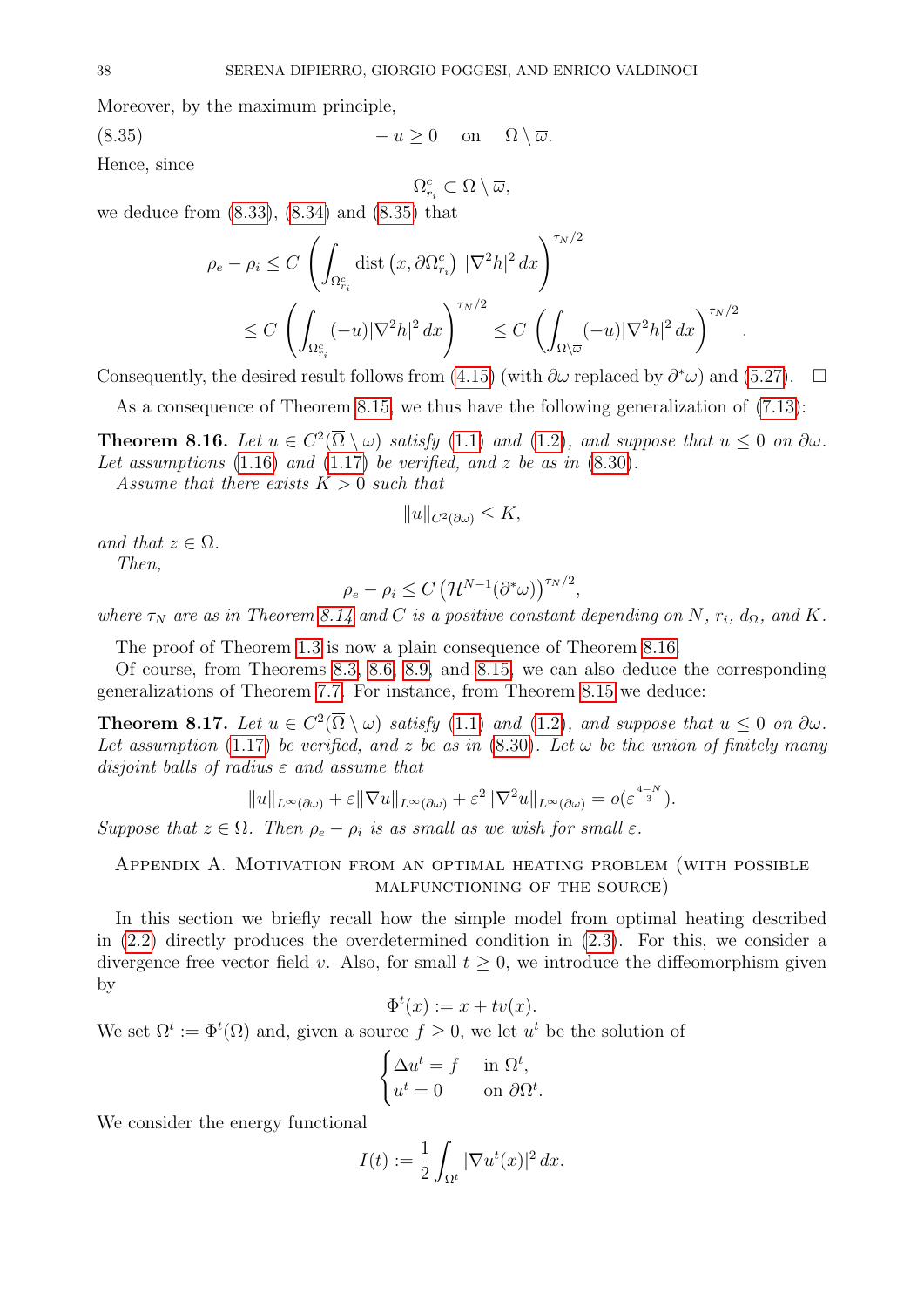Moreover, by the maximum principle,

$$-u \geq 0 \quad \text{on} \quad \Omega \setminus \overline{\omega}. \tag{8.35}$$

Hence, since

$$\Omega^c_{r_i} \subset \Omega \setminus \overline{\omega},$$

we deduce from (8.33), (8.34) and (8.35) that

$$\begin{aligned}
\rho_e - \rho_i &\leq C \left( \int_{\Omega^c_{r_i}} \operatorname{dist}\left(x, \partial\Omega^c_{r_i}\right) \, |\nabla^2 h|^2 \, dx \right)^{\tau_N/2} \\
&\leq C \left( \int_{\Omega^c_{r_i}} (-u) |\nabla^2 h|^2 \, dx \right)^{\tau_N/2} \leq C \left( \int_{\Omega \setminus \overline{\omega}} (-u) |\nabla^2 h|^2 \, dx \right)^{\tau_N/2}.
\end{aligned}$$

Consequently, the desired result follows from (4.15) (with $\partial\omega$ replaced by $\partial^*\omega$) and (5.27). $\square$

As a consequence of Theorem 8.15, we thus have the following generalization of (7.13):

**Theorem 8.16.** *Let $u \in C^2(\overline{\Omega} \setminus \omega)$ satisfy (1.1) and (1.2), and suppose that $u \leq 0$ on $\partial\omega$. Let assumptions (1.16) and (1.17) be verified, and $z$ be as in (8.30).*

*Assume that there exists $K > 0$ such that*

$$\|u\|_{C^2(\partial\omega)} \leq K,$$

*and that $z \in \Omega$.*

*Then,*

$$\rho_e - \rho_i \leq C \left(\mathcal{H}^{N-1}(\partial^*\omega)\right)^{\tau_N/2},$$

*where $\tau_N$ are as in Theorem 8.14 and $C$ is a positive constant depending on $N$, $r_i$, $d_\Omega$, and $K$.*

The proof of Theorem 1.3 is now a plain consequence of Theorem 8.16.

Of course, from Theorems 8.3, 8.6, 8.9, and 8.15, we can also deduce the corresponding generalizations of Theorem 7.7. For instance, from Theorem 8.15 we deduce:

**Theorem 8.17.** *Let $u \in C^2(\overline{\Omega} \setminus \omega)$ satisfy (1.1) and (1.2), and suppose that $u \leq 0$ on $\partial\omega$. Let assumption (1.17) be verified, and $z$ be as in (8.30). Let $\omega$ be the union of finitely many disjoint balls of radius $\varepsilon$ and assume that*

$$\|u\|_{L^\infty(\partial\omega)} + \varepsilon \|\nabla u\|_{L^\infty(\partial\omega)} + \varepsilon^2 \|\nabla^2 u\|_{L^\infty(\partial\omega)} = o(\varepsilon^{\frac{4-N}{3}}).$$

*Suppose that $z \in \Omega$. Then $\rho_e - \rho_i$ is as small as we wish for small $\varepsilon$.*

## Appendix A. Motivation from an optimal heating problem (with possible malfunctioning of the source)

In this section we briefly recall how the simple model from optimal heating described in (2.2) directly produces the overdetermined condition in (2.3). For this, we consider a divergence free vector field $v$. Also, for small $t \geq 0$, we introduce the diffeomorphism given by

$$\Phi^t(x) := x + tv(x).$$

We set $\Omega^t := \Phi^t(\Omega)$ and, given a source $f \geq 0$, we let $u^t$ be the solution of

$$\begin{cases} \Delta u^t = f & \text{in } \Omega^t, \\ u^t = 0 & \text{on } \partial\Omega^t. \end{cases}$$

We consider the energy functional

$$I(t) := \frac{1}{2} \int_{\Omega^t} |\nabla u^t(x)|^2 \, dx.$$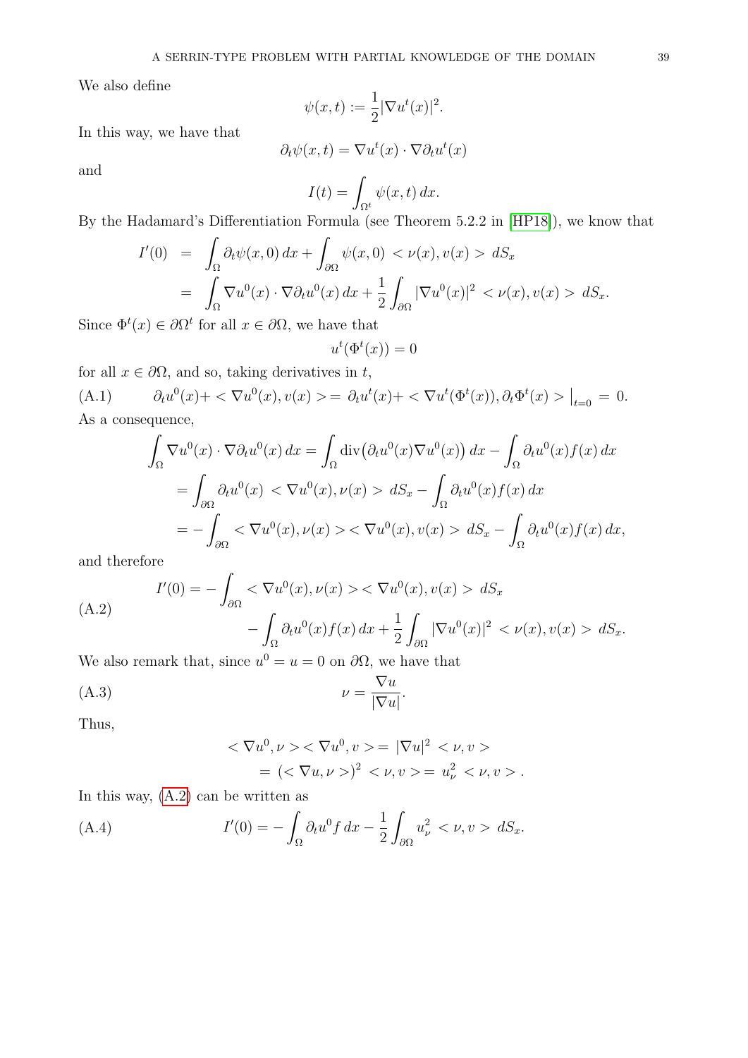We also define

$$\psi(x,t) := \frac{1}{2}|\nabla u^t(x)|^2.$$

In this way, we have that

$$\partial_t \psi(x,t) = \nabla u^t(x) \cdot \nabla \partial_t u^t(x)$$

and

$$I(t) = \int_{\Omega^t} \psi(x,t)\, dx.$$

By the Hadamard's Differentiation Formula (see Theorem 5.2.2 in [HP18]), we know that

$$\begin{aligned}
I'(0) &= \int_\Omega \partial_t \psi(x,0)\, dx + \int_{\partial\Omega} \psi(x,0) < \nu(x), v(x) > dS_x \\
&= \int_\Omega \nabla u^0(x) \cdot \nabla \partial_t u^0(x)\, dx + \frac{1}{2}\int_{\partial\Omega} |\nabla u^0(x)|^2 < \nu(x), v(x) > dS_x.
\end{aligned}$$

Since $\Phi^t(x) \in \partial\Omega^t$ for all $x \in \partial\Omega$, we have that

$$u^t(\Phi^t(x)) = 0$$

for all $x \in \partial\Omega$, and so, taking derivatives in $t$,

$$\partial_t u^0(x) + < \nabla u^0(x), v(x) > = \partial_t u^t(x) + < \nabla u^t(\Phi^t(x)), \partial_t \Phi^t(x) > \big|_{t=0} = 0. \tag{A.1}$$

As a consequence,

$$\begin{aligned}
\int_\Omega \nabla u^0(x) \cdot \nabla \partial_t u^0(x)\, dx &= \int_\Omega \operatorname{div}\big(\partial_t u^0(x) \nabla u^0(x)\big)\, dx - \int_\Omega \partial_t u^0(x) f(x)\, dx \\
&= \int_{\partial\Omega} \partial_t u^0(x) < \nabla u^0(x), \nu(x) > dS_x - \int_\Omega \partial_t u^0(x) f(x)\, dx \\
&= -\int_{\partial\Omega} < \nabla u^0(x), \nu(x) >< \nabla u^0(x), v(x) > dS_x - \int_\Omega \partial_t u^0(x) f(x)\, dx,
\end{aligned}$$

and therefore

$$\begin{aligned}
I'(0) = &-\int_{\partial\Omega} < \nabla u^0(x), \nu(x) >< \nabla u^0(x), v(x) > dS_x \\
&- \int_\Omega \partial_t u^0(x) f(x)\, dx + \frac{1}{2}\int_{\partial\Omega} |\nabla u^0(x)|^2 < \nu(x), v(x) > dS_x.
\end{aligned} \tag{A.2}$$

We also remark that, since $u^0 = u = 0$ on $\partial\Omega$, we have that

$$\nu = \frac{\nabla u}{|\nabla u|}. \tag{A.3}$$

Thus,

$$\begin{aligned}
< \nabla u^0, \nu >< \nabla u^0, v > &= |\nabla u|^2 < \nu, v > \\
&= (< \nabla u, \nu >)^2 < \nu, v > = u_\nu^2 < \nu, v > .
\end{aligned}$$

In this way, (A.2) can be written as

$$I'(0) = -\int_\Omega \partial_t u^0 f\, dx - \frac{1}{2}\int_{\partial\Omega} u_\nu^2 < \nu, v > dS_x. \tag{A.4}$$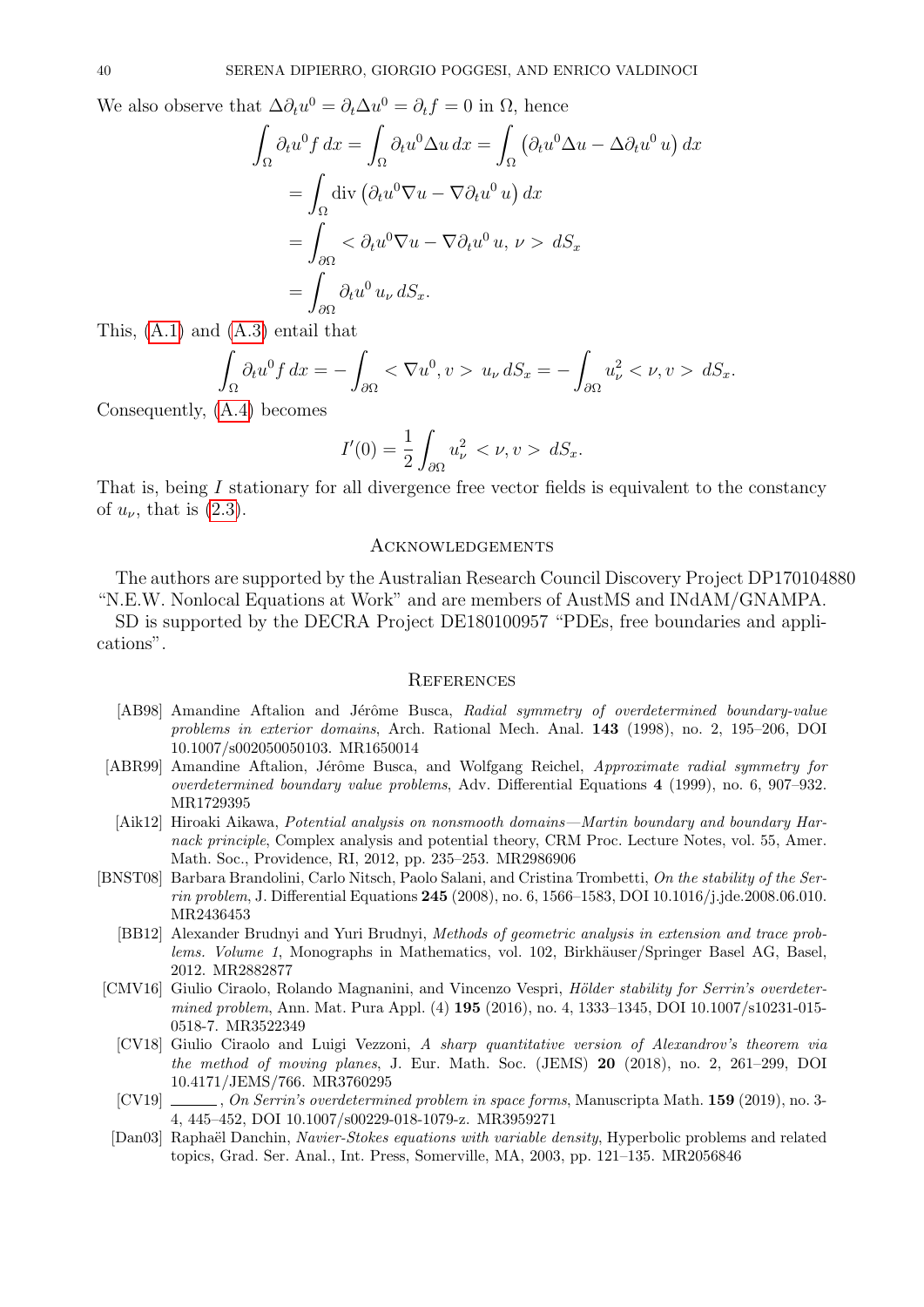We also observe that $\Delta \partial_t u^0 = \partial_t \Delta u^0 = \partial_t f = 0$ in $\Omega$, hence

$$
\begin{aligned}
\int_\Omega \partial_t u^0 f \, dx &= \int_\Omega \partial_t u^0 \Delta u \, dx = \int_\Omega \left( \partial_t u^0 \Delta u - \Delta \partial_t u^0 \, u \right) dx \\
&= \int_\Omega \operatorname{div} \left( \partial_t u^0 \nabla u - \nabla \partial_t u^0 \, u \right) dx \\
&= \int_{\partial\Omega} < \partial_t u^0 \nabla u - \nabla \partial_t u^0 \, u, \, \nu > \, dS_x \\
&= \int_{\partial\Omega} \partial_t u^0 \, u_\nu \, dS_x.
\end{aligned}
$$

This, (A.1) and (A.3) entail that

$$
\int_\Omega \partial_t u^0 f \, dx = - \int_{\partial\Omega} < \nabla u^0, v > \, u_\nu \, dS_x = - \int_{\partial\Omega} u_\nu^2 < \nu, v > \, dS_x.
$$

Consequently, (A.4) becomes

$$
I'(0) = \frac{1}{2} \int_{\partial\Omega} u_\nu^2 \, < \nu, v > \, dS_x.
$$

That is, being $I$ stationary for all divergence free vector fields is equivalent to the constancy of $u_\nu$, that is (2.3).

## Acknowledgements

The authors are supported by the Australian Research Council Discovery Project DP170104880 "N.E.W. Nonlocal Equations at Work" and are members of AustMS and INdAM/GNAMPA.

SD is supported by the DECRA Project DE180100957 "PDEs, free boundaries and applications".

## References

- [AB98] Amandine Aftalion and Jérôme Busca, *Radial symmetry of overdetermined boundary-value problems in exterior domains*, Arch. Rational Mech. Anal. **143** (1998), no. 2, 195–206, DOI 10.1007/s002050050103. MR1650014
- [ABR99] Amandine Aftalion, Jérôme Busca, and Wolfgang Reichel, *Approximate radial symmetry for overdetermined boundary value problems*, Adv. Differential Equations **4** (1999), no. 6, 907–932. MR1729395
- [Aik12] Hiroaki Aikawa, *Potential analysis on nonsmooth domains—Martin boundary and boundary Harnack principle*, Complex analysis and potential theory, CRM Proc. Lecture Notes, vol. 55, Amer. Math. Soc., Providence, RI, 2012, pp. 235–253. MR2986906
- [BNST08] Barbara Brandolini, Carlo Nitsch, Paolo Salani, and Cristina Trombetti, *On the stability of the Serrin problem*, J. Differential Equations **245** (2008), no. 6, 1566–1583, DOI 10.1016/j.jde.2008.06.010. MR2436453
- [BB12] Alexander Brudnyi and Yuri Brudnyi, *Methods of geometric analysis in extension and trace problems. Volume 1*, Monographs in Mathematics, vol. 102, Birkhäuser/Springer Basel AG, Basel, 2012. MR2882877
- [CMV16] Giulio Ciraolo, Rolando Magnanini, and Vincenzo Vespri, *Hölder stability for Serrin's overdetermined problem*, Ann. Mat. Pura Appl. (4) **195** (2016), no. 4, 1333–1345, DOI 10.1007/s10231-015-0518-7. MR3522349
- [CV18] Giulio Ciraolo and Luigi Vezzoni, *A sharp quantitative version of Alexandrov's theorem via the method of moving planes*, J. Eur. Math. Soc. (JEMS) **20** (2018), no. 2, 261–299, DOI 10.4171/JEMS/766. MR3760295
- [CV19] ______, *On Serrin's overdetermined problem in space forms*, Manuscripta Math. **159** (2019), no. 3-4, 445–452, DOI 10.1007/s00229-018-1079-z. MR3959271
- [Dan03] Raphaël Danchin, *Navier-Stokes equations with variable density*, Hyperbolic problems and related topics, Grad. Ser. Anal., Int. Press, Somerville, MA, 2003, pp. 121–135. MR2056846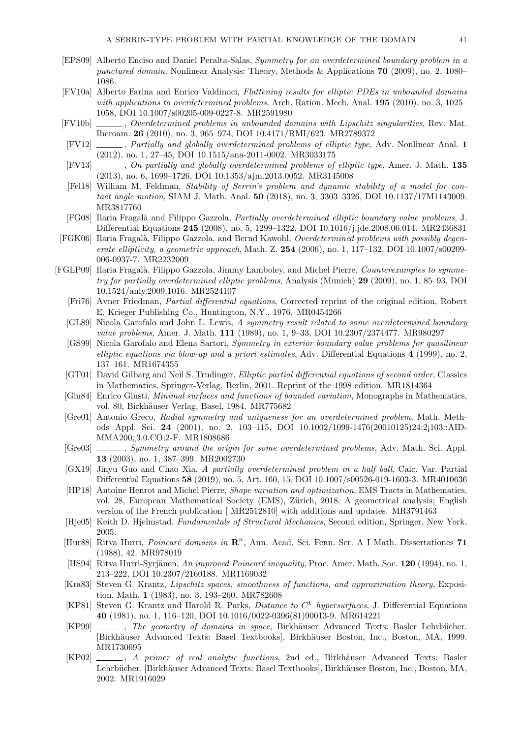[EPS09] Alberto Enciso and Daniel Peralta-Salas, *Symmetry for an overdetermined boundary problem in a punctured domain*, Nonlinear Analysis: Theory, Methods & Applications **70** (2009), no. 2, 1080–1086.

[FV10a] Alberto Farina and Enrico Valdinoci, *Flattening results for elliptic PDEs in unbounded domains with applications to overdetermined problems*, Arch. Ration. Mech. Anal. **195** (2010), no. 3, 1025–1058, DOI 10.1007/s00205-009-0227-8. MR2591980

[FV10b] ______, *Overdetermined problems in unbounded domains with Lipschitz singularities*, Rev. Mat. Iberoam. **26** (2010), no. 3, 965–974, DOI 10.4171/RMI/623. MR2789372

[FV12] ______, *Partially and globally overdetermined problems of elliptic type*, Adv. Nonlinear Anal. **1** (2012), no. 1, 27–45, DOI 10.1515/ana-2011-0002. MR3033175

[FV13] ______, *On partially and globally overdetermined problems of elliptic type*, Amer. J. Math. **135** (2013), no. 6, 1699–1726, DOI 10.1353/ajm.2013.0052. MR3145008

[Fel18] William M. Feldman, *Stability of Serrin's problem and dynamic stability of a model for contact angle motion*, SIAM J. Math. Anal. **50** (2018), no. 3, 3303–3326, DOI 10.1137/17M1143009. MR3817760

[FG08] Ilaria Fragalà and Filippo Gazzola, *Partially overdetermined elliptic boundary value problems*, J. Differential Equations **245** (2008), no. 5, 1299–1322, DOI 10.1016/j.jde.2008.06.014. MR2436831

[FGK06] Ilaria Fragalà, Filippo Gazzola, and Bernd Kawohl, *Overdetermined problems with possibly degenerate ellipticity, a geometric approach*, Math. Z. **254** (2006), no. 1, 117–132, DOI 10.1007/s00209-006-0937-7. MR2232009

[FGLP09] Ilaria Fragalà, Filippo Gazzola, Jimmy Lamboley, and Michel Pierre, *Counterexamples to symmetry for partially overdetermined elliptic problems*, Analysis (Munich) **29** (2009), no. 1, 85–93, DOI 10.1524/anly.2009.1016. MR2524107

[Fri76] Avner Friedman, *Partial differential equations*, Corrected reprint of the original edition, Robert E. Krieger Publishing Co., Huntington, N.Y., 1976. MR0454266

[GL89] Nicola Garofalo and John L. Lewis, *A symmetry result related to some overdetermined boundary value problems*, Amer. J. Math. **111** (1989), no. 1, 9–33, DOI 10.2307/2374477. MR980297

[GS99] Nicola Garofalo and Elena Sartori, *Symmetry in exterior boundary value problems for quasilinear elliptic equations via blow-up and a priori estimates*, Adv. Differential Equations **4** (1999), no. 2, 137–161. MR1674355

[GT01] David Gilbarg and Neil S. Trudinger, *Elliptic partial differential equations of second order*, Classics in Mathematics, Springer-Verlag, Berlin, 2001. Reprint of the 1998 edition. MR1814364

[Giu84] Enrico Giusti, *Minimal surfaces and functions of bounded variation*, Monographs in Mathematics, vol. 80, Birkhäuser Verlag, Basel, 1984. MR775682

[Gre01] Antonio Greco, *Radial symmetry and uniqueness for an overdetermined problem*, Math. Methods Appl. Sci. **24** (2001), no. 2, 103–115, DOI 10.1002/1099-1476(20010125)24:2¡103::AID-MMA200¿3.0.CO;2-F. MR1808686

[Gre03] ______, *Symmetry around the origin for some overdetermined problems*, Adv. Math. Sci. Appl. **13** (2003), no. 1, 387–399. MR2002730

[GX19] Jinyu Guo and Chao Xia, *A partially overdetermined problem in a half ball*, Calc. Var. Partial Differential Equations **58** (2019), no. 5, Art. 160, 15, DOI 10.1007/s00526-019-1603-3. MR4010636

[HP18] Antoine Henrot and Michel Pierre, *Shape variation and optimization*, EMS Tracts in Mathematics, vol. 28, European Mathematical Society (EMS), Zürich, 2018. A geometrical analysis; English version of the French publication [ MR2512810] with additions and updates. MR3791463

[Hje05] Keith D. Hjelmstad, *Fundamentals of Structural Mechanics*, Second edition, Springer, New York, 2005.

[Hur88] Ritva Hurri, *Poincaré domains in* $\mathbf{R}^n$, Ann. Acad. Sci. Fenn. Ser. A I Math. Dissertationes **71** (1988), 42. MR978019

[HS94] Ritva Hurri-Syrjänen, *An improved Poincaré inequality*, Proc. Amer. Math. Soc. **120** (1994), no. 1, 213–222, DOI 10.2307/2160188. MR1169032

[Kra83] Steven G. Krantz, *Lipschitz spaces, smoothness of functions, and approximation theory*, Exposition. Math. **1** (1983), no. 3, 193–260. MR782608

[KP81] Steven G. Krantz and Harold R. Parks, *Distance to* $C^k$ *hypersurfaces*, J. Differential Equations **40** (1981), no. 1, 116–120, DOI 10.1016/0022-0396(81)90013-9. MR614221

[KP99] ______, *The geometry of domains in space*, Birkhäuser Advanced Texts: Basler Lehrbücher. [Birkhäuser Advanced Texts: Basel Textbooks], Birkhäuser Boston, Inc., Boston, MA, 1999. MR1730695

[KP02] ______, *A primer of real analytic functions*, 2nd ed., Birkhäuser Advanced Texts: Basler Lehrbücher. [Birkhäuser Advanced Texts: Basel Textbooks], Birkhäuser Boston, Inc., Boston, MA, 2002. MR1916029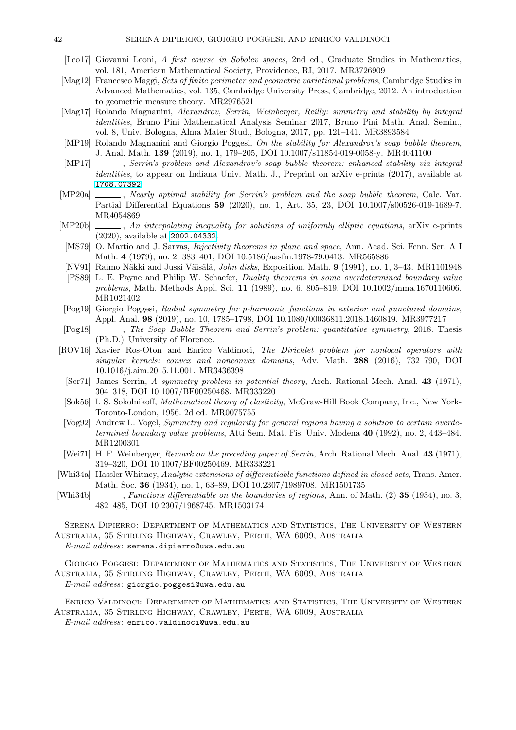[Leo17] Giovanni Leoni, *A first course in Sobolev spaces*, 2nd ed., Graduate Studies in Mathematics, vol. 181, American Mathematical Society, Providence, RI, 2017. MR3726909

[Mag12] Francesco Maggi, *Sets of finite perimeter and geometric variational problems*, Cambridge Studies in Advanced Mathematics, vol. 135, Cambridge University Press, Cambridge, 2012. An introduction to geometric measure theory. MR2976521

[Mag17] Rolando Magnanini, *Alexandrov, Serrin, Weinberger, Reilly: simmetry and stability by integral identities*, Bruno Pini Mathematical Analysis Seminar 2017, Bruno Pini Math. Anal. Semin., vol. 8, Univ. Bologna, Alma Mater Stud., Bologna, 2017, pp. 121–141. MR3893584

[MP19] Rolando Magnanini and Giorgio Poggesi, *On the stability for Alexandrov's soap bubble theorem*, J. Anal. Math. **139** (2019), no. 1, 179–205, DOI 10.1007/s11854-019-0058-y. MR4041100

[MP17] ______, *Serrin's problem and Alexandrov's soap bubble theorem: enhanced stability via integral identities*, to appear on Indiana Univ. Math. J., Preprint on arXiv e-prints (2017), available at 1708.07392.

[MP20a] ______, *Nearly optimal stability for Serrin's problem and the soap bubble theorem*, Calc. Var. Partial Differential Equations **59** (2020), no. 1, Art. 35, 23, DOI 10.1007/s00526-019-1689-7. MR4054869

[MP20b] ______, *An interpolating inequality for solutions of uniformly elliptic equations*, arXiv e-prints (2020), available at 2002.04332.

[MS79] O. Martio and J. Sarvas, *Injectivity theorems in plane and space*, Ann. Acad. Sci. Fenn. Ser. A I Math. **4** (1979), no. 2, 383–401, DOI 10.5186/aasfm.1978-79.0413. MR565886

[NV91] Raimo Näkki and Jussi Väisälä, *John disks*, Exposition. Math. **9** (1991), no. 1, 3–43. MR1101948

[PS89] L. E. Payne and Philip W. Schaefer, *Duality theorems in some overdetermined boundary value problems*, Math. Methods Appl. Sci. **11** (1989), no. 6, 805–819, DOI 10.1002/mma.1670110606. MR1021402

[Pog19] Giorgio Poggesi, *Radial symmetry for p-harmonic functions in exterior and punctured domains*, Appl. Anal. **98** (2019), no. 10, 1785–1798, DOI 10.1080/00036811.2018.1460819. MR3977217

[Pog18] ______, *The Soap Bubble Theorem and Serrin's problem: quantitative symmetry*, 2018. Thesis (Ph.D.)–University of Florence.

[ROV16] Xavier Ros-Oton and Enrico Valdinoci, *The Dirichlet problem for nonlocal operators with singular kernels: convex and nonconvex domains*, Adv. Math. **288** (2016), 732–790, DOI 10.1016/j.aim.2015.11.001. MR3436398

[Ser71] James Serrin, *A symmetry problem in potential theory*, Arch. Rational Mech. Anal. **43** (1971), 304–318, DOI 10.1007/BF00250468. MR333220

[Sok56] I. S. Sokolnikoff, *Mathematical theory of elasticity*, McGraw-Hill Book Company, Inc., New York-Toronto-London, 1956. 2d ed. MR0075755

[Vog92] Andrew L. Vogel, *Symmetry and regularity for general regions having a solution to certain overdetermined boundary value problems*, Atti Sem. Mat. Fis. Univ. Modena **40** (1992), no. 2, 443–484. MR1200301

[Wei71] H. F. Weinberger, *Remark on the preceding paper of Serrin*, Arch. Rational Mech. Anal. **43** (1971), 319–320, DOI 10.1007/BF00250469. MR333221

[Whi34a] Hassler Whitney, *Analytic extensions of differentiable functions defined in closed sets*, Trans. Amer. Math. Soc. **36** (1934), no. 1, 63–89, DOI 10.2307/1989708. MR1501735

[Whi34b] ______, *Functions differentiable on the boundaries of regions*, Ann. of Math. (2) **35** (1934), no. 3, 482–485, DOI 10.2307/1968745. MR1503174

Serena Dipierro: Department of Mathematics and Statistics, The University of Western Australia, 35 Stirling Highway, Crawley, Perth, WA 6009, Australia
*E-mail address*: serena.dipierro@uwa.edu.au

Giorgio Poggesi: Department of Mathematics and Statistics, The University of Western Australia, 35 Stirling Highway, Crawley, Perth, WA 6009, Australia
*E-mail address*: giorgio.poggesi@uwa.edu.au

Enrico Valdinoci: Department of Mathematics and Statistics, The University of Western Australia, 35 Stirling Highway, Crawley, Perth, WA 6009, Australia
*E-mail address*: enrico.valdinoci@uwa.edu.au